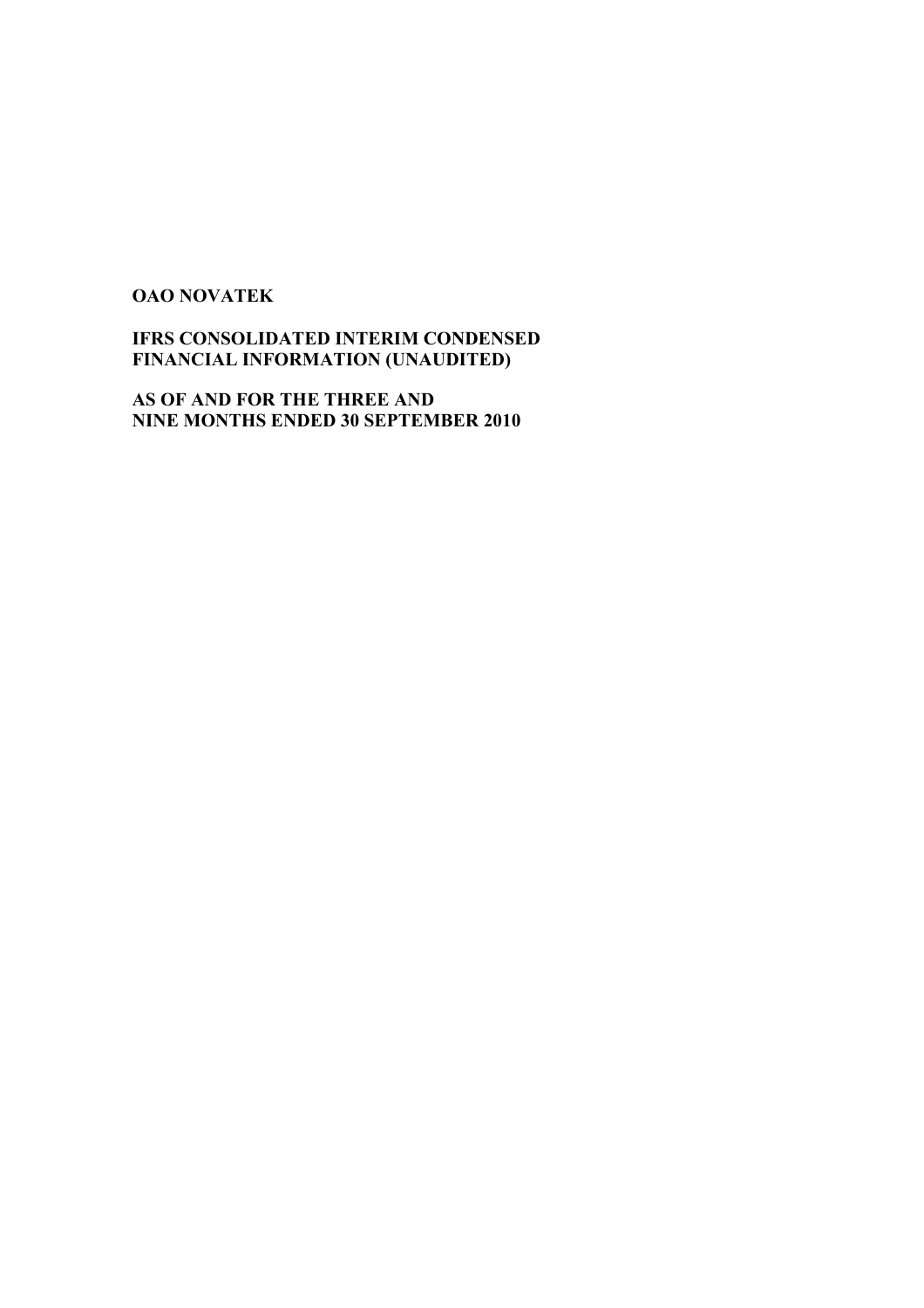**OAO NOVATEK**

**IFRS CONSOLIDATED INTERIM CONDENSED FINANCIAL INFORMATION (UNAUDITED)**

**AS OF AND FOR THE THREE AND NINE MONTHS ENDED 30 SEPTEMBER 2010**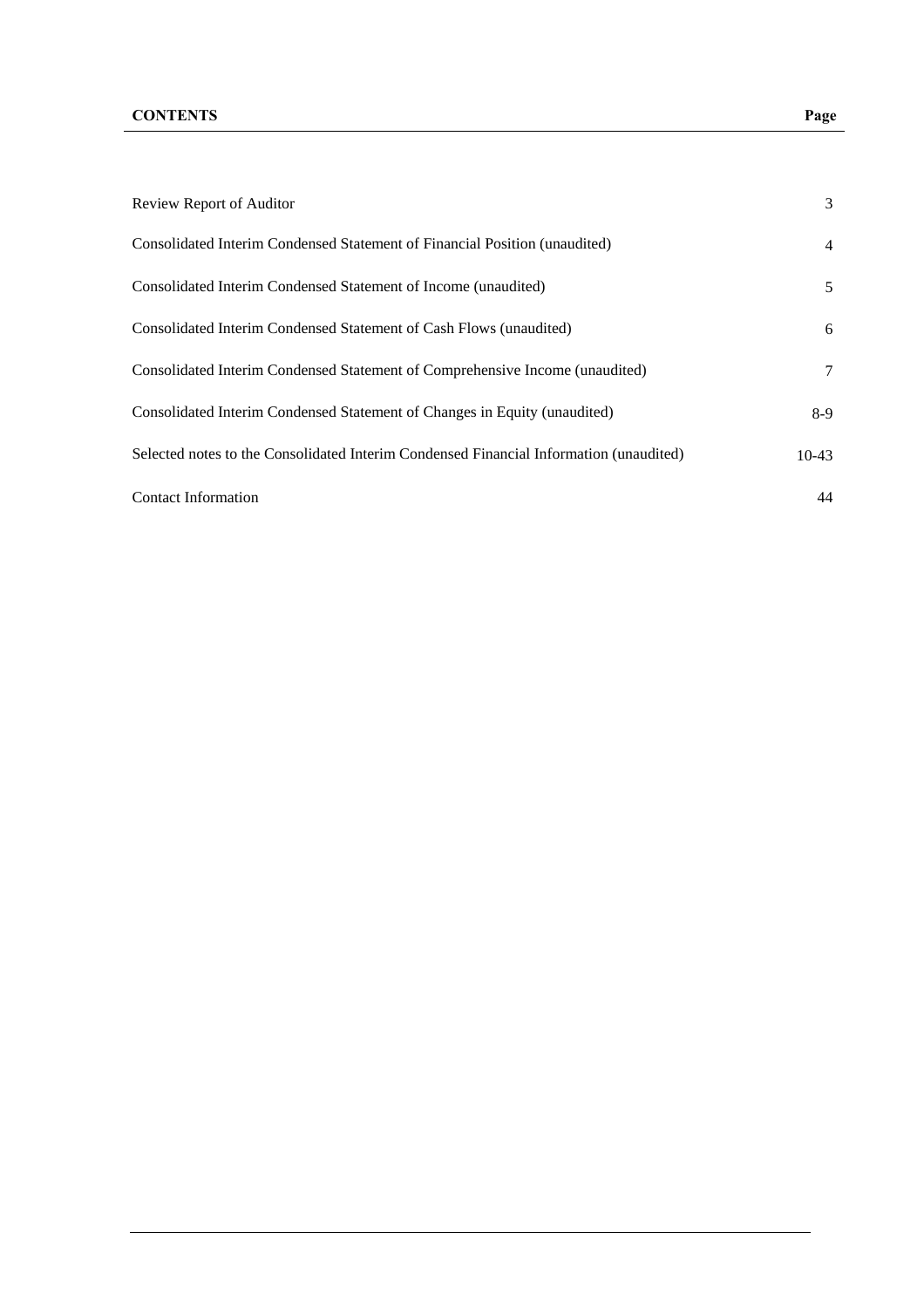| **CONTENTS** | **Page** |
| --- | --- |
| Review Report of Auditor | 3 |
| Consolidated Interim Condensed Statement of Financial Position (unaudited) | 4 |
| Consolidated Interim Condensed Statement of Income (unaudited) | 5 |
| Consolidated Interim Condensed Statement of Cash Flows (unaudited) | 6 |
| Consolidated Interim Condensed Statement of Comprehensive Income (unaudited) | 7 |
| Consolidated Interim Condensed Statement of Changes in Equity (unaudited) | 8-9 |
| Selected notes to the Consolidated Interim Condensed Financial Information (unaudited) | 10-43 |
| Contact Information | 44 |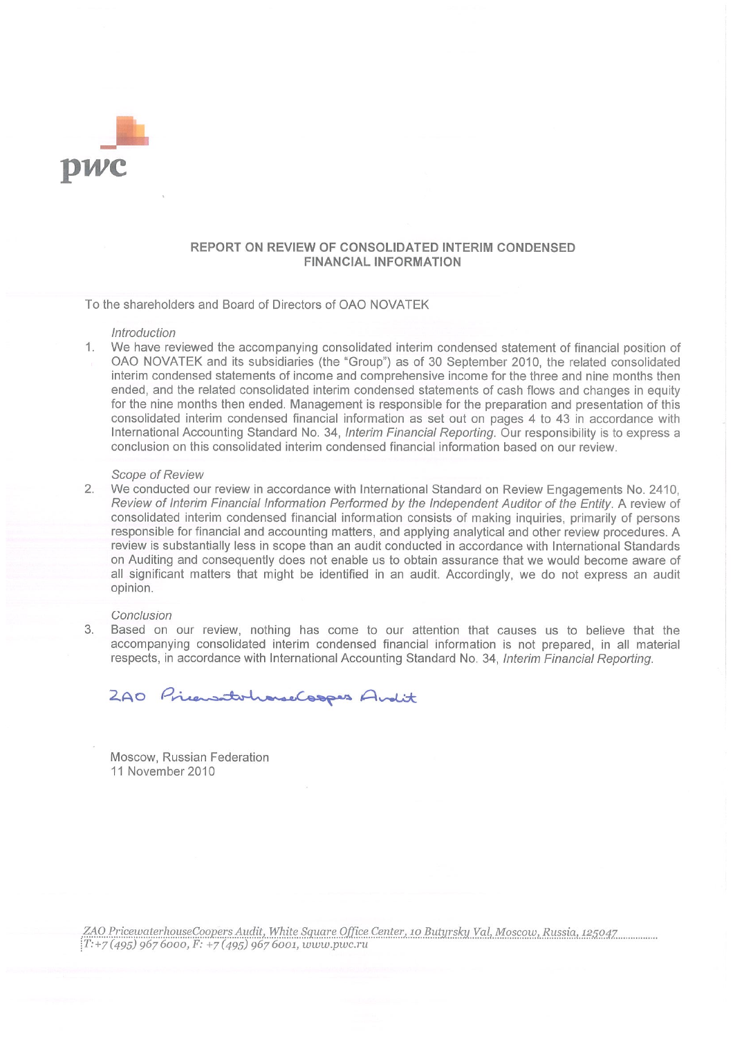pwc

## REPORT ON REVIEW OF CONSOLIDATED INTERIM CONDENSED FINANCIAL INFORMATION

To the shareholders and Board of Directors of OAO NOVATEK

*Introduction*

1. We have reviewed the accompanying consolidated interim condensed statement of financial position of OAO NOVATEK and its subsidiaries (the "Group") as of 30 September 2010, the related consolidated interim condensed statements of income and comprehensive income for the three and nine months then ended, and the related consolidated interim condensed statements of cash flows and changes in equity for the nine months then ended. Management is responsible for the preparation and presentation of this consolidated interim condensed financial information as set out on pages 4 to 43 in accordance with International Accounting Standard No. 34, *Interim Financial Reporting*. Our responsibility is to express a conclusion on this consolidated interim condensed financial information based on our review.

*Scope of Review*

2. We conducted our review in accordance with International Standard on Review Engagements No. 2410, *Review of Interim Financial Information Performed by the Independent Auditor of the Entity*. A review of consolidated interim condensed financial information consists of making inquiries, primarily of persons responsible for financial and accounting matters, and applying analytical and other review procedures. A review is substantially less in scope than an audit conducted in accordance with International Standards on Auditing and consequently does not enable us to obtain assurance that we would become aware of all significant matters that might be identified in an audit. Accordingly, we do not express an audit opinion.

*Conclusion*

3. Based on our review, nothing has come to our attention that causes us to believe that the accompanying consolidated interim condensed financial information is not prepared, in all material respects, in accordance with International Accounting Standard No. 34, *Interim Financial Reporting*.

ZAO PricewaterhouseCoopers Audit

Moscow, Russian Federation
11 November 2010

*ZAO PricewaterhouseCoopers Audit, White Square Office Center, 10 Butyrsky Val, Moscow, Russia, 125047*
*T: +7 (495) 967 6000, F: +7 (495) 967 6001, www.pwc.ru*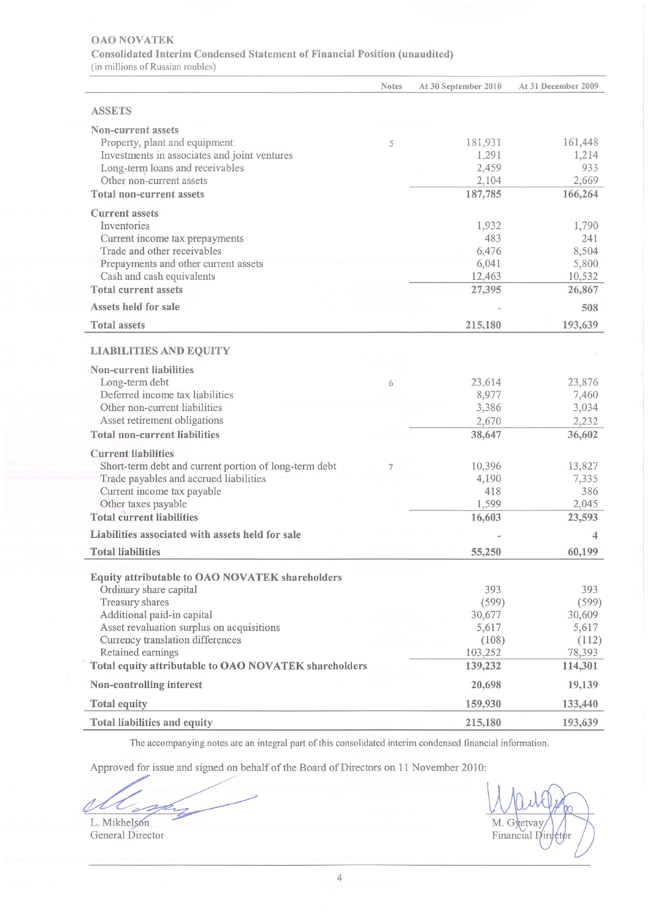**OAO NOVATEK**

**Consolidated Interim Condensed Statement of Financial Position (unaudited)**

(in millions of Russian roubles)

| | Notes | At 30 September 2010 | At 31 December 2009 |
|---|---|---|---|
| **ASSETS** | | | |
| **Non-current assets** | | | |
| Property, plant and equipment | 5 | 181,931 | 161,448 |
| Investments in associates and joint ventures | | 1,291 | 1,214 |
| Long-term loans and receivables | | 2,459 | 933 |
| Other non-current assets | | 2,104 | 2,669 |
| **Total non-current assets** | | **187,785** | **166,264** |
| **Current assets** | | | |
| Inventories | | 1,932 | 1,790 |
| Current income tax prepayments | | 483 | 241 |
| Trade and other receivables | | 6,476 | 8,504 |
| Prepayments and other current assets | | 6,041 | 5,800 |
| Cash and cash equivalents | | 12,463 | 10,532 |
| **Total current assets** | | **27,395** | **26,867** |
| **Assets held for sale** | | - | **508** |
| **Total assets** | | **215,180** | **193,639** |
| **LIABILITIES AND EQUITY** | | | |
| **Non-current liabilities** | | | |
| Long-term debt | 6 | 23,614 | 23,876 |
| Deferred income tax liabilities | | 8,977 | 7,460 |
| Other non-current liabilities | | 3,386 | 3,034 |
| Asset retirement obligations | | 2,670 | 2,232 |
| **Total non-current liabilities** | | **38,647** | **36,602** |
| **Current liabilities** | | | |
| Short-term debt and current portion of long-term debt | 7 | 10,396 | 13,827 |
| Trade payables and accrued liabilities | | 4,190 | 7,335 |
| Current income tax payable | | 418 | 386 |
| Other taxes payable | | 1,599 | 2,045 |
| **Total current liabilities** | | **16,603** | **23,593** |
| **Liabilities associated with assets held for sale** | | - | 4 |
| **Total liabilities** | | **55,250** | **60,199** |
| **Equity attributable to OAO NOVATEK shareholders** | | | |
| Ordinary share capital | | 393 | 393 |
| Treasury shares | | (599) | (599) |
| Additional paid-in capital | | 30,677 | 30,609 |
| Asset revaluation surplus on acquisitions | | 5,617 | 5,617 |
| Currency translation differences | | (108) | (112) |
| Retained earnings | | 103,252 | 78,393 |
| **Total equity attributable to OAO NOVATEK shareholders** | | **139,232** | **114,301** |
| **Non-controlling interest** | | **20,698** | **19,139** |
| **Total equity** | | **159,930** | **133,440** |
| **Total liabilities and equity** | | **215,180** | **193,639** |

The accompanying notes are an integral part of this consolidated interim condensed financial information.

Approved for issue and signed on behalf of the Board of Directors on 11 November 2010:

L. Mikhelson
General Director

M. Gyetvay
Financial Director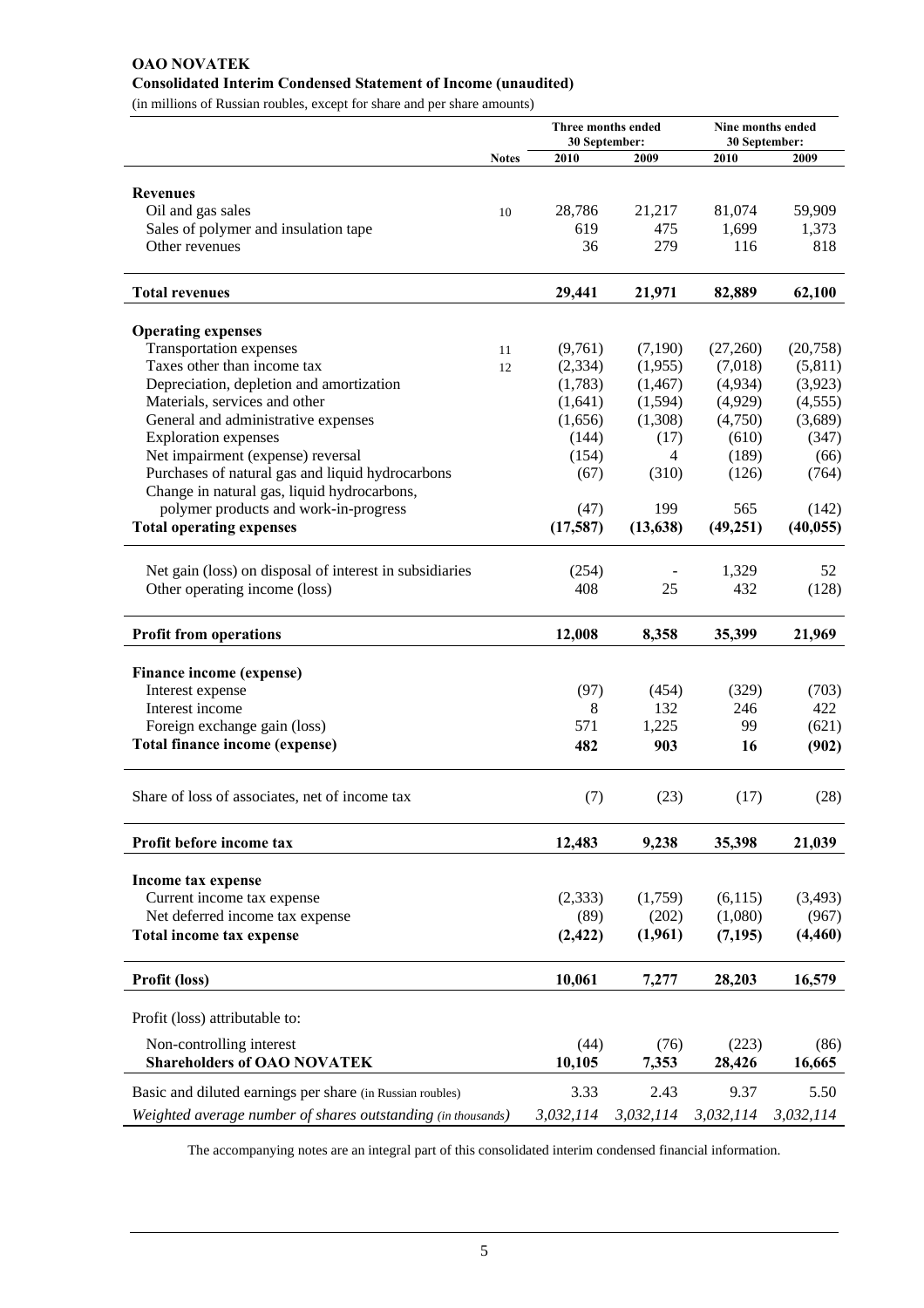**OAO NOVATEK**

**Consolidated Interim Condensed Statement of Income (unaudited)**

(in millions of Russian roubles, except for share and per share amounts)

| | Notes | Three months ended 30 September: 2010 | Three months ended 30 September: 2009 | Nine months ended 30 September: 2010 | Nine months ended 30 September: 2009 |
|---|---|---|---|---|---|
| **Revenues** | | | | | |
| Oil and gas sales | 10 | 28,786 | 21,217 | 81,074 | 59,909 |
| Sales of polymer and insulation tape | | 619 | 475 | 1,699 | 1,373 |
| Other revenues | | 36 | 279 | 116 | 818 |
| **Total revenues** | | **29,441** | **21,971** | **82,889** | **62,100** |
| **Operating expenses** | | | | | |
| Transportation expenses | 11 | (9,761) | (7,190) | (27,260) | (20,758) |
| Taxes other than income tax | 12 | (2,334) | (1,955) | (7,018) | (5,811) |
| Depreciation, depletion and amortization | | (1,783) | (1,467) | (4,934) | (3,923) |
| Materials, services and other | | (1,641) | (1,594) | (4,929) | (4,555) |
| General and administrative expenses | | (1,656) | (1,308) | (4,750) | (3,689) |
| Exploration expenses | | (144) | (17) | (610) | (347) |
| Net impairment (expense) reversal | | (154) | 4 | (189) | (66) |
| Purchases of natural gas and liquid hydrocarbons | | (67) | (310) | (126) | (764) |
| Change in natural gas, liquid hydrocarbons, polymer products and work-in-progress | | (47) | 199 | 565 | (142) |
| **Total operating expenses** | | **(17,587)** | **(13,638)** | **(49,251)** | **(40,055)** |
| Net gain (loss) on disposal of interest in subsidiaries | | (254) | - | 1,329 | 52 |
| Other operating income (loss) | | 408 | 25 | 432 | (128) |
| **Profit from operations** | | **12,008** | **8,358** | **35,399** | **21,969** |
| **Finance income (expense)** | | | | | |
| Interest expense | | (97) | (454) | (329) | (703) |
| Interest income | | 8 | 132 | 246 | 422 |
| Foreign exchange gain (loss) | | 571 | 1,225 | 99 | (621) |
| **Total finance income (expense)** | | **482** | **903** | **16** | **(902)** |
| Share of loss of associates, net of income tax | | (7) | (23) | (17) | (28) |
| **Profit before income tax** | | **12,483** | **9,238** | **35,398** | **21,039** |
| **Income tax expense** | | | | | |
| Current income tax expense | | (2,333) | (1,759) | (6,115) | (3,493) |
| Net deferred income tax expense | | (89) | (202) | (1,080) | (967) |
| **Total income tax expense** | | **(2,422)** | **(1,961)** | **(7,195)** | **(4,460)** |
| **Profit (loss)** | | **10,061** | **7,277** | **28,203** | **16,579** |
| Profit (loss) attributable to: | | | | | |
| Non-controlling interest | | (44) | (76) | (223) | (86) |
| **Shareholders of OAO NOVATEK** | | **10,105** | **7,353** | **28,426** | **16,665** |
| Basic and diluted earnings per share (in Russian roubles) | | 3.33 | 2.43 | 9.37 | 5.50 |
| *Weighted average number of shares outstanding (in thousands)* | | *3,032,114* | *3,032,114* | *3,032,114* | *3,032,114* |

The accompanying notes are an integral part of this consolidated interim condensed financial information.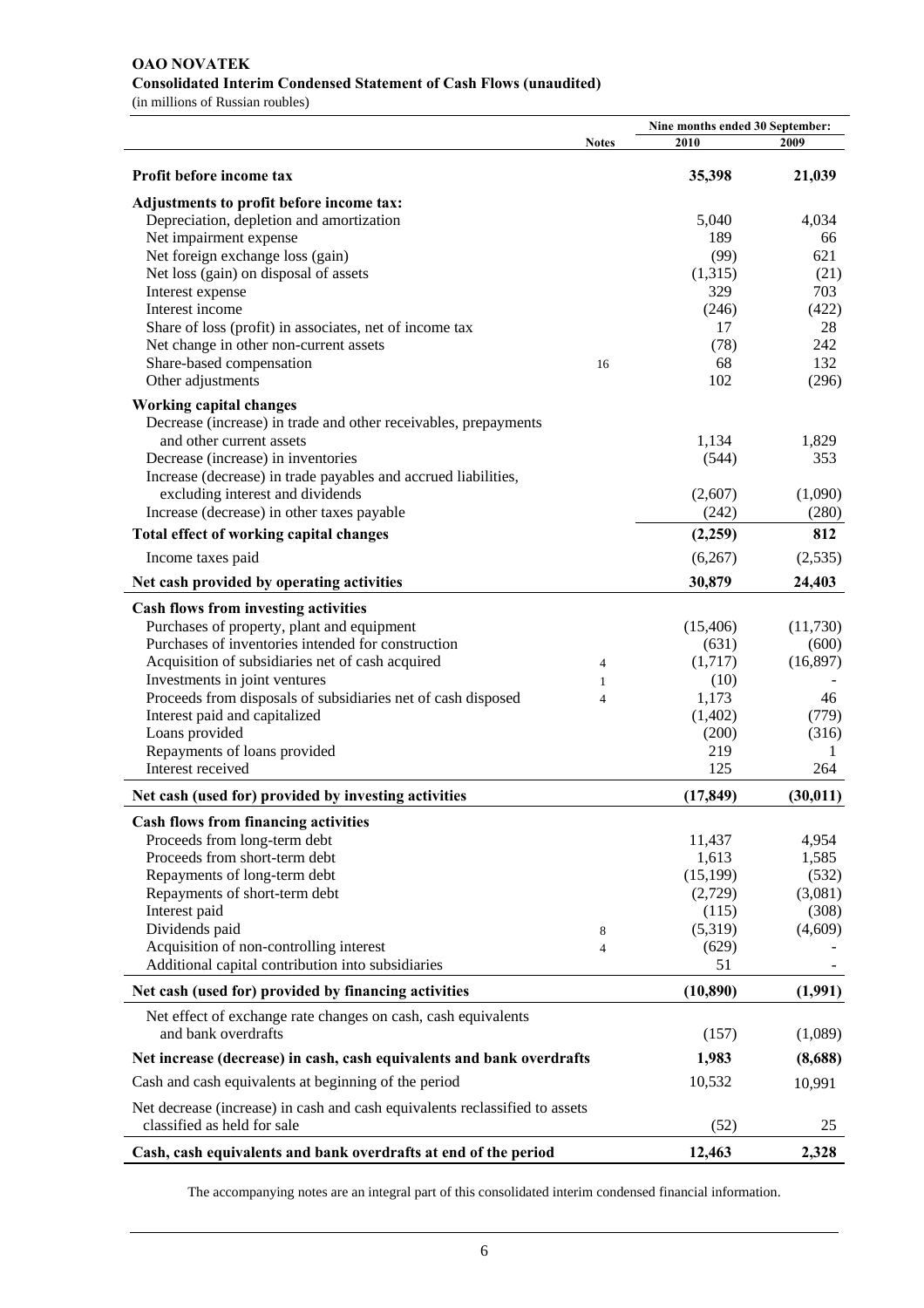**OAO NOVATEK**
**Consolidated Interim Condensed Statement of Cash Flows (unaudited)**
(in millions of Russian roubles)

| | Notes | Nine months ended 30 September: 2010 | 2009 |
|---|---|---|---|
| **Profit before income tax** | | **35,398** | **21,039** |
| **Adjustments to profit before income tax:** | | | |
| Depreciation, depletion and amortization | | 5,040 | 4,034 |
| Net impairment expense | | 189 | 66 |
| Net foreign exchange loss (gain) | | (99) | 621 |
| Net loss (gain) on disposal of assets | | (1,315) | (21) |
| Interest expense | | 329 | 703 |
| Interest income | | (246) | (422) |
| Share of loss (profit) in associates, net of income tax | | 17 | 28 |
| Net change in other non-current assets | | (78) | 242 |
| Share-based compensation | 16 | 68 | 132 |
| Other adjustments | | 102 | (296) |
| **Working capital changes** | | | |
| Decrease (increase) in trade and other receivables, prepayments and other current assets | | 1,134 | 1,829 |
| Decrease (increase) in inventories | | (544) | 353 |
| Increase (decrease) in trade payables and accrued liabilities, excluding interest and dividends | | (2,607) | (1,090) |
| Increase (decrease) in other taxes payable | | (242) | (280) |
| **Total effect of working capital changes** | | **(2,259)** | **812** |
| Income taxes paid | | (6,267) | (2,535) |
| **Net cash provided by operating activities** | | **30,879** | **24,403** |
| **Cash flows from investing activities** | | | |
| Purchases of property, plant and equipment | | (15,406) | (11,730) |
| Purchases of inventories intended for construction | | (631) | (600) |
| Acquisition of subsidiaries net of cash acquired | 4 | (1,717) | (16,897) |
| Investments in joint ventures | 1 | (10) | - |
| Proceeds from disposals of subsidiaries net of cash disposed | 4 | 1,173 | 46 |
| Interest paid and capitalized | | (1,402) | (779) |
| Loans provided | | (200) | (316) |
| Repayments of loans provided | | 219 | 1 |
| Interest received | | 125 | 264 |
| **Net cash (used for) provided by investing activities** | | **(17,849)** | **(30,011)** |
| **Cash flows from financing activities** | | | |
| Proceeds from long-term debt | | 11,437 | 4,954 |
| Proceeds from short-term debt | | 1,613 | 1,585 |
| Repayments of long-term debt | | (15,199) | (532) |
| Repayments of short-term debt | | (2,729) | (3,081) |
| Interest paid | | (115) | (308) |
| Dividends paid | 8 | (5,319) | (4,609) |
| Acquisition of non-controlling interest | 4 | (629) | - |
| Additional capital contribution into subsidiaries | | 51 | - |
| **Net cash (used for) provided by financing activities** | | **(10,890)** | **(1,991)** |
| Net effect of exchange rate changes on cash, cash equivalents and bank overdrafts | | (157) | (1,089) |
| **Net increase (decrease) in cash, cash equivalents and bank overdrafts** | | **1,983** | **(8,688)** |
| Cash and cash equivalents at beginning of the period | | 10,532 | 10,991 |
| Net decrease (increase) in cash and cash equivalents reclassified to assets classified as held for sale | | (52) | 25 |
| **Cash, cash equivalents and bank overdrafts at end of the period** | | **12,463** | **2,328** |

The accompanying notes are an integral part of this consolidated interim condensed financial information.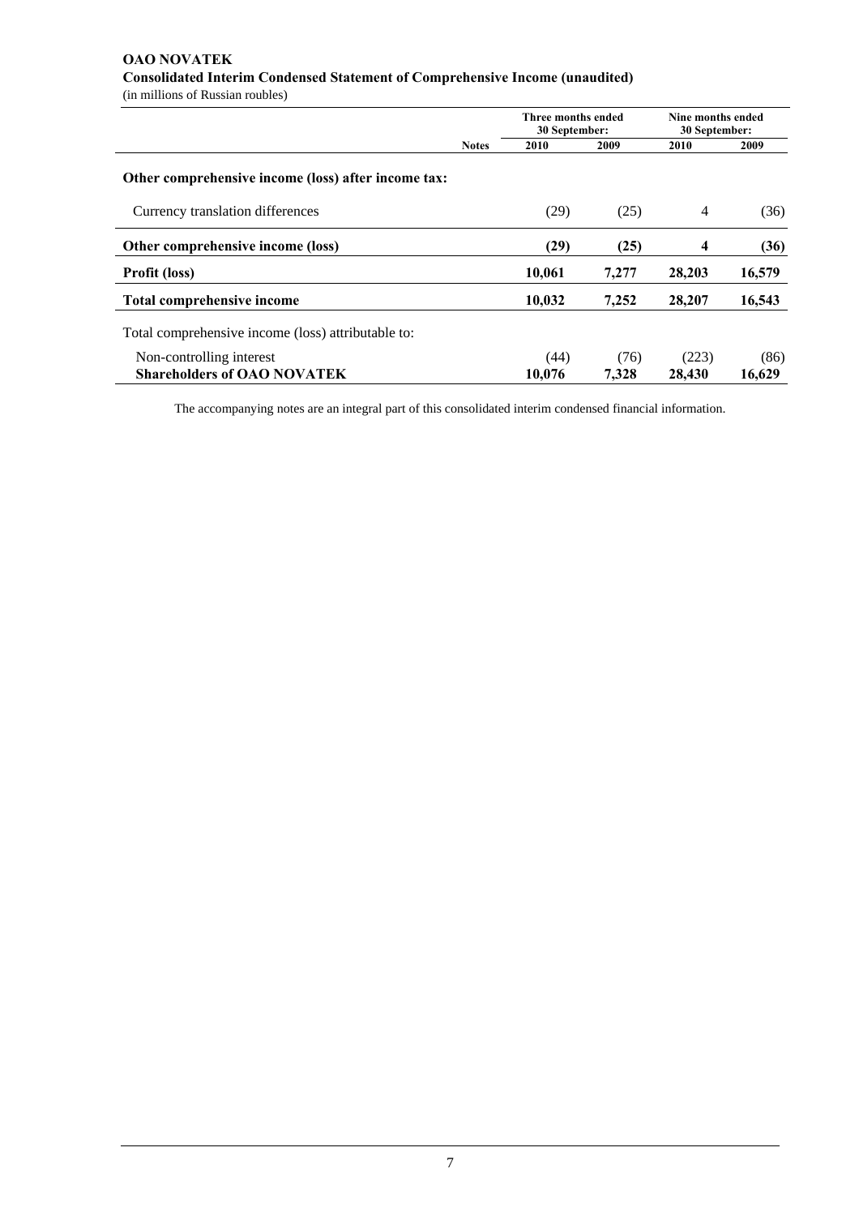**OAO NOVATEK**
**Consolidated Interim Condensed Statement of Comprehensive Income (unaudited)**
(in millions of Russian roubles)

| | Notes | Three months ended 30 September: | | Nine months ended 30 September: | |
|---|---|---|---|---|---|
| | | **2010** | **2009** | **2010** | **2009** |
| **Other comprehensive income (loss) after income tax:** | | | | | |
| Currency translation differences | | (29) | (25) | 4 | (36) |
| **Other comprehensive income (loss)** | | **(29)** | **(25)** | **4** | **(36)** |
| **Profit (loss)** | | **10,061** | **7,277** | **28,203** | **16,579** |
| **Total comprehensive income** | | **10,032** | **7,252** | **28,207** | **16,543** |
| Total comprehensive income (loss) attributable to: | | | | | |
| Non-controlling interest | | (44) | (76) | (223) | (86) |
| **Shareholders of OAO NOVATEK** | | **10,076** | **7,328** | **28,430** | **16,629** |

The accompanying notes are an integral part of this consolidated interim condensed financial information.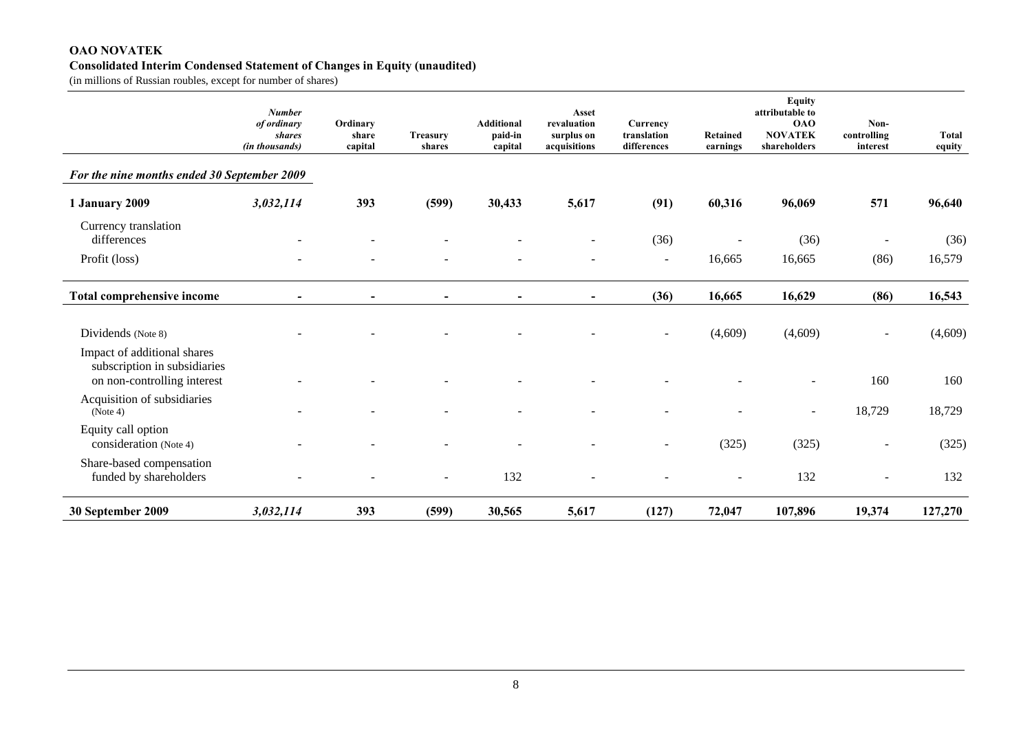**OAO NOVATEK**

**Consolidated Interim Condensed Statement of Changes in Equity (unaudited)**

(in millions of Russian roubles, except for number of shares)

| | *Number of ordinary shares (in thousands)* | Ordinary share capital | Treasury shares | Additional paid-in capital | Asset revaluation surplus on acquisitions | Currency translation differences | Retained earnings | Equity attributable to OAO NOVATEK shareholders | Non-controlling interest | Total equity |
|---|---|---|---|---|---|---|---|---|---|---|
| ***For the nine months ended 30 September 2009*** | | | | | | | | | | |
| **1 January 2009** | ***3,032,114*** | **393** | **(599)** | **30,433** | **5,617** | **(91)** | **60,316** | **96,069** | **571** | **96,640** |
| Currency translation differences | - | - | - | - | - | (36) | - | (36) | - | (36) |
| Profit (loss) | - | - | - | - | - | - | 16,665 | 16,665 | (86) | 16,579 |
| **Total comprehensive income** | **-** | **-** | **-** | **-** | **-** | **(36)** | **16,665** | **16,629** | **(86)** | **16,543** |
| Dividends (Note 8) | - | - | - | - | - | - | (4,609) | (4,609) | - | (4,609) |
| Impact of additional shares subscription in subsidiaries on non-controlling interest | - | - | - | - | - | - | - | - | 160 | 160 |
| Acquisition of subsidiaries (Note 4) | - | - | - | - | - | - | - | - | 18,729 | 18,729 |
| Equity call option consideration (Note 4) | - | - | - | - | - | - | (325) | (325) | - | (325) |
| Share-based compensation funded by shareholders | - | - | - | 132 | - | - | - | 132 | - | 132 |
| **30 September 2009** | ***3,032,114*** | **393** | **(599)** | **30,565** | **5,617** | **(127)** | **72,047** | **107,896** | **19,374** | **127,270** |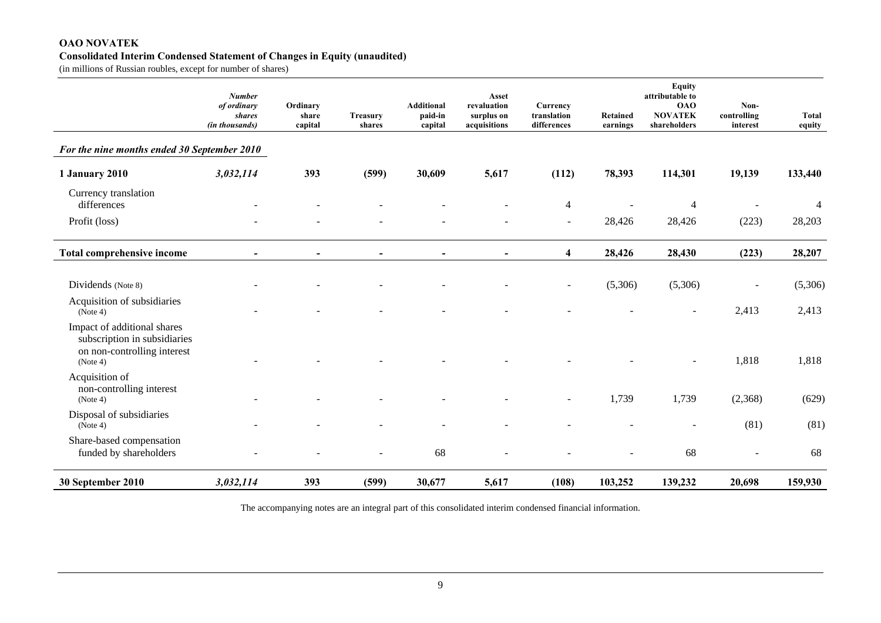**OAO NOVATEK**

**Consolidated Interim Condensed Statement of Changes in Equity (unaudited)**

(in millions of Russian roubles, except for number of shares)

| | *Number of ordinary shares (in thousands)* | **Ordinary share capital** | **Treasury shares** | **Additional paid-in capital** | **Asset revaluation surplus on acquisitions** | **Currency translation differences** | **Retained earnings** | **Equity attributable to OAO NOVATEK shareholders** | **Non-controlling interest** | **Total equity** |
|---|---|---|---|---|---|---|---|---|---|---|
| ***For the nine months ended 30 September 2010*** | | | | | | | | | | |
| **1 January 2010** | ***3,032,114*** | **393** | **(599)** | **30,609** | **5,617** | **(112)** | **78,393** | **114,301** | **19,139** | **133,440** |
| Currency translation differences | - | - | - | - | - | 4 | - | 4 | - | 4 |
| Profit (loss) | - | - | - | - | - | - | 28,426 | 28,426 | (223) | 28,203 |
| **Total comprehensive income** | **-** | **-** | **-** | **-** | **-** | **4** | **28,426** | **28,430** | **(223)** | **28,207** |
| Dividends (Note 8) | - | - | - | - | - | - | (5,306) | (5,306) | - | (5,306) |
| Acquisition of subsidiaries (Note 4) | - | - | - | - | - | - | - | - | 2,413 | 2,413 |
| Impact of additional shares subscription in subsidiaries on non-controlling interest (Note 4) | - | - | - | - | - | - | - | - | 1,818 | 1,818 |
| Acquisition of non-controlling interest (Note 4) | - | - | - | - | - | - | 1,739 | 1,739 | (2,368) | (629) |
| Disposal of subsidiaries (Note 4) | - | - | - | - | - | - | - | - | (81) | (81) |
| Share-based compensation funded by shareholders | - | - | - | 68 | - | - | - | 68 | - | 68 |
| **30 September 2010** | ***3,032,114*** | **393** | **(599)** | **30,677** | **5,617** | **(108)** | **103,252** | **139,232** | **20,698** | **159,930** |

The accompanying notes are an integral part of this consolidated interim condensed financial information.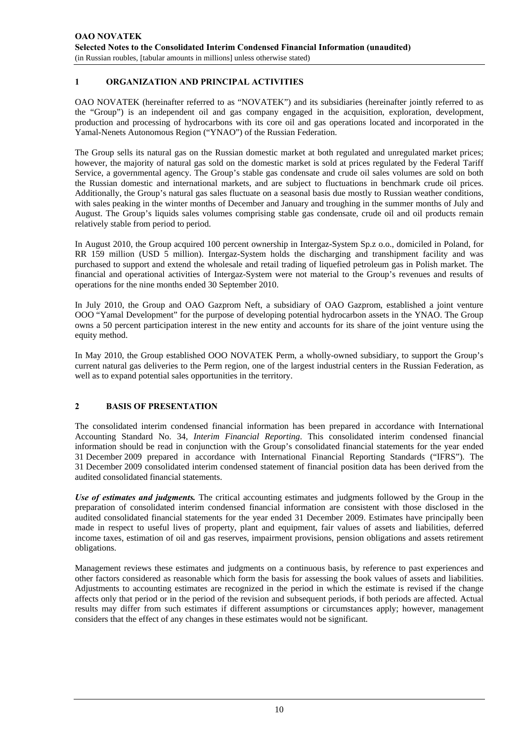## 1 ORGANIZATION AND PRINCIPAL ACTIVITIES

OAO NOVATEK (hereinafter referred to as "NOVATEK") and its subsidiaries (hereinafter jointly referred to as the "Group") is an independent oil and gas company engaged in the acquisition, exploration, development, production and processing of hydrocarbons with its core oil and gas operations located and incorporated in the Yamal-Nenets Autonomous Region ("YNAO") of the Russian Federation.

The Group sells its natural gas on the Russian domestic market at both regulated and unregulated market prices; however, the majority of natural gas sold on the domestic market is sold at prices regulated by the Federal Tariff Service, a governmental agency. The Group's stable gas condensate and crude oil sales volumes are sold on both the Russian domestic and international markets, and are subject to fluctuations in benchmark crude oil prices. Additionally, the Group's natural gas sales fluctuate on a seasonal basis due mostly to Russian weather conditions, with sales peaking in the winter months of December and January and troughing in the summer months of July and August. The Group's liquids sales volumes comprising stable gas condensate, crude oil and oil products remain relatively stable from period to period.

In August 2010, the Group acquired 100 percent ownership in Intergaz-System Sp.z o.o., domiciled in Poland, for RR 159 million (USD 5 million). Intergaz-System holds the discharging and transhipment facility and was purchased to support and extend the wholesale and retail trading of liquefied petroleum gas in Polish market. The financial and operational activities of Intergaz-System were not material to the Group's revenues and results of operations for the nine months ended 30 September 2010.

In July 2010, the Group and OAO Gazprom Neft, a subsidiary of OAO Gazprom, established a joint venture OOO "Yamal Development" for the purpose of developing potential hydrocarbon assets in the YNAO. The Group owns a 50 percent participation interest in the new entity and accounts for its share of the joint venture using the equity method.

In May 2010, the Group established OOO NOVATEK Perm, a wholly-owned subsidiary, to support the Group's current natural gas deliveries to the Perm region, one of the largest industrial centers in the Russian Federation, as well as to expand potential sales opportunities in the territory.

## 2 BASIS OF PRESENTATION

The consolidated interim condensed financial information has been prepared in accordance with International Accounting Standard No. 34, *Interim Financial Reporting*. This consolidated interim condensed financial information should be read in conjunction with the Group's consolidated financial statements for the year ended 31 December 2009 prepared in accordance with International Financial Reporting Standards ("IFRS"). The 31 December 2009 consolidated interim condensed statement of financial position data has been derived from the audited consolidated financial statements.

***Use of estimates and judgments.*** The critical accounting estimates and judgments followed by the Group in the preparation of consolidated interim condensed financial information are consistent with those disclosed in the audited consolidated financial statements for the year ended 31 December 2009. Estimates have principally been made in respect to useful lives of property, plant and equipment, fair values of assets and liabilities, deferred income taxes, estimation of oil and gas reserves, impairment provisions, pension obligations and assets retirement obligations.

Management reviews these estimates and judgments on a continuous basis, by reference to past experiences and other factors considered as reasonable which form the basis for assessing the book values of assets and liabilities. Adjustments to accounting estimates are recognized in the period in which the estimate is revised if the change affects only that period or in the period of the revision and subsequent periods, if both periods are affected. Actual results may differ from such estimates if different assumptions or circumstances apply; however, management considers that the effect of any changes in these estimates would not be significant.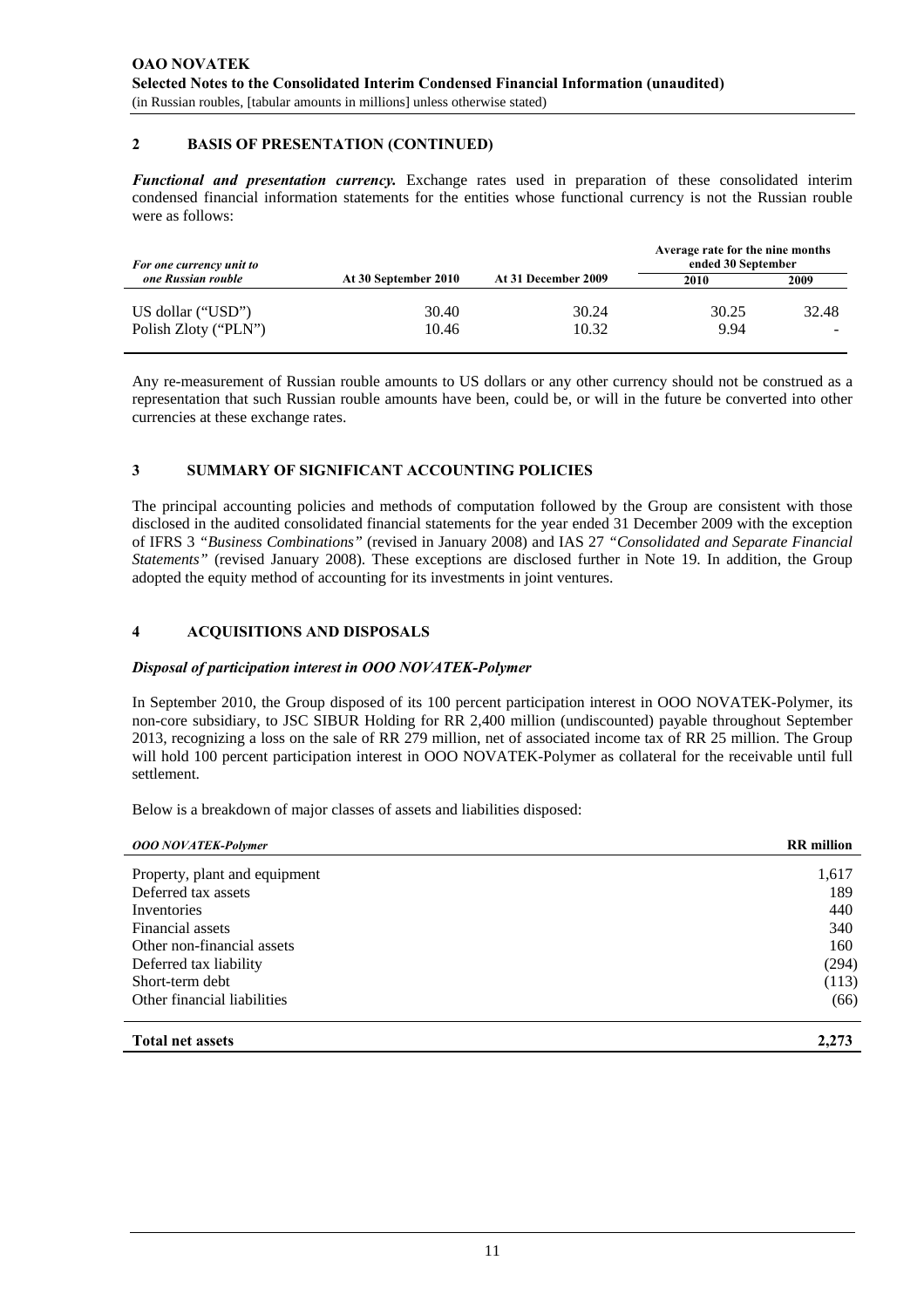## 2 BASIS OF PRESENTATION (CONTINUED)

***Functional and presentation currency.*** Exchange rates used in preparation of these consolidated interim condensed financial information statements for the entities whose functional currency is not the Russian rouble were as follows:

| *For one currency unit to one Russian rouble* | At 30 September 2010 | At 31 December 2009 | Average rate for the nine months ended 30 September | |
|---|---|---|---|---|
| | | | 2010 | 2009 |
| US dollar ("USD") | 30.40 | 30.24 | 30.25 | 32.48 |
| Polish Zloty ("PLN") | 10.46 | 10.32 | 9.94 | - |

Any re-measurement of Russian rouble amounts to US dollars or any other currency should not be construed as a representation that such Russian rouble amounts have been, could be, or will in the future be converted into other currencies at these exchange rates.

## 3 SUMMARY OF SIGNIFICANT ACCOUNTING POLICIES

The principal accounting policies and methods of computation followed by the Group are consistent with those disclosed in the audited consolidated financial statements for the year ended 31 December 2009 with the exception of IFRS 3 *"Business Combinations"* (revised in January 2008) and IAS 27 *"Consolidated and Separate Financial Statements"* (revised January 2008). These exceptions are disclosed further in Note 19. In addition, the Group adopted the equity method of accounting for its investments in joint ventures.

## 4 ACQUISITIONS AND DISPOSALS

### *Disposal of participation interest in OOO NOVATEK-Polymer*

In September 2010, the Group disposed of its 100 percent participation interest in OOO NOVATEK-Polymer, its non-core subsidiary, to JSC SIBUR Holding for RR 2,400 million (undiscounted) payable throughout September 2013, recognizing a loss on the sale of RR 279 million, net of associated income tax of RR 25 million. The Group will hold 100 percent participation interest in OOO NOVATEK-Polymer as collateral for the receivable until full settlement.

Below is a breakdown of major classes of assets and liabilities disposed:

| *OOO NOVATEK-Polymer* | RR million |
|---|---|
| Property, plant and equipment | 1,617 |
| Deferred tax assets | 189 |
| Inventories | 440 |
| Financial assets | 340 |
| Other non-financial assets | 160 |
| Deferred tax liability | (294) |
| Short-term debt | (113) |
| Other financial liabilities | (66) |
| **Total net assets** | **2,273** |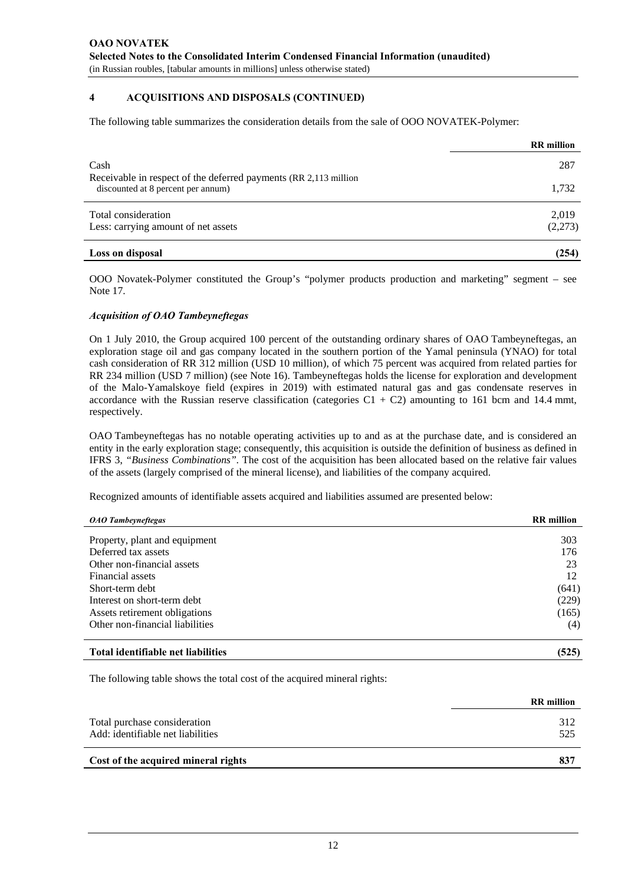## 4 ACQUISITIONS AND DISPOSALS (CONTINUED)

The following table summarizes the consideration details from the sale of OOO NOVATEK-Polymer:

| | RR million |
|---|---|
| Cash | 287 |
| Receivable in respect of the deferred payments (RR 2,113 million discounted at 8 percent per annum) | 1,732 |
| Total consideration | 2,019 |
| Less: carrying amount of net assets | (2,273) |
| **Loss on disposal** | **(254)** |

OOO Novatek-Polymer constituted the Group's "polymer products production and marketing" segment – see Note 17.

### *Acquisition of OAO Tambeyneftegas*

On 1 July 2010, the Group acquired 100 percent of the outstanding ordinary shares of OAO Tambeyneftegas, an exploration stage oil and gas company located in the southern portion of the Yamal peninsula (YNAO) for total cash consideration of RR 312 million (USD 10 million), of which 75 percent was acquired from related parties for RR 234 million (USD 7 million) (see Note 16). Tambeyneftegas holds the license for exploration and development of the Malo-Yamalskoye field (expires in 2019) with estimated natural gas and gas condensate reserves in accordance with the Russian reserve classification (categories C1 + C2) amounting to 161 bcm and 14.4 mmt, respectively.

OAO Tambeyneftegas has no notable operating activities up to and as at the purchase date, and is considered an entity in the early exploration stage; consequently, this acquisition is outside the definition of business as defined in IFRS 3, *"Business Combinations"*. The cost of the acquisition has been allocated based on the relative fair values of the assets (largely comprised of the mineral license), and liabilities of the company acquired.

Recognized amounts of identifiable assets acquired and liabilities assumed are presented below:

| *OAO Tambeyneftegas* | RR million |
|---|---|
| Property, plant and equipment | 303 |
| Deferred tax assets | 176 |
| Other non-financial assets | 23 |
| Financial assets | 12 |
| Short-term debt | (641) |
| Interest on short-term debt | (229) |
| Assets retirement obligations | (165) |
| Other non-financial liabilities | (4) |
| **Total identifiable net liabilities** | **(525)** |

The following table shows the total cost of the acquired mineral rights:

| | RR million |
|---|---|
| Total purchase consideration | 312 |
| Add: identifiable net liabilities | 525 |
| **Cost of the acquired mineral rights** | **837** |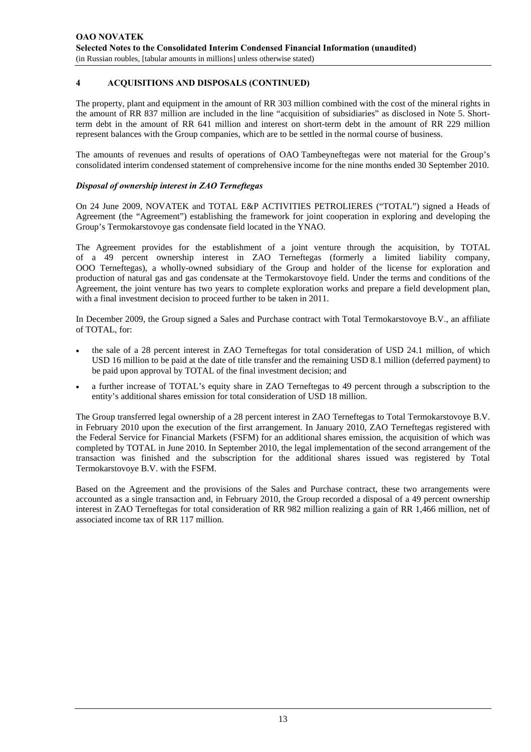## 4 ACQUISITIONS AND DISPOSALS (CONTINUED)

The property, plant and equipment in the amount of RR 303 million combined with the cost of the mineral rights in the amount of RR 837 million are included in the line "acquisition of subsidiaries" as disclosed in Note 5. Short-term debt in the amount of RR 641 million and interest on short-term debt in the amount of RR 229 million represent balances with the Group companies, which are to be settled in the normal course of business.

The amounts of revenues and results of operations of OAO Tambeyneftegas were not material for the Group's consolidated interim condensed statement of comprehensive income for the nine months ended 30 September 2010.

### *Disposal of ownership interest in ZAO Terneftegas*

On 24 June 2009, NOVATEK and TOTAL E&P ACTIVITIES PETROLIERES ("TOTAL") signed a Heads of Agreement (the "Agreement") establishing the framework for joint cooperation in exploring and developing the Group's Termokarstovoye gas condensate field located in the YNAO.

The Agreement provides for the establishment of a joint venture through the acquisition, by TOTAL of a 49 percent ownership interest in ZAO Terneftegas (formerly a limited liability company, OOO Terneftegas), a wholly-owned subsidiary of the Group and holder of the license for exploration and production of natural gas and gas condensate at the Termokarstovoye field. Under the terms and conditions of the Agreement, the joint venture has two years to complete exploration works and prepare a field development plan, with a final investment decision to proceed further to be taken in 2011.

In December 2009, the Group signed a Sales and Purchase contract with Total Termokarstovoye B.V., an affiliate of TOTAL, for:

- the sale of a 28 percent interest in ZAO Terneftegas for total consideration of USD 24.1 million, of which USD 16 million to be paid at the date of title transfer and the remaining USD 8.1 million (deferred payment) to be paid upon approval by TOTAL of the final investment decision; and
- a further increase of TOTAL's equity share in ZAO Terneftegas to 49 percent through a subscription to the entity's additional shares emission for total consideration of USD 18 million.

The Group transferred legal ownership of a 28 percent interest in ZAO Terneftegas to Total Termokarstovoye B.V. in February 2010 upon the execution of the first arrangement. In January 2010, ZAO Terneftegas registered with the Federal Service for Financial Markets (FSFM) for an additional shares emission, the acquisition of which was completed by TOTAL in June 2010. In September 2010, the legal implementation of the second arrangement of the transaction was finished and the subscription for the additional shares issued was registered by Total Termokarstovoye B.V. with the FSFM.

Based on the Agreement and the provisions of the Sales and Purchase contract, these two arrangements were accounted as a single transaction and, in February 2010, the Group recorded a disposal of a 49 percent ownership interest in ZAO Terneftegas for total consideration of RR 982 million realizing a gain of RR 1,466 million, net of associated income tax of RR 117 million.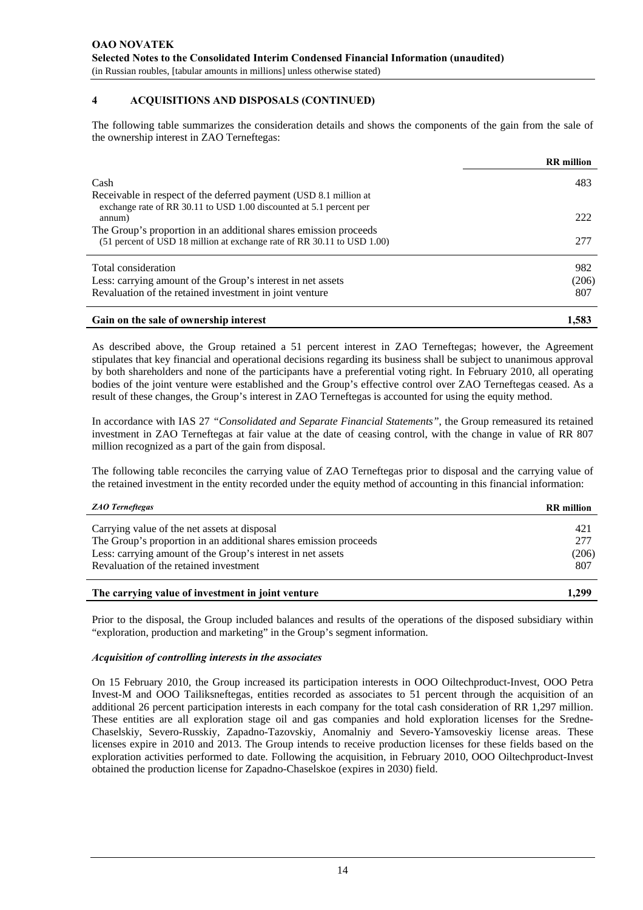## 4 ACQUISITIONS AND DISPOSALS (CONTINUED)

The following table summarizes the consideration details and shows the components of the gain from the sale of the ownership interest in ZAO Terneftegas:

| | RR million |
|---|---|
| Cash | 483 |
| Receivable in respect of the deferred payment (USD 8.1 million at exchange rate of RR 30.11 to USD 1.00 discounted at 5.1 percent per annum) | 222 |
| The Group's proportion in an additional shares emission proceeds (51 percent of USD 18 million at exchange rate of RR 30.11 to USD 1.00) | 277 |
| Total consideration | 982 |
| Less: carrying amount of the Group's interest in net assets | (206) |
| Revaluation of the retained investment in joint venture | 807 |
| **Gain on the sale of ownership interest** | **1,583** |

As described above, the Group retained a 51 percent interest in ZAO Terneftegas; however, the Agreement stipulates that key financial and operational decisions regarding its business shall be subject to unanimous approval by both shareholders and none of the participants have a preferential voting right. In February 2010, all operating bodies of the joint venture were established and the Group's effective control over ZAO Terneftegas ceased. As a result of these changes, the Group's interest in ZAO Terneftegas is accounted for using the equity method.

In accordance with IAS 27 *"Consolidated and Separate Financial Statements"*, the Group remeasured its retained investment in ZAO Terneftegas at fair value at the date of ceasing control, with the change in value of RR 807 million recognized as a part of the gain from disposal.

The following table reconciles the carrying value of ZAO Terneftegas prior to disposal and the carrying value of the retained investment in the entity recorded under the equity method of accounting in this financial information:

| *ZAO Terneftegas* | RR million |
|---|---|
| Carrying value of the net assets at disposal | 421 |
| The Group's proportion in an additional shares emission proceeds | 277 |
| Less: carrying amount of the Group's interest in net assets | (206) |
| Revaluation of the retained investment | 807 |
| **The carrying value of investment in joint venture** | **1,299** |

Prior to the disposal, the Group included balances and results of the operations of the disposed subsidiary within "exploration, production and marketing" in the Group's segment information.

***Acquisition of controlling interests in the associates***

On 15 February 2010, the Group increased its participation interests in OOO Oiltechproduct-Invest, OOO Petra Invest-M and OOO Tailiksneftegas, entities recorded as associates to 51 percent through the acquisition of an additional 26 percent participation interests in each company for the total cash consideration of RR 1,297 million. These entities are all exploration stage oil and gas companies and hold exploration licenses for the Sredne-Chaselskiy, Severo-Russkiy, Zapadno-Tazovskiy, Anomalniy and Severo-Yamsoveskiy license areas. These licenses expire in 2010 and 2013. The Group intends to receive production licenses for these fields based on the exploration activities performed to date. Following the acquisition, in February 2010, OOO Oiltechproduct-Invest obtained the production license for Zapadno-Chaselskoe (expires in 2030) field.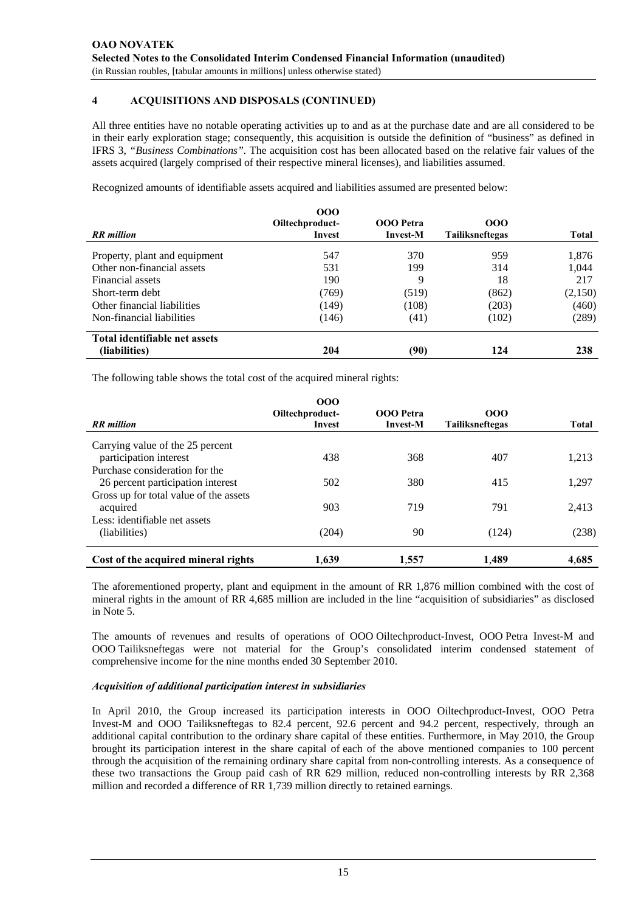## 4 ACQUISITIONS AND DISPOSALS (CONTINUED)

All three entities have no notable operating activities up to and as at the purchase date and are all considered to be in their early exploration stage; consequently, this acquisition is outside the definition of "business" as defined in IFRS 3, *"Business Combinations"*. The acquisition cost has been allocated based on the relative fair values of the assets acquired (largely comprised of their respective mineral licenses), and liabilities assumed.

Recognized amounts of identifiable assets acquired and liabilities assumed are presented below:

| *RR million* | **OOO Oiltechproduct-Invest** | **OOO Petra Invest-M** | **OOO Tailiksneftegas** | **Total** |
|---|---|---|---|---|
| Property, plant and equipment | 547 | 370 | 959 | 1,876 |
| Other non-financial assets | 531 | 199 | 314 | 1,044 |
| Financial assets | 190 | 9 | 18 | 217 |
| Short-term debt | (769) | (519) | (862) | (2,150) |
| Other financial liabilities | (149) | (108) | (203) | (460) |
| Non-financial liabilities | (146) | (41) | (102) | (289) |
| **Total identifiable net assets (liabilities)** | **204** | **(90)** | **124** | **238** |

The following table shows the total cost of the acquired mineral rights:

| *RR million* | **OOO Oiltechproduct-Invest** | **OOO Petra Invest-M** | **OOO Tailiksneftegas** | **Total** |
|---|---|---|---|---|
| Carrying value of the 25 percent participation interest | 438 | 368 | 407 | 1,213 |
| Purchase consideration for the 26 percent participation interest | 502 | 380 | 415 | 1,297 |
| Gross up for total value of the assets acquired | 903 | 719 | 791 | 2,413 |
| Less: identifiable net assets (liabilities) | (204) | 90 | (124) | (238) |
| **Cost of the acquired mineral rights** | **1,639** | **1,557** | **1,489** | **4,685** |

The aforementioned property, plant and equipment in the amount of RR 1,876 million combined with the cost of mineral rights in the amount of RR 4,685 million are included in the line "acquisition of subsidiaries" as disclosed in Note 5.

The amounts of revenues and results of operations of OOO Oiltechproduct-Invest, OOO Petra Invest-M and OOO Tailiksneftegas were not material for the Group's consolidated interim condensed statement of comprehensive income for the nine months ended 30 September 2010.

### *Acquisition of additional participation interest in subsidiaries*

In April 2010, the Group increased its participation interests in OOO Oiltechproduct-Invest, OOO Petra Invest-M and OOO Tailiksneftegas to 82.4 percent, 92.6 percent and 94.2 percent, respectively, through an additional capital contribution to the ordinary share capital of these entities. Furthermore, in May 2010, the Group brought its participation interest in the share capital of each of the above mentioned companies to 100 percent through the acquisition of the remaining ordinary share capital from non-controlling interests. As a consequence of these two transactions the Group paid cash of RR 629 million, reduced non-controlling interests by RR 2,368 million and recorded a difference of RR 1,739 million directly to retained earnings.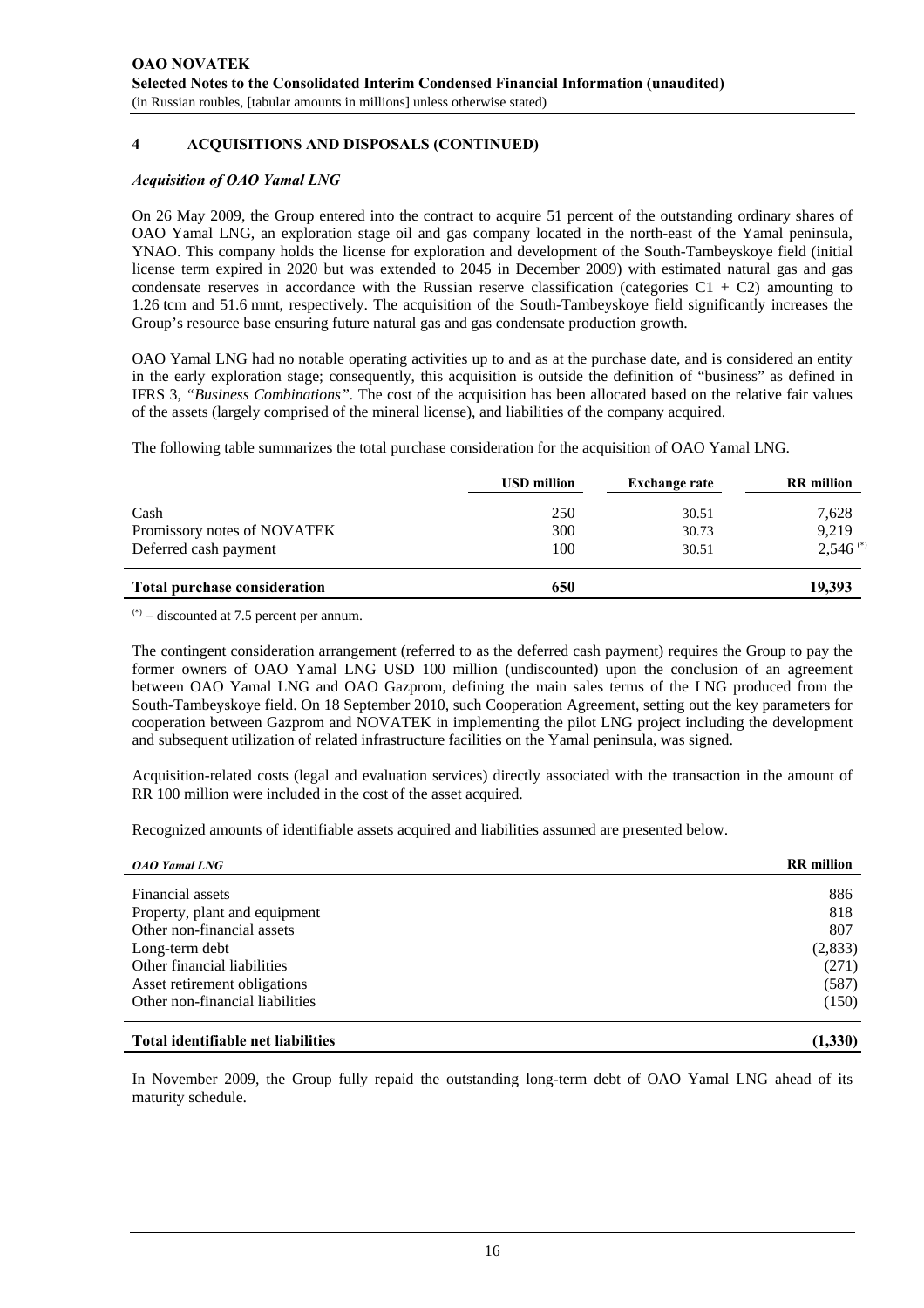## 4 ACQUISITIONS AND DISPOSALS (CONTINUED)

### *Acquisition of OAO Yamal LNG*

On 26 May 2009, the Group entered into the contract to acquire 51 percent of the outstanding ordinary shares of OAO Yamal LNG, an exploration stage oil and gas company located in the north-east of the Yamal peninsula, YNAO. This company holds the license for exploration and development of the South-Tambeyskoye field (initial license term expired in 2020 but was extended to 2045 in December 2009) with estimated natural gas and gas condensate reserves in accordance with the Russian reserve classification (categories C1 + C2) amounting to 1.26 tcm and 51.6 mmt, respectively. The acquisition of the South-Tambeyskoye field significantly increases the Group's resource base ensuring future natural gas and gas condensate production growth.

OAO Yamal LNG had no notable operating activities up to and as at the purchase date, and is considered an entity in the early exploration stage; consequently, this acquisition is outside the definition of "business" as defined in IFRS 3, *"Business Combinations"*. The cost of the acquisition has been allocated based on the relative fair values of the assets (largely comprised of the mineral license), and liabilities of the company acquired.

The following table summarizes the total purchase consideration for the acquisition of OAO Yamal LNG.

| | USD million | Exchange rate | RR million |
|---|---|---|---|
| Cash | 250 | 30.51 | 7,628 |
| Promissory notes of NOVATEK | 300 | 30.73 | 9,219 |
| Deferred cash payment | 100 | 30.51 | 2,546 (*) |
| **Total purchase consideration** | **650** | | **19,393** |

(*) – discounted at 7.5 percent per annum.

The contingent consideration arrangement (referred to as the deferred cash payment) requires the Group to pay the former owners of OAO Yamal LNG USD 100 million (undiscounted) upon the conclusion of an agreement between OAO Yamal LNG and OAO Gazprom, defining the main sales terms of the LNG produced from the South-Tambeyskoye field. On 18 September 2010, such Cooperation Agreement, setting out the key parameters for cooperation between Gazprom and NOVATEK in implementing the pilot LNG project including the development and subsequent utilization of related infrastructure facilities on the Yamal peninsula, was signed.

Acquisition-related costs (legal and evaluation services) directly associated with the transaction in the amount of RR 100 million were included in the cost of the asset acquired.

Recognized amounts of identifiable assets acquired and liabilities assumed are presented below.

| *OAO Yamal LNG* | RR million |
|---|---|
| Financial assets | 886 |
| Property, plant and equipment | 818 |
| Other non-financial assets | 807 |
| Long-term debt | (2,833) |
| Other financial liabilities | (271) |
| Asset retirement obligations | (587) |
| Other non-financial liabilities | (150) |
| **Total identifiable net liabilities** | **(1,330)** |

In November 2009, the Group fully repaid the outstanding long-term debt of OAO Yamal LNG ahead of its maturity schedule.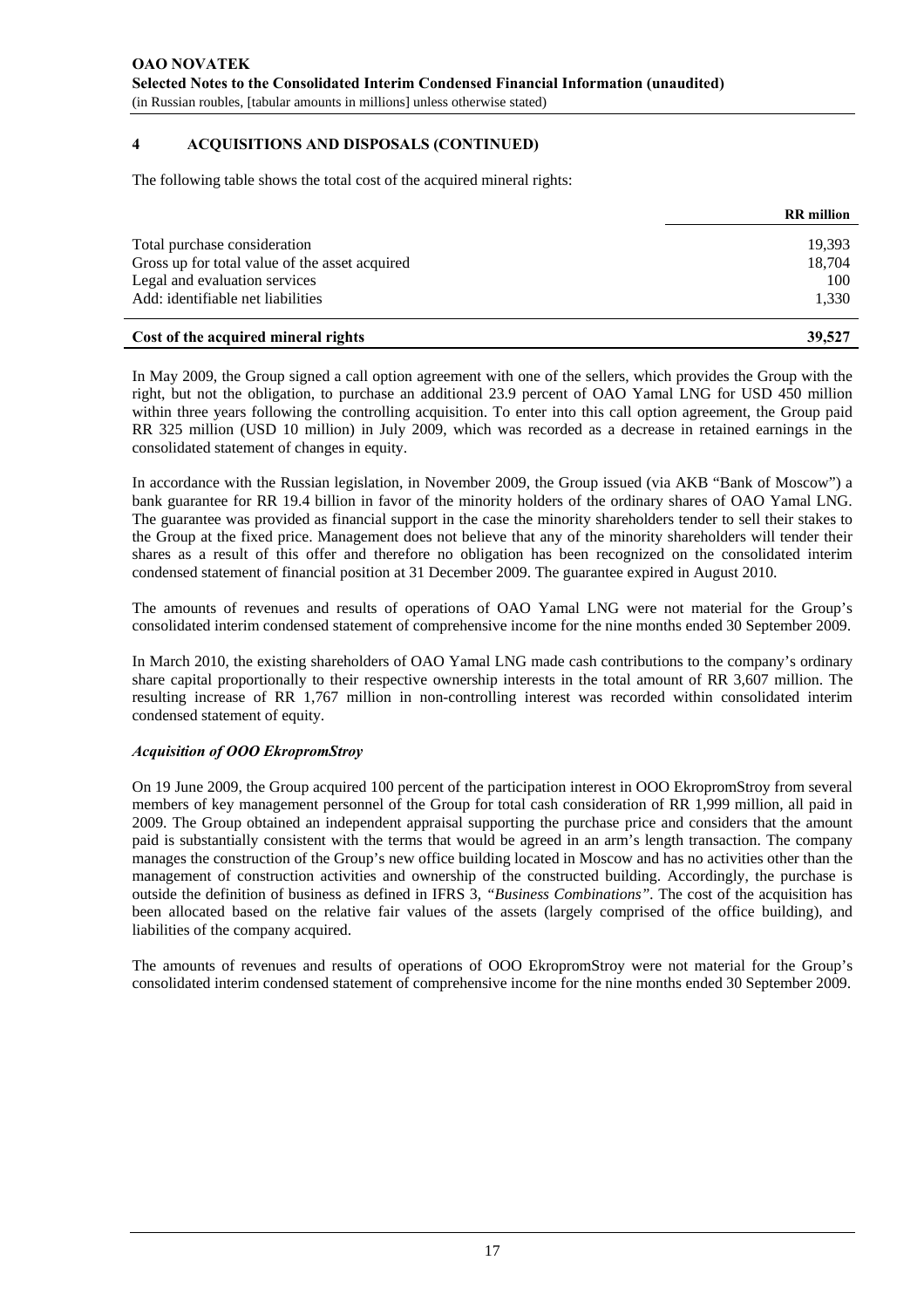## 4 ACQUISITIONS AND DISPOSALS (CONTINUED)

The following table shows the total cost of the acquired mineral rights:

| | RR million |
|---|---|
| Total purchase consideration | 19,393 |
| Gross up for total value of the asset acquired | 18,704 |
| Legal and evaluation services | 100 |
| Add: identifiable net liabilities | 1,330 |
| **Cost of the acquired mineral rights** | **39,527** |

In May 2009, the Group signed a call option agreement with one of the sellers, which provides the Group with the right, but not the obligation, to purchase an additional 23.9 percent of OAO Yamal LNG for USD 450 million within three years following the controlling acquisition. To enter into this call option agreement, the Group paid RR 325 million (USD 10 million) in July 2009, which was recorded as a decrease in retained earnings in the consolidated statement of changes in equity.

In accordance with the Russian legislation, in November 2009, the Group issued (via AKB "Bank of Moscow") a bank guarantee for RR 19.4 billion in favor of the minority holders of the ordinary shares of OAO Yamal LNG. The guarantee was provided as financial support in the case the minority shareholders tender to sell their stakes to the Group at the fixed price. Management does not believe that any of the minority shareholders will tender their shares as a result of this offer and therefore no obligation has been recognized on the consolidated interim condensed statement of financial position at 31 December 2009. The guarantee expired in August 2010.

The amounts of revenues and results of operations of OAO Yamal LNG were not material for the Group's consolidated interim condensed statement of comprehensive income for the nine months ended 30 September 2009.

In March 2010, the existing shareholders of OAO Yamal LNG made cash contributions to the company's ordinary share capital proportionally to their respective ownership interests in the total amount of RR 3,607 million. The resulting increase of RR 1,767 million in non-controlling interest was recorded within consolidated interim condensed statement of equity.

### *Acquisition of OOO EkropromStroy*

On 19 June 2009, the Group acquired 100 percent of the participation interest in OOO EkropromStroy from several members of key management personnel of the Group for total cash consideration of RR 1,999 million, all paid in 2009. The Group obtained an independent appraisal supporting the purchase price and considers that the amount paid is substantially consistent with the terms that would be agreed in an arm's length transaction. The company manages the construction of the Group's new office building located in Moscow and has no activities other than the management of construction activities and ownership of the constructed building. Accordingly, the purchase is outside the definition of business as defined in IFRS 3, *"Business Combinations"*. The cost of the acquisition has been allocated based on the relative fair values of the assets (largely comprised of the office building), and liabilities of the company acquired.

The amounts of revenues and results of operations of OOO EkropromStroy were not material for the Group's consolidated interim condensed statement of comprehensive income for the nine months ended 30 September 2009.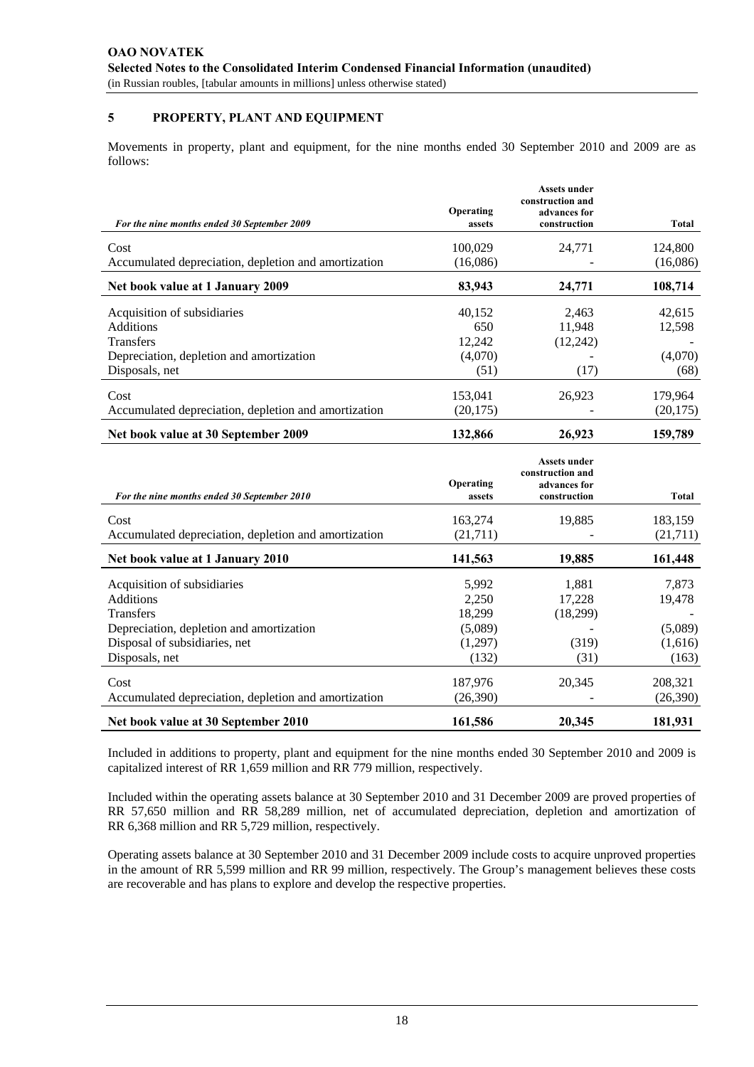## 5 PROPERTY, PLANT AND EQUIPMENT

Movements in property, plant and equipment, for the nine months ended 30 September 2010 and 2009 are as follows:

| *For the nine months ended 30 September 2009* | Operating assets | Assets under construction and advances for construction | Total |
|---|---|---|---|
| Cost | 100,029 | 24,771 | 124,800 |
| Accumulated depreciation, depletion and amortization | (16,086) | - | (16,086) |
| **Net book value at 1 January 2009** | **83,943** | **24,771** | **108,714** |
| Acquisition of subsidiaries | 40,152 | 2,463 | 42,615 |
| Additions | 650 | 11,948 | 12,598 |
| Transfers | 12,242 | (12,242) | - |
| Depreciation, depletion and amortization | (4,070) | - | (4,070) |
| Disposals, net | (51) | (17) | (68) |
| Cost | 153,041 | 26,923 | 179,964 |
| Accumulated depreciation, depletion and amortization | (20,175) | - | (20,175) |
| **Net book value at 30 September 2009** | **132,866** | **26,923** | **159,789** |

| *For the nine months ended 30 September 2010* | Operating assets | Assets under construction and advances for construction | Total |
|---|---|---|---|
| Cost | 163,274 | 19,885 | 183,159 |
| Accumulated depreciation, depletion and amortization | (21,711) | - | (21,711) |
| **Net book value at 1 January 2010** | **141,563** | **19,885** | **161,448** |
| Acquisition of subsidiaries | 5,992 | 1,881 | 7,873 |
| Additions | 2,250 | 17,228 | 19,478 |
| Transfers | 18,299 | (18,299) | - |
| Depreciation, depletion and amortization | (5,089) | - | (5,089) |
| Disposal of subsidiaries, net | (1,297) | (319) | (1,616) |
| Disposals, net | (132) | (31) | (163) |
| Cost | 187,976 | 20,345 | 208,321 |
| Accumulated depreciation, depletion and amortization | (26,390) | - | (26,390) |
| **Net book value at 30 September 2010** | **161,586** | **20,345** | **181,931** |

Included in additions to property, plant and equipment for the nine months ended 30 September 2010 and 2009 is capitalized interest of RR 1,659 million and RR 779 million, respectively.

Included within the operating assets balance at 30 September 2010 and 31 December 2009 are proved properties of RR 57,650 million and RR 58,289 million, net of accumulated depreciation, depletion and amortization of RR 6,368 million and RR 5,729 million, respectively.

Operating assets balance at 30 September 2010 and 31 December 2009 include costs to acquire unproved properties in the amount of RR 5,599 million and RR 99 million, respectively. The Group's management believes these costs are recoverable and has plans to explore and develop the respective properties.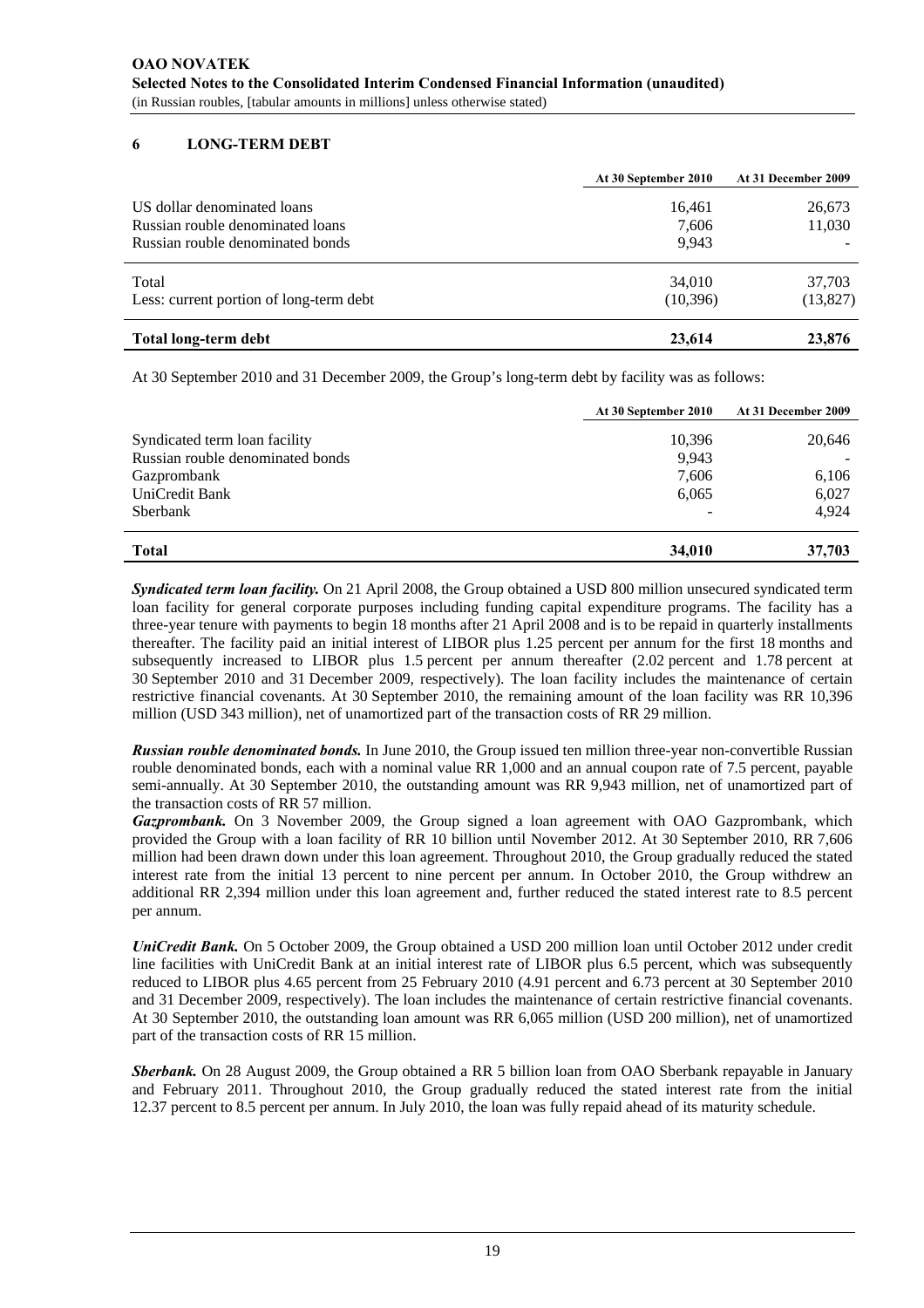**OAO NOVATEK**
**Selected Notes to the Consolidated Interim Condensed Financial Information (unaudited)**
(in Russian roubles, [tabular amounts in millions] unless otherwise stated)

## 6 LONG-TERM DEBT

| | At 30 September 2010 | At 31 December 2009 |
|---|---|---|
| US dollar denominated loans | 16,461 | 26,673 |
| Russian rouble denominated loans | 7,606 | 11,030 |
| Russian rouble denominated bonds | 9,943 | - |
| Total | 34,010 | 37,703 |
| Less: current portion of long-term debt | (10,396) | (13,827) |
| **Total long-term debt** | **23,614** | **23,876** |

At 30 September 2010 and 31 December 2009, the Group's long-term debt by facility was as follows:

| | At 30 September 2010 | At 31 December 2009 |
|---|---|---|
| Syndicated term loan facility | 10,396 | 20,646 |
| Russian rouble denominated bonds | 9,943 | - |
| Gazprombank | 7,606 | 6,106 |
| UniCredit Bank | 6,065 | 6,027 |
| Sberbank | - | 4,924 |
| **Total** | **34,010** | **37,703** |

***Syndicated term loan facility.*** On 21 April 2008, the Group obtained a USD 800 million unsecured syndicated term loan facility for general corporate purposes including funding capital expenditure programs. The facility has a three-year tenure with payments to begin 18 months after 21 April 2008 and is to be repaid in quarterly installments thereafter. The facility paid an initial interest of LIBOR plus 1.25 percent per annum for the first 18 months and subsequently increased to LIBOR plus 1.5 percent per annum thereafter (2.02 percent and 1.78 percent at 30 September 2010 and 31 December 2009, respectively). The loan facility includes the maintenance of certain restrictive financial covenants. At 30 September 2010, the remaining amount of the loan facility was RR 10,396 million (USD 343 million), net of unamortized part of the transaction costs of RR 29 million.

***Russian rouble denominated bonds.*** In June 2010, the Group issued ten million three-year non-convertible Russian rouble denominated bonds, each with a nominal value RR 1,000 and an annual coupon rate of 7.5 percent, payable semi-annually. At 30 September 2010, the outstanding amount was RR 9,943 million, net of unamortized part of the transaction costs of RR 57 million.

***Gazprombank.*** On 3 November 2009, the Group signed a loan agreement with OAO Gazprombank, which provided the Group with a loan facility of RR 10 billion until November 2012. At 30 September 2010, RR 7,606 million had been drawn down under this loan agreement. Throughout 2010, the Group gradually reduced the stated interest rate from the initial 13 percent to nine percent per annum. In October 2010, the Group withdrew an additional RR 2,394 million under this loan agreement and, further reduced the stated interest rate to 8.5 percent per annum.

***UniCredit Bank.*** On 5 October 2009, the Group obtained a USD 200 million loan until October 2012 under credit line facilities with UniCredit Bank at an initial interest rate of LIBOR plus 6.5 percent, which was subsequently reduced to LIBOR plus 4.65 percent from 25 February 2010 (4.91 percent and 6.73 percent at 30 September 2010 and 31 December 2009, respectively). The loan includes the maintenance of certain restrictive financial covenants. At 30 September 2010, the outstanding loan amount was RR 6,065 million (USD 200 million), net of unamortized part of the transaction costs of RR 15 million.

***Sberbank.*** On 28 August 2009, the Group obtained a RR 5 billion loan from OAO Sberbank repayable in January and February 2011. Throughout 2010, the Group gradually reduced the stated interest rate from the initial 12.37 percent to 8.5 percent per annum. In July 2010, the loan was fully repaid ahead of its maturity schedule.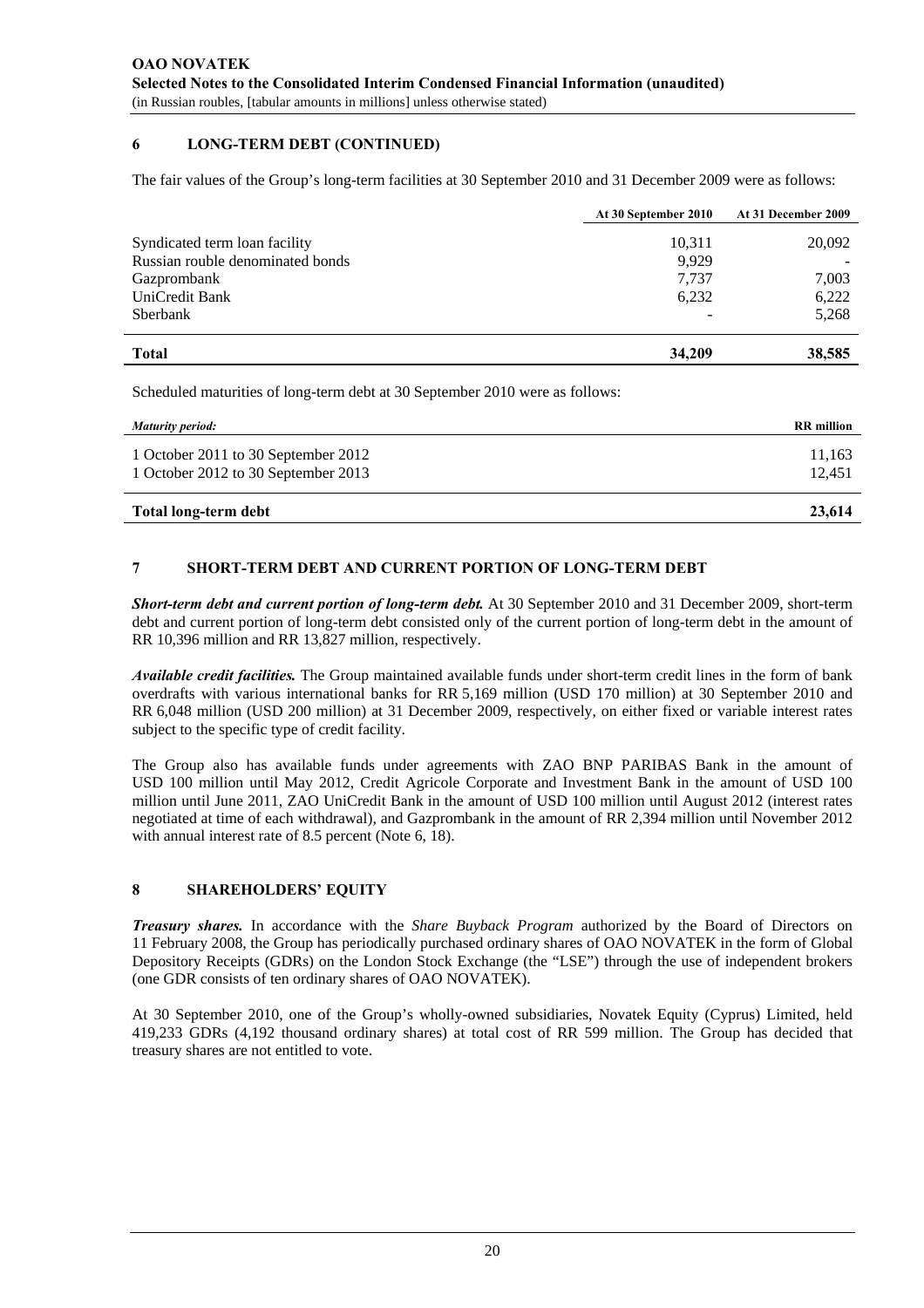## 6 LONG-TERM DEBT (CONTINUED)

The fair values of the Group's long-term facilities at 30 September 2010 and 31 December 2009 were as follows:

| | At 30 September 2010 | At 31 December 2009 |
|---|---|---|
| Syndicated term loan facility | 10,311 | 20,092 |
| Russian rouble denominated bonds | 9,929 | - |
| Gazprombank | 7,737 | 7,003 |
| UniCredit Bank | 6,232 | 6,222 |
| Sberbank | - | 5,268 |
| **Total** | **34,209** | **38,585** |

Scheduled maturities of long-term debt at 30 September 2010 were as follows:

| *Maturity period:* | RR million |
|---|---|
| 1 October 2011 to 30 September 2012 | 11,163 |
| 1 October 2012 to 30 September 2013 | 12,451 |
| **Total long-term debt** | **23,614** |

## 7 SHORT-TERM DEBT AND CURRENT PORTION OF LONG-TERM DEBT

***Short-term debt and current portion of long-term debt.*** At 30 September 2010 and 31 December 2009, short-term debt and current portion of long-term debt consisted only of the current portion of long-term debt in the amount of RR 10,396 million and RR 13,827 million, respectively.

***Available credit facilities.*** The Group maintained available funds under short-term credit lines in the form of bank overdrafts with various international banks for RR 5,169 million (USD 170 million) at 30 September 2010 and RR 6,048 million (USD 200 million) at 31 December 2009, respectively, on either fixed or variable interest rates subject to the specific type of credit facility.

The Group also has available funds under agreements with ZAO BNP PARIBAS Bank in the amount of USD 100 million until May 2012, Credit Agricole Corporate and Investment Bank in the amount of USD 100 million until June 2011, ZAO UniCredit Bank in the amount of USD 100 million until August 2012 (interest rates negotiated at time of each withdrawal), and Gazprombank in the amount of RR 2,394 million until November 2012 with annual interest rate of 8.5 percent (Note 6, 18).

## 8 SHAREHOLDERS' EQUITY

***Treasury shares.*** In accordance with the *Share Buyback Program* authorized by the Board of Directors on 11 February 2008, the Group has periodically purchased ordinary shares of OAO NOVATEK in the form of Global Depository Receipts (GDRs) on the London Stock Exchange (the "LSE") through the use of independent brokers (one GDR consists of ten ordinary shares of OAO NOVATEK).

At 30 September 2010, one of the Group's wholly-owned subsidiaries, Novatek Equity (Cyprus) Limited, held 419,233 GDRs (4,192 thousand ordinary shares) at total cost of RR 599 million. The Group has decided that treasury shares are not entitled to vote.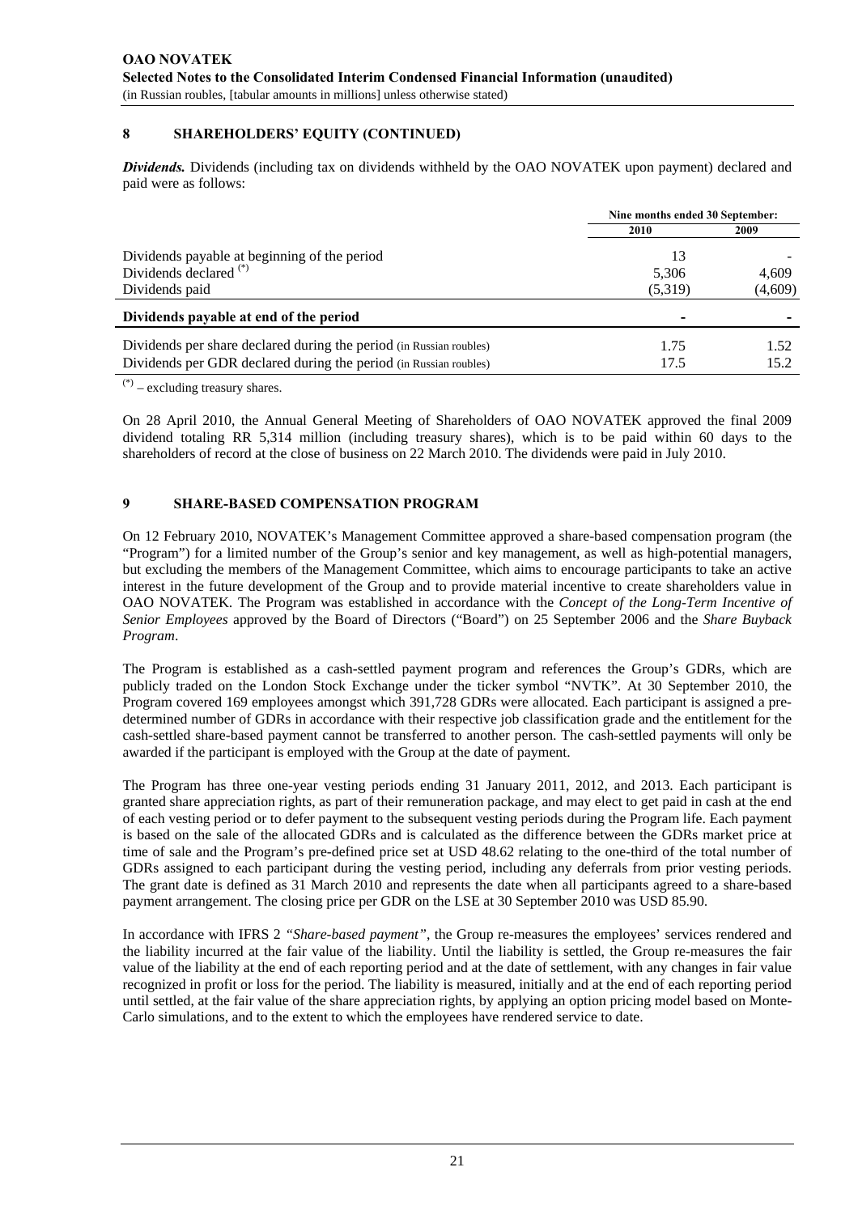## 8 SHAREHOLDERS' EQUITY (CONTINUED)

***Dividends.*** Dividends (including tax on dividends withheld by the OAO NOVATEK upon payment) declared and paid were as follows:

| | Nine months ended 30 September: | |
|---|---|---|
| | **2010** | **2009** |
| Dividends payable at beginning of the period | 13 | - |
| Dividends declared [(*)] | 5,306 | 4,609 |
| Dividends paid | (5,319) | (4,609) |
| **Dividends payable at end of the period** | **-** | **-** |
| Dividends per share declared during the period (in Russian roubles) | 1.75 | 1.52 |
| Dividends per GDR declared during the period (in Russian roubles) | 17.5 | 15.2 |

[(*)] – excluding treasury shares.

On 28 April 2010, the Annual General Meeting of Shareholders of OAO NOVATEK approved the final 2009 dividend totaling RR 5,314 million (including treasury shares), which is to be paid within 60 days to the shareholders of record at the close of business on 22 March 2010. The dividends were paid in July 2010.

## 9 SHARE-BASED COMPENSATION PROGRAM

On 12 February 2010, NOVATEK's Management Committee approved a share-based compensation program (the "Program") for a limited number of the Group's senior and key management, as well as high-potential managers, but excluding the members of the Management Committee, which aims to encourage participants to take an active interest in the future development of the Group and to provide material incentive to create shareholders value in OAO NOVATEK. The Program was established in accordance with the *Concept of the Long-Term Incentive of Senior Employees* approved by the Board of Directors ("Board") on 25 September 2006 and the *Share Buyback Program*.

The Program is established as a cash-settled payment program and references the Group's GDRs, which are publicly traded on the London Stock Exchange under the ticker symbol "NVTK". At 30 September 2010, the Program covered 169 employees amongst which 391,728 GDRs were allocated. Each participant is assigned a pre-determined number of GDRs in accordance with their respective job classification grade and the entitlement for the cash-settled share-based payment cannot be transferred to another person. The cash-settled payments will only be awarded if the participant is employed with the Group at the date of payment.

The Program has three one-year vesting periods ending 31 January 2011, 2012, and 2013. Each participant is granted share appreciation rights, as part of their remuneration package, and may elect to get paid in cash at the end of each vesting period or to defer payment to the subsequent vesting periods during the Program life. Each payment is based on the sale of the allocated GDRs and is calculated as the difference between the GDRs market price at time of sale and the Program's pre-defined price set at USD 48.62 relating to the one-third of the total number of GDRs assigned to each participant during the vesting period, including any deferrals from prior vesting periods. The grant date is defined as 31 March 2010 and represents the date when all participants agreed to a share-based payment arrangement. The closing price per GDR on the LSE at 30 September 2010 was USD 85.90.

In accordance with IFRS 2 *"Share-based payment"*, the Group re-measures the employees' services rendered and the liability incurred at the fair value of the liability. Until the liability is settled, the Group re-measures the fair value of the liability at the end of each reporting period and at the date of settlement, with any changes in fair value recognized in profit or loss for the period. The liability is measured, initially and at the end of each reporting period until settled, at the fair value of the share appreciation rights, by applying an option pricing model based on Monte-Carlo simulations, and to the extent to which the employees have rendered service to date.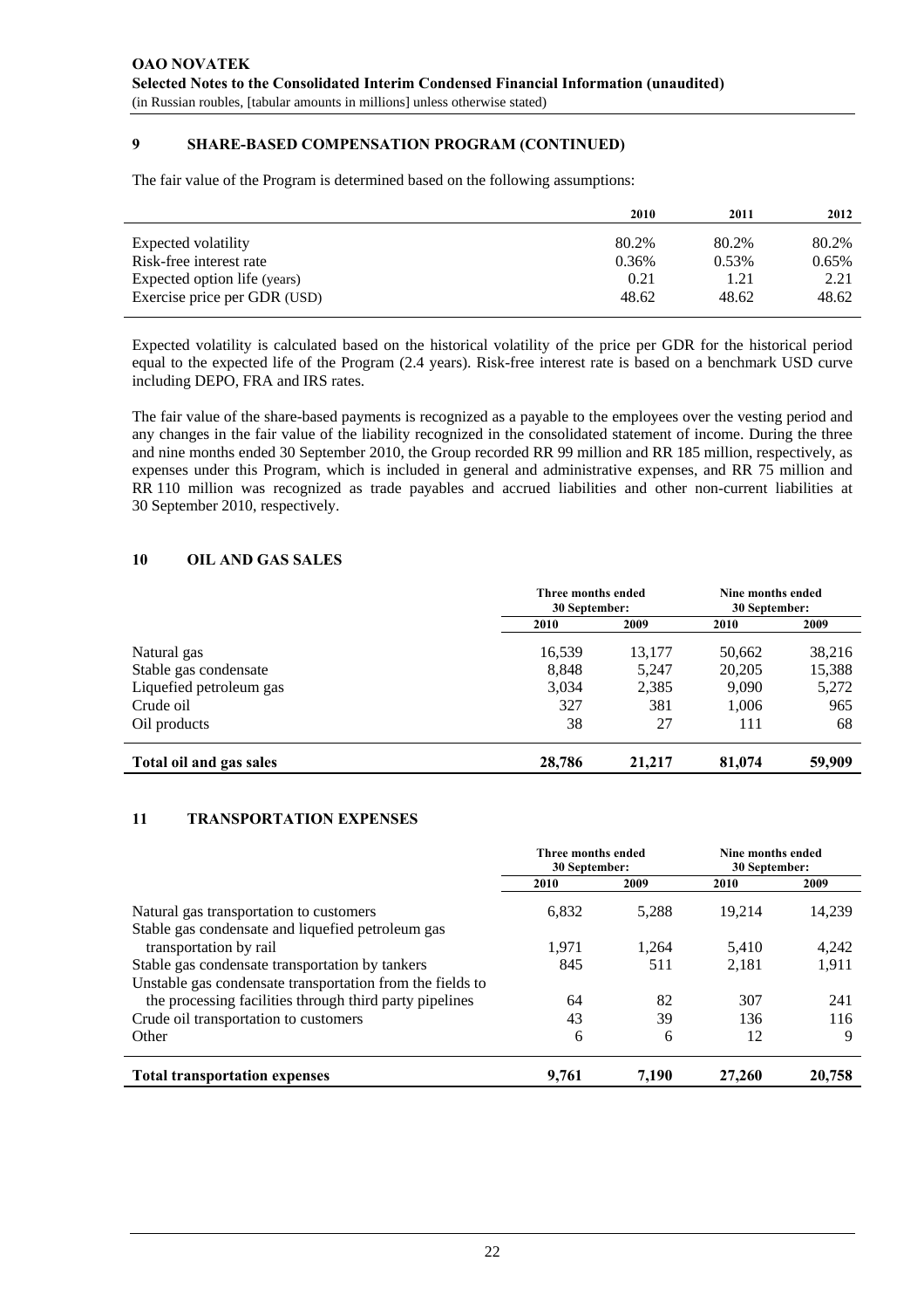## 9 SHARE-BASED COMPENSATION PROGRAM (CONTINUED)

The fair value of the Program is determined based on the following assumptions:

| | 2010 | 2011 | 2012 |
|---|---|---|---|
| Expected volatility | 80.2% | 80.2% | 80.2% |
| Risk-free interest rate | 0.36% | 0.53% | 0.65% |
| Expected option life (years) | 0.21 | 1.21 | 2.21 |
| Exercise price per GDR (USD) | 48.62 | 48.62 | 48.62 |

Expected volatility is calculated based on the historical volatility of the price per GDR for the historical period equal to the expected life of the Program (2.4 years). Risk-free interest rate is based on a benchmark USD curve including DEPO, FRA and IRS rates.

The fair value of the share-based payments is recognized as a payable to the employees over the vesting period and any changes in the fair value of the liability recognized in the consolidated statement of income. During the three and nine months ended 30 September 2010, the Group recorded RR 99 million and RR 185 million, respectively, as expenses under this Program, which is included in general and administrative expenses, and RR 75 million and RR 110 million was recognized as trade payables and accrued liabilities and other non-current liabilities at 30 September 2010, respectively.

## 10 OIL AND GAS SALES

| | Three months ended 30 September: | | Nine months ended 30 September: | |
|---|---|---|---|---|
| | 2010 | 2009 | 2010 | 2009 |
| Natural gas | 16,539 | 13,177 | 50,662 | 38,216 |
| Stable gas condensate | 8,848 | 5,247 | 20,205 | 15,388 |
| Liquefied petroleum gas | 3,034 | 2,385 | 9,090 | 5,272 |
| Crude oil | 327 | 381 | 1,006 | 965 |
| Oil products | 38 | 27 | 111 | 68 |
| **Total oil and gas sales** | **28,786** | **21,217** | **81,074** | **59,909** |

## 11 TRANSPORTATION EXPENSES

| | Three months ended 30 September: | | Nine months ended 30 September: | |
|---|---|---|---|---|
| | 2010 | 2009 | 2010 | 2009 |
| Natural gas transportation to customers | 6,832 | 5,288 | 19,214 | 14,239 |
| Stable gas condensate and liquefied petroleum gas transportation by rail | 1,971 | 1,264 | 5,410 | 4,242 |
| Stable gas condensate transportation by tankers | 845 | 511 | 2,181 | 1,911 |
| Unstable gas condensate transportation from the fields to the processing facilities through third party pipelines | 64 | 82 | 307 | 241 |
| Crude oil transportation to customers | 43 | 39 | 136 | 116 |
| Other | 6 | 6 | 12 | 9 |
| **Total transportation expenses** | **9,761** | **7,190** | **27,260** | **20,758** |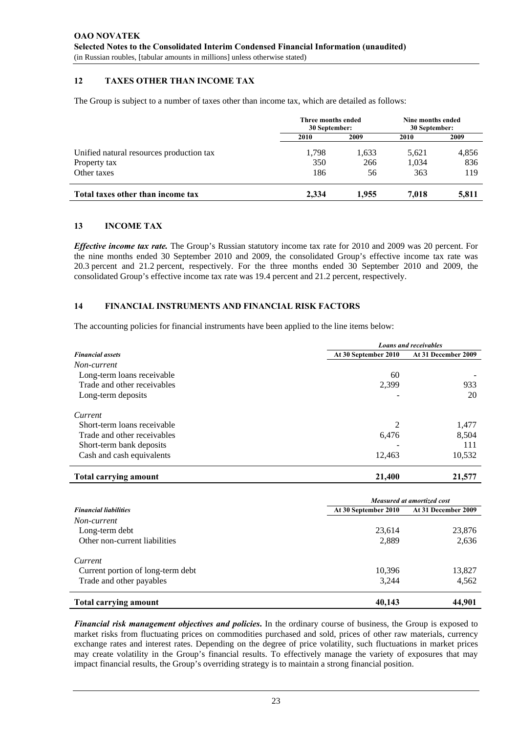## 12 TAXES OTHER THAN INCOME TAX

The Group is subject to a number of taxes other than income tax, which are detailed as follows:

| | Three months ended 30 September: | | Nine months ended 30 September: | |
|---|---|---|---|---|
| | **2010** | **2009** | **2010** | **2009** |
| Unified natural resources production tax | 1,798 | 1,633 | 5,621 | 4,856 |
| Property tax | 350 | 266 | 1,034 | 836 |
| Other taxes | 186 | 56 | 363 | 119 |
| **Total taxes other than income tax** | **2,334** | **1,955** | **7,018** | **5,811** |

## 13 INCOME TAX

***Effective income tax rate.*** The Group's Russian statutory income tax rate for 2010 and 2009 was 20 percent. For the nine months ended 30 September 2010 and 2009, the consolidated Group's effective income tax rate was 20.3 percent and 21.2 percent, respectively. For the three months ended 30 September 2010 and 2009, the consolidated Group's effective income tax rate was 19.4 percent and 21.2 percent, respectively.

## 14 FINANCIAL INSTRUMENTS AND FINANCIAL RISK FACTORS

The accounting policies for financial instruments have been applied to the line items below:

| | *Loans and receivables* | |
|---|---|---|
| ***Financial assets*** | **At 30 September 2010** | **At 31 December 2009** |
| *Non-current* | | |
| Long-term loans receivable | 60 | - |
| Trade and other receivables | 2,399 | 933 |
| Long-term deposits | - | 20 |
| *Current* | | |
| Short-term loans receivable | 2 | 1,477 |
| Trade and other receivables | 6,476 | 8,504 |
| Short-term bank deposits | - | 111 |
| Cash and cash equivalents | 12,463 | 10,532 |
| **Total carrying amount** | **21,400** | **21,577** |

| | *Measured at amortized cost* | |
|---|---|---|
| ***Financial liabilities*** | **At 30 September 2010** | **At 31 December 2009** |
| *Non-current* | | |
| Long-term debt | 23,614 | 23,876 |
| Other non-current liabilities | 2,889 | 2,636 |
| *Current* | | |
| Current portion of long-term debt | 10,396 | 13,827 |
| Trade and other payables | 3,244 | 4,562 |
| **Total carrying amount** | **40,143** | **44,901** |

***Financial risk management objectives and policies.*** In the ordinary course of business, the Group is exposed to market risks from fluctuating prices on commodities purchased and sold, prices of other raw materials, currency exchange rates and interest rates. Depending on the degree of price volatility, such fluctuations in market prices may create volatility in the Group's financial results. To effectively manage the variety of exposures that may impact financial results, the Group's overriding strategy is to maintain a strong financial position.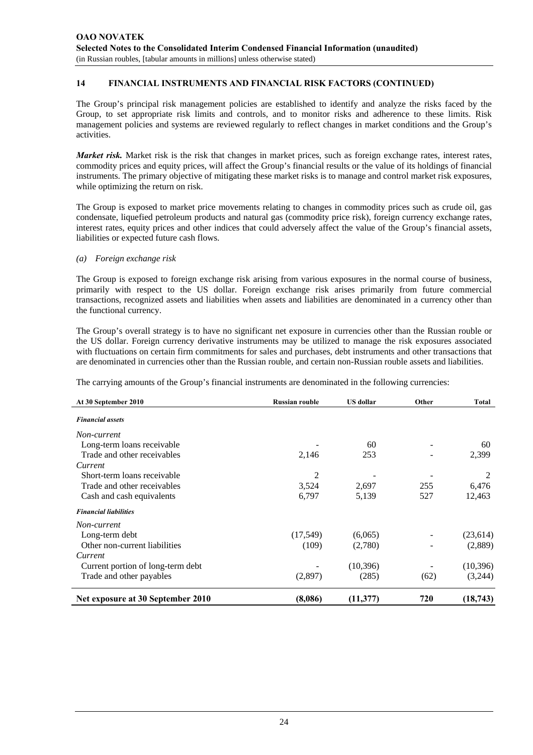## 14 FINANCIAL INSTRUMENTS AND FINANCIAL RISK FACTORS (CONTINUED)

The Group's principal risk management policies are established to identify and analyze the risks faced by the Group, to set appropriate risk limits and controls, and to monitor risks and adherence to these limits. Risk management policies and systems are reviewed regularly to reflect changes in market conditions and the Group's activities.

***Market risk.*** Market risk is the risk that changes in market prices, such as foreign exchange rates, interest rates, commodity prices and equity prices, will affect the Group's financial results or the value of its holdings of financial instruments. The primary objective of mitigating these market risks is to manage and control market risk exposures, while optimizing the return on risk.

The Group is exposed to market price movements relating to changes in commodity prices such as crude oil, gas condensate, liquefied petroleum products and natural gas (commodity price risk), foreign currency exchange rates, interest rates, equity prices and other indices that could adversely affect the value of the Group's financial assets, liabilities or expected future cash flows.

*(a) Foreign exchange risk*

The Group is exposed to foreign exchange risk arising from various exposures in the normal course of business, primarily with respect to the US dollar. Foreign exchange risk arises primarily from future commercial transactions, recognized assets and liabilities when assets and liabilities are denominated in a currency other than the functional currency.

The Group's overall strategy is to have no significant net exposure in currencies other than the Russian rouble or the US dollar. Foreign currency derivative instruments may be utilized to manage the risk exposures associated with fluctuations on certain firm commitments for sales and purchases, debt instruments and other transactions that are denominated in currencies other than the Russian rouble, and certain non-Russian rouble assets and liabilities.

The carrying amounts of the Group's financial instruments are denominated in the following currencies:

| At 30 September 2010 | Russian rouble | US dollar | Other | Total |
|---|---|---|---|---|
| *Financial assets* | | | | |
| *Non-current* | | | | |
| Long-term loans receivable | - | 60 | - | 60 |
| Trade and other receivables | 2,146 | 253 | - | 2,399 |
| *Current* | | | | |
| Short-term loans receivable | 2 | - | - | 2 |
| Trade and other receivables | 3,524 | 2,697 | 255 | 6,476 |
| Cash and cash equivalents | 6,797 | 5,139 | 527 | 12,463 |
| *Financial liabilities* | | | | |
| *Non-current* | | | | |
| Long-term debt | (17,549) | (6,065) | - | (23,614) |
| Other non-current liabilities | (109) | (2,780) | - | (2,889) |
| *Current* | | | | |
| Current portion of long-term debt | - | (10,396) | - | (10,396) |
| Trade and other payables | (2,897) | (285) | (62) | (3,244) |
| **Net exposure at 30 September 2010** | **(8,086)** | **(11,377)** | **720** | **(18,743)** |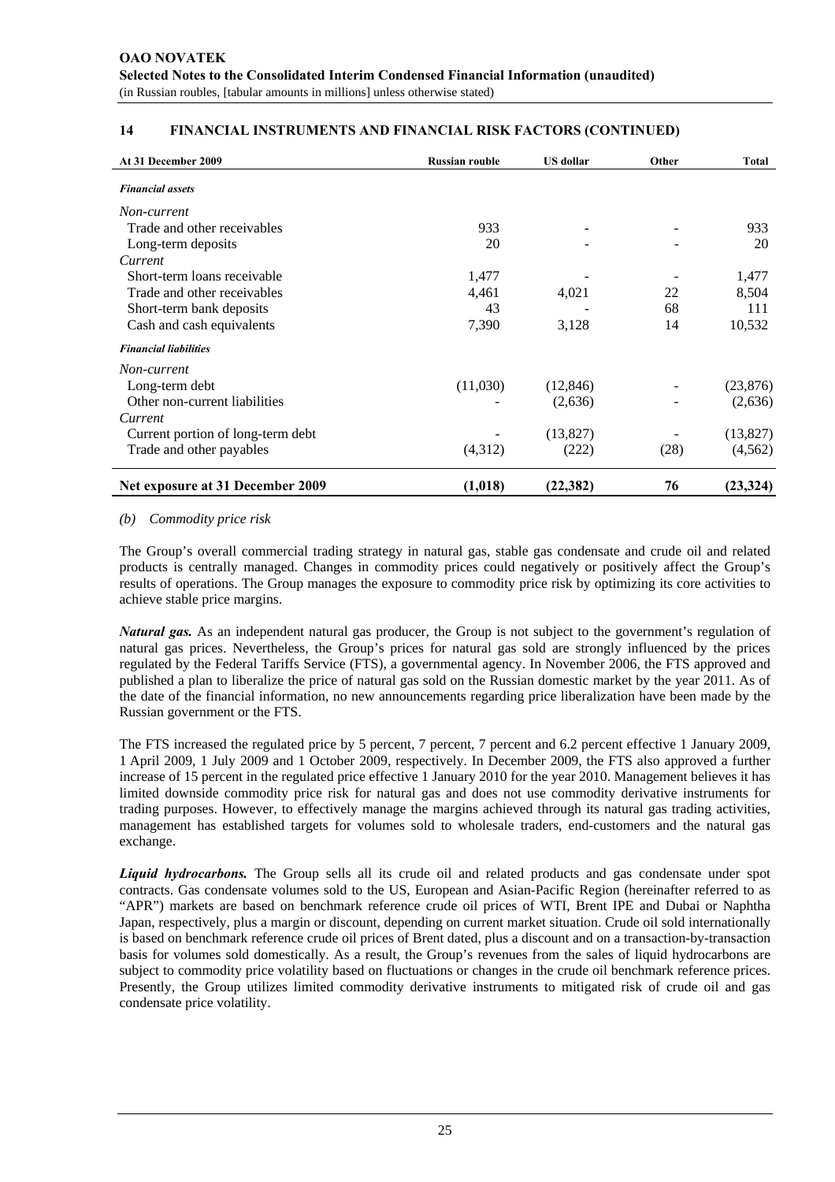## 14 FINANCIAL INSTRUMENTS AND FINANCIAL RISK FACTORS (CONTINUED)

| At 31 December 2009 | Russian rouble | US dollar | Other | Total |
|---|---|---|---|---|
| ***Financial assets*** | | | | |
| *Non-current* | | | | |
| Trade and other receivables | 933 | - | - | 933 |
| Long-term deposits | 20 | - | - | 20 |
| *Current* | | | | |
| Short-term loans receivable | 1,477 | - | - | 1,477 |
| Trade and other receivables | 4,461 | 4,021 | 22 | 8,504 |
| Short-term bank deposits | 43 | - | 68 | 111 |
| Cash and cash equivalents | 7,390 | 3,128 | 14 | 10,532 |
| ***Financial liabilities*** | | | | |
| *Non-current* | | | | |
| Long-term debt | (11,030) | (12,846) | - | (23,876) |
| Other non-current liabilities | - | (2,636) | - | (2,636) |
| *Current* | | | | |
| Current portion of long-term debt | - | (13,827) | - | (13,827) |
| Trade and other payables | (4,312) | (222) | (28) | (4,562) |
| **Net exposure at 31 December 2009** | **(1,018)** | **(22,382)** | **76** | **(23,324)** |

*(b) Commodity price risk*

The Group's overall commercial trading strategy in natural gas, stable gas condensate and crude oil and related products is centrally managed. Changes in commodity prices could negatively or positively affect the Group's results of operations. The Group manages the exposure to commodity price risk by optimizing its core activities to achieve stable price margins.

***Natural gas.*** As an independent natural gas producer, the Group is not subject to the government's regulation of natural gas prices. Nevertheless, the Group's prices for natural gas sold are strongly influenced by the prices regulated by the Federal Tariffs Service (FTS), a governmental agency. In November 2006, the FTS approved and published a plan to liberalize the price of natural gas sold on the Russian domestic market by the year 2011. As of the date of the financial information, no new announcements regarding price liberalization have been made by the Russian government or the FTS.

The FTS increased the regulated price by 5 percent, 7 percent, 7 percent and 6.2 percent effective 1 January 2009, 1 April 2009, 1 July 2009 and 1 October 2009, respectively. In December 2009, the FTS also approved a further increase of 15 percent in the regulated price effective 1 January 2010 for the year 2010. Management believes it has limited downside commodity price risk for natural gas and does not use commodity derivative instruments for trading purposes. However, to effectively manage the margins achieved through its natural gas trading activities, management has established targets for volumes sold to wholesale traders, end-customers and the natural gas exchange.

***Liquid hydrocarbons.*** The Group sells all its crude oil and related products and gas condensate under spot contracts. Gas condensate volumes sold to the US, European and Asian-Pacific Region (hereinafter referred to as "APR") markets are based on benchmark reference crude oil prices of WTI, Brent IPE and Dubai or Naphtha Japan, respectively, plus a margin or discount, depending on current market situation. Crude oil sold internationally is based on benchmark reference crude oil prices of Brent dated, plus a discount and on a transaction-by-transaction basis for volumes sold domestically. As a result, the Group's revenues from the sales of liquid hydrocarbons are subject to commodity price volatility based on fluctuations or changes in the crude oil benchmark reference prices. Presently, the Group utilizes limited commodity derivative instruments to mitigated risk of crude oil and gas condensate price volatility.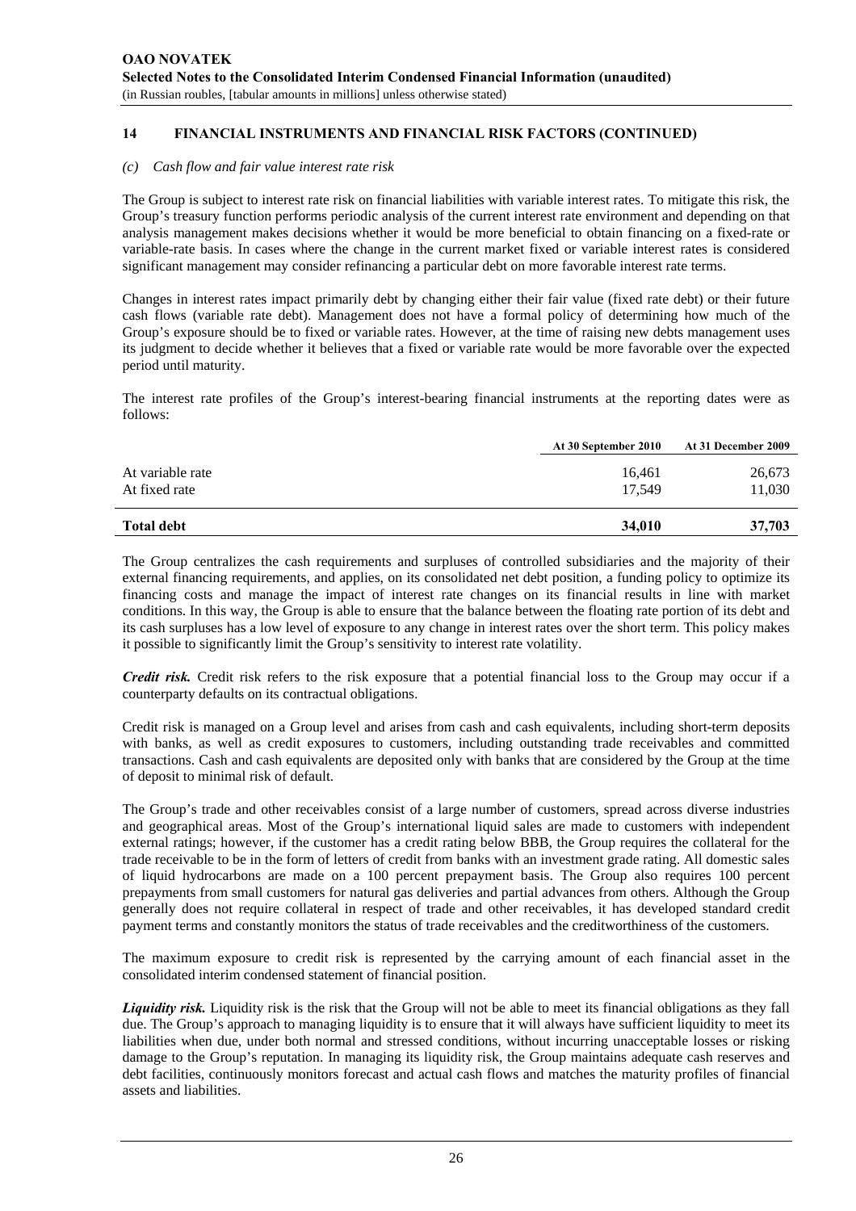## 14 FINANCIAL INSTRUMENTS AND FINANCIAL RISK FACTORS (CONTINUED)

*(c) Cash flow and fair value interest rate risk*

The Group is subject to interest rate risk on financial liabilities with variable interest rates. To mitigate this risk, the Group's treasury function performs periodic analysis of the current interest rate environment and depending on that analysis management makes decisions whether it would be more beneficial to obtain financing on a fixed-rate or variable-rate basis. In cases where the change in the current market fixed or variable interest rates is considered significant management may consider refinancing a particular debt on more favorable interest rate terms.

Changes in interest rates impact primarily debt by changing either their fair value (fixed rate debt) or their future cash flows (variable rate debt). Management does not have a formal policy of determining how much of the Group's exposure should be to fixed or variable rates. However, at the time of raising new debts management uses its judgment to decide whether it believes that a fixed or variable rate would be more favorable over the expected period until maturity.

The interest rate profiles of the Group's interest-bearing financial instruments at the reporting dates were as follows:

| | At 30 September 2010 | At 31 December 2009 |
|---|---|---|
| At variable rate | 16,461 | 26,673 |
| At fixed rate | 17,549 | 11,030 |
| **Total debt** | **34,010** | **37,703** |

The Group centralizes the cash requirements and surpluses of controlled subsidiaries and the majority of their external financing requirements, and applies, on its consolidated net debt position, a funding policy to optimize its financing costs and manage the impact of interest rate changes on its financial results in line with market conditions. In this way, the Group is able to ensure that the balance between the floating rate portion of its debt and its cash surpluses has a low level of exposure to any change in interest rates over the short term. This policy makes it possible to significantly limit the Group's sensitivity to interest rate volatility.

***Credit risk.*** Credit risk refers to the risk exposure that a potential financial loss to the Group may occur if a counterparty defaults on its contractual obligations.

Credit risk is managed on a Group level and arises from cash and cash equivalents, including short-term deposits with banks, as well as credit exposures to customers, including outstanding trade receivables and committed transactions. Cash and cash equivalents are deposited only with banks that are considered by the Group at the time of deposit to minimal risk of default.

The Group's trade and other receivables consist of a large number of customers, spread across diverse industries and geographical areas. Most of the Group's international liquid sales are made to customers with independent external ratings; however, if the customer has a credit rating below BBB, the Group requires the collateral for the trade receivable to be in the form of letters of credit from banks with an investment grade rating. All domestic sales of liquid hydrocarbons are made on a 100 percent prepayment basis. The Group also requires 100 percent prepayments from small customers for natural gas deliveries and partial advances from others. Although the Group generally does not require collateral in respect of trade and other receivables, it has developed standard credit payment terms and constantly monitors the status of trade receivables and the creditworthiness of the customers.

The maximum exposure to credit risk is represented by the carrying amount of each financial asset in the consolidated interim condensed statement of financial position.

***Liquidity risk.*** Liquidity risk is the risk that the Group will not be able to meet its financial obligations as they fall due. The Group's approach to managing liquidity is to ensure that it will always have sufficient liquidity to meet its liabilities when due, under both normal and stressed conditions, without incurring unacceptable losses or risking damage to the Group's reputation. In managing its liquidity risk, the Group maintains adequate cash reserves and debt facilities, continuously monitors forecast and actual cash flows and matches the maturity profiles of financial assets and liabilities.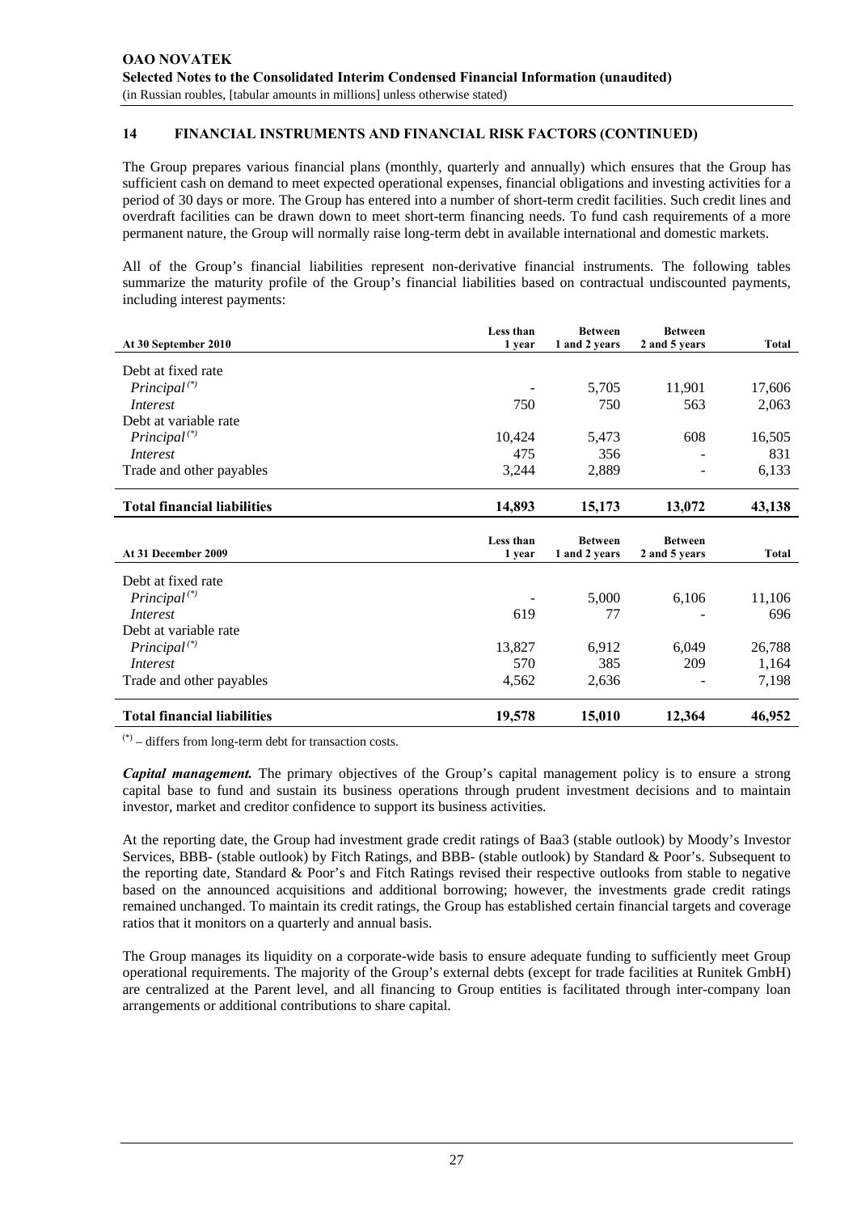## 14 FINANCIAL INSTRUMENTS AND FINANCIAL RISK FACTORS (CONTINUED)

The Group prepares various financial plans (monthly, quarterly and annually) which ensures that the Group has sufficient cash on demand to meet expected operational expenses, financial obligations and investing activities for a period of 30 days or more. The Group has entered into a number of short-term credit facilities. Such credit lines and overdraft facilities can be drawn down to meet short-term financing needs. To fund cash requirements of a more permanent nature, the Group will normally raise long-term debt in available international and domestic markets.

All of the Group's financial liabilities represent non-derivative financial instruments. The following tables summarize the maturity profile of the Group's financial liabilities based on contractual undiscounted payments, including interest payments:

| At 30 September 2010 | Less than 1 year | Between 1 and 2 years | Between 2 and 5 years | Total |
|---|---|---|---|---|
| Debt at fixed rate | | | | |
| *Principal* (*) | - | 5,705 | 11,901 | 17,606 |
| *Interest* | 750 | 750 | 563 | 2,063 |
| Debt at variable rate | | | | |
| *Principal* (*) | 10,424 | 5,473 | 608 | 16,505 |
| *Interest* | 475 | 356 | - | 831 |
| Trade and other payables | 3,244 | 2,889 | - | 6,133 |
| **Total financial liabilities** | **14,893** | **15,173** | **13,072** | **43,138** |

| At 31 December 2009 | Less than 1 year | Between 1 and 2 years | Between 2 and 5 years | Total |
|---|---|---|---|---|
| Debt at fixed rate | | | | |
| *Principal* (*) | - | 5,000 | 6,106 | 11,106 |
| *Interest* | 619 | 77 | - | 696 |
| Debt at variable rate | | | | |
| *Principal* (*) | 13,827 | 6,912 | 6,049 | 26,788 |
| *Interest* | 570 | 385 | 209 | 1,164 |
| Trade and other payables | 4,562 | 2,636 | - | 7,198 |
| **Total financial liabilities** | **19,578** | **15,010** | **12,364** | **46,952** |

(*) – differs from long-term debt for transaction costs.

***Capital management.*** The primary objectives of the Group's capital management policy is to ensure a strong capital base to fund and sustain its business operations through prudent investment decisions and to maintain investor, market and creditor confidence to support its business activities.

At the reporting date, the Group had investment grade credit ratings of Baa3 (stable outlook) by Moody's Investor Services, BBB- (stable outlook) by Fitch Ratings, and BBB- (stable outlook) by Standard & Poor's. Subsequent to the reporting date, Standard & Poor's and Fitch Ratings revised their respective outlooks from stable to negative based on the announced acquisitions and additional borrowing; however, the investments grade credit ratings remained unchanged. To maintain its credit ratings, the Group has established certain financial targets and coverage ratios that it monitors on a quarterly and annual basis.

The Group manages its liquidity on a corporate-wide basis to ensure adequate funding to sufficiently meet Group operational requirements. The majority of the Group's external debts (except for trade facilities at Runitek GmbH) are centralized at the Parent level, and all financing to Group entities is facilitated through inter-company loan arrangements or additional contributions to share capital.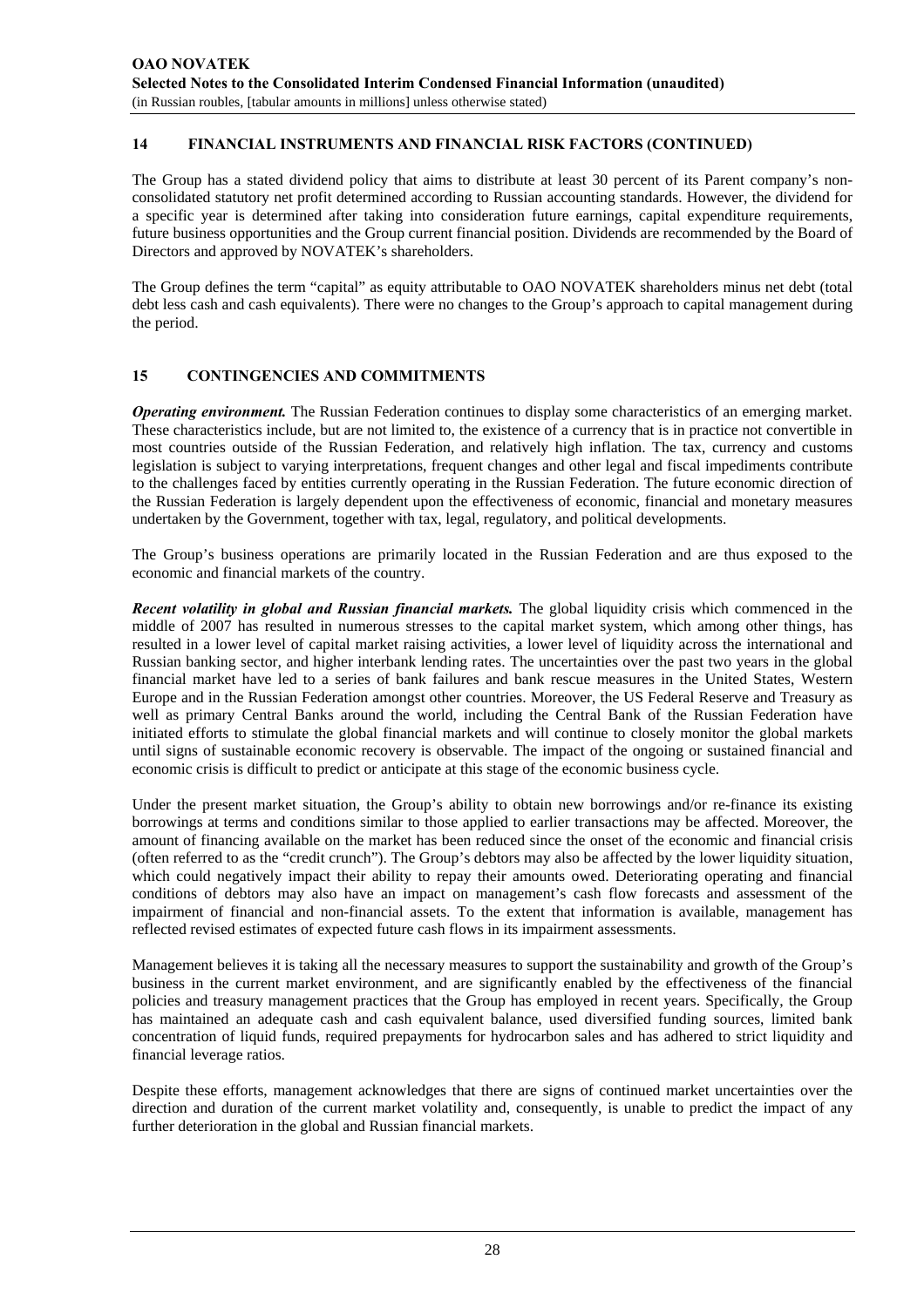## 14 FINANCIAL INSTRUMENTS AND FINANCIAL RISK FACTORS (CONTINUED)

The Group has a stated dividend policy that aims to distribute at least 30 percent of its Parent company's non-consolidated statutory net profit determined according to Russian accounting standards. However, the dividend for a specific year is determined after taking into consideration future earnings, capital expenditure requirements, future business opportunities and the Group current financial position. Dividends are recommended by the Board of Directors and approved by NOVATEK's shareholders.

The Group defines the term "capital" as equity attributable to OAO NOVATEK shareholders minus net debt (total debt less cash and cash equivalents). There were no changes to the Group's approach to capital management during the period.

## 15 CONTINGENCIES AND COMMITMENTS

***Operating environment.*** The Russian Federation continues to display some characteristics of an emerging market. These characteristics include, but are not limited to, the existence of a currency that is in practice not convertible in most countries outside of the Russian Federation, and relatively high inflation. The tax, currency and customs legislation is subject to varying interpretations, frequent changes and other legal and fiscal impediments contribute to the challenges faced by entities currently operating in the Russian Federation. The future economic direction of the Russian Federation is largely dependent upon the effectiveness of economic, financial and monetary measures undertaken by the Government, together with tax, legal, regulatory, and political developments.

The Group's business operations are primarily located in the Russian Federation and are thus exposed to the economic and financial markets of the country.

***Recent volatility in global and Russian financial markets.*** The global liquidity crisis which commenced in the middle of 2007 has resulted in numerous stresses to the capital market system, which among other things, has resulted in a lower level of capital market raising activities, a lower level of liquidity across the international and Russian banking sector, and higher interbank lending rates. The uncertainties over the past two years in the global financial market have led to a series of bank failures and bank rescue measures in the United States, Western Europe and in the Russian Federation amongst other countries. Moreover, the US Federal Reserve and Treasury as well as primary Central Banks around the world, including the Central Bank of the Russian Federation have initiated efforts to stimulate the global financial markets and will continue to closely monitor the global markets until signs of sustainable economic recovery is observable. The impact of the ongoing or sustained financial and economic crisis is difficult to predict or anticipate at this stage of the economic business cycle.

Under the present market situation, the Group's ability to obtain new borrowings and/or re-finance its existing borrowings at terms and conditions similar to those applied to earlier transactions may be affected. Moreover, the amount of financing available on the market has been reduced since the onset of the economic and financial crisis (often referred to as the "credit crunch"). The Group's debtors may also be affected by the lower liquidity situation, which could negatively impact their ability to repay their amounts owed. Deteriorating operating and financial conditions of debtors may also have an impact on management's cash flow forecasts and assessment of the impairment of financial and non-financial assets. To the extent that information is available, management has reflected revised estimates of expected future cash flows in its impairment assessments.

Management believes it is taking all the necessary measures to support the sustainability and growth of the Group's business in the current market environment, and are significantly enabled by the effectiveness of the financial policies and treasury management practices that the Group has employed in recent years. Specifically, the Group has maintained an adequate cash and cash equivalent balance, used diversified funding sources, limited bank concentration of liquid funds, required prepayments for hydrocarbon sales and has adhered to strict liquidity and financial leverage ratios.

Despite these efforts, management acknowledges that there are signs of continued market uncertainties over the direction and duration of the current market volatility and, consequently, is unable to predict the impact of any further deterioration in the global and Russian financial markets.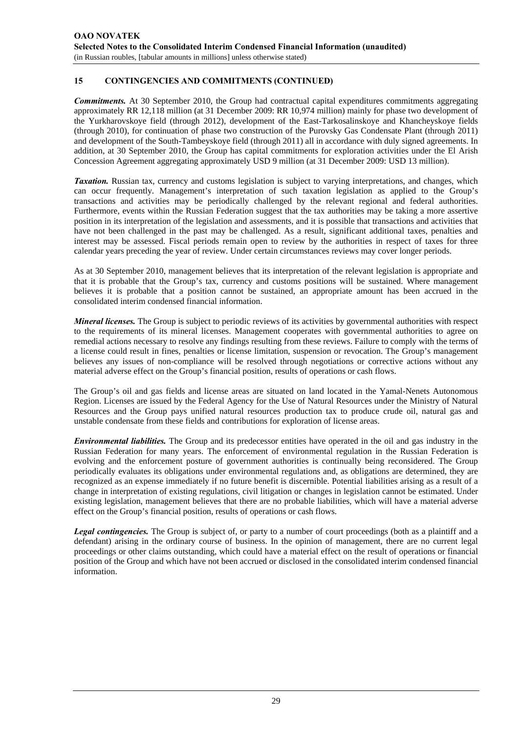## 15 CONTINGENCIES AND COMMITMENTS (CONTINUED)

***Commitments.*** At 30 September 2010, the Group had contractual capital expenditures commitments aggregating approximately RR 12,118 million (at 31 December 2009: RR 10,974 million) mainly for phase two development of the Yurkharovskoye field (through 2012), development of the East-Tarkosalinskoye and Khancheyskoye fields (through 2010), for continuation of phase two construction of the Purovsky Gas Condensate Plant (through 2011) and development of the South-Tambeyskoye field (through 2011) all in accordance with duly signed agreements. In addition, at 30 September 2010, the Group has capital commitments for exploration activities under the El Arish Concession Agreement aggregating approximately USD 9 million (at 31 December 2009: USD 13 million).

***Taxation.*** Russian tax, currency and customs legislation is subject to varying interpretations, and changes, which can occur frequently. Management's interpretation of such taxation legislation as applied to the Group's transactions and activities may be periodically challenged by the relevant regional and federal authorities. Furthermore, events within the Russian Federation suggest that the tax authorities may be taking a more assertive position in its interpretation of the legislation and assessments, and it is possible that transactions and activities that have not been challenged in the past may be challenged. As a result, significant additional taxes, penalties and interest may be assessed. Fiscal periods remain open to review by the authorities in respect of taxes for three calendar years preceding the year of review. Under certain circumstances reviews may cover longer periods.

As at 30 September 2010, management believes that its interpretation of the relevant legislation is appropriate and that it is probable that the Group's tax, currency and customs positions will be sustained. Where management believes it is probable that a position cannot be sustained, an appropriate amount has been accrued in the consolidated interim condensed financial information.

***Mineral licenses.*** The Group is subject to periodic reviews of its activities by governmental authorities with respect to the requirements of its mineral licenses. Management cooperates with governmental authorities to agree on remedial actions necessary to resolve any findings resulting from these reviews. Failure to comply with the terms of a license could result in fines, penalties or license limitation, suspension or revocation. The Group's management believes any issues of non-compliance will be resolved through negotiations or corrective actions without any material adverse effect on the Group's financial position, results of operations or cash flows.

The Group's oil and gas fields and license areas are situated on land located in the Yamal-Nenets Autonomous Region. Licenses are issued by the Federal Agency for the Use of Natural Resources under the Ministry of Natural Resources and the Group pays unified natural resources production tax to produce crude oil, natural gas and unstable condensate from these fields and contributions for exploration of license areas.

***Environmental liabilities.*** The Group and its predecessor entities have operated in the oil and gas industry in the Russian Federation for many years. The enforcement of environmental regulation in the Russian Federation is evolving and the enforcement posture of government authorities is continually being reconsidered. The Group periodically evaluates its obligations under environmental regulations and, as obligations are determined, they are recognized as an expense immediately if no future benefit is discernible. Potential liabilities arising as a result of a change in interpretation of existing regulations, civil litigation or changes in legislation cannot be estimated. Under existing legislation, management believes that there are no probable liabilities, which will have a material adverse effect on the Group's financial position, results of operations or cash flows.

***Legal contingencies.*** The Group is subject of, or party to a number of court proceedings (both as a plaintiff and a defendant) arising in the ordinary course of business. In the opinion of management, there are no current legal proceedings or other claims outstanding, which could have a material effect on the result of operations or financial position of the Group and which have not been accrued or disclosed in the consolidated interim condensed financial information.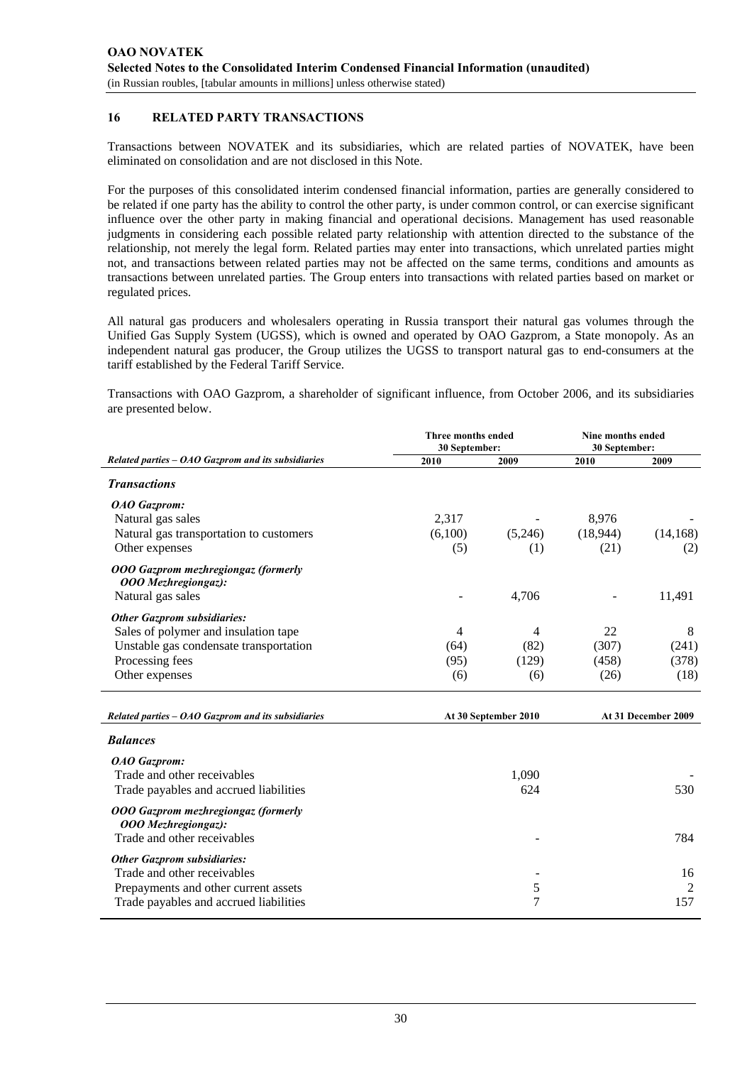## 16 RELATED PARTY TRANSACTIONS

Transactions between NOVATEK and its subsidiaries, which are related parties of NOVATEK, have been eliminated on consolidation and are not disclosed in this Note.

For the purposes of this consolidated interim condensed financial information, parties are generally considered to be related if one party has the ability to control the other party, is under common control, or can exercise significant influence over the other party in making financial and operational decisions. Management has used reasonable judgments in considering each possible related party relationship with attention directed to the substance of the relationship, not merely the legal form. Related parties may enter into transactions, which unrelated parties might not, and transactions between related parties may not be affected on the same terms, conditions and amounts as transactions between unrelated parties. The Group enters into transactions with related parties based on market or regulated prices.

All natural gas producers and wholesalers operating in Russia transport their natural gas volumes through the Unified Gas Supply System (UGSS), which is owned and operated by OAO Gazprom, a State monopoly. As an independent natural gas producer, the Group utilizes the UGSS to transport natural gas to end-consumers at the tariff established by the Federal Tariff Service.

Transactions with OAO Gazprom, a shareholder of significant influence, from October 2006, and its subsidiaries are presented below.

| | Three months ended 30 September: | | Nine months ended 30 September: | |
|---|---|---|---|---|
| ***Related parties – OAO Gazprom and its subsidiaries*** | **2010** | **2009** | **2010** | **2009** |
| ***Transactions*** | | | | |
| ***OAO Gazprom:*** | | | | |
| Natural gas sales | 2,317 | - | 8,976 | - |
| Natural gas transportation to customers | (6,100) | (5,246) | (18,944) | (14,168) |
| Other expenses | (5) | (1) | (21) | (2) |
| ***OOO Gazprom mezhregiongaz (formerly OOO Mezhregiongaz):*** | | | | |
| Natural gas sales | - | 4,706 | - | 11,491 |
| ***Other Gazprom subsidiaries:*** | | | | |
| Sales of polymer and insulation tape | 4 | 4 | 22 | 8 |
| Unstable gas condensate transportation | (64) | (82) | (307) | (241) |
| Processing fees | (95) | (129) | (458) | (378) |
| Other expenses | (6) | (6) | (26) | (18) |

| ***Related parties – OAO Gazprom and its subsidiaries*** | **At 30 September 2010** | **At 31 December 2009** |
|---|---|---|
| ***Balances*** | | |
| ***OAO Gazprom:*** | | |
| Trade and other receivables | 1,090 | - |
| Trade payables and accrued liabilities | 624 | 530 |
| ***OOO Gazprom mezhregiongaz (formerly OOO Mezhregiongaz):*** | | |
| Trade and other receivables | - | 784 |
| ***Other Gazprom subsidiaries:*** | | |
| Trade and other receivables | - | 16 |
| Prepayments and other current assets | 5 | 2 |
| Trade payables and accrued liabilities | 7 | 157 |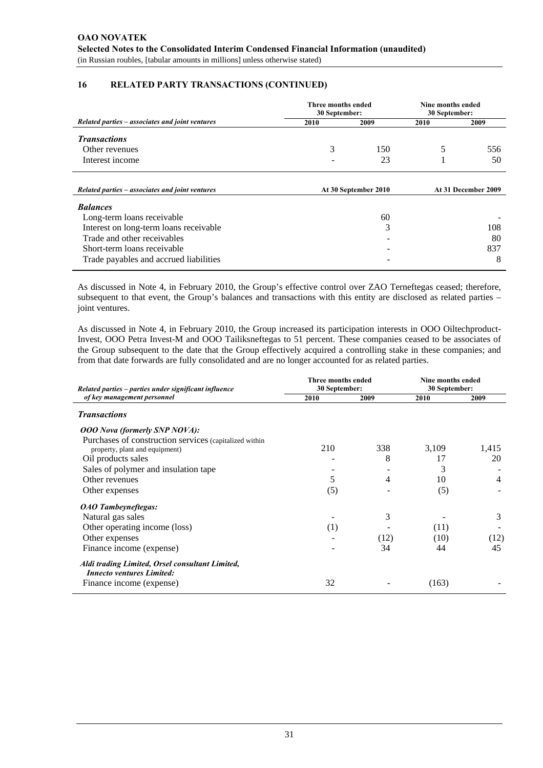## 16 RELATED PARTY TRANSACTIONS (CONTINUED)

| *Related parties – associates and joint ventures* | Three months ended 30 September: | | Nine months ended 30 September: | |
|---|---|---|---|---|
| | 2010 | 2009 | 2010 | 2009 |
| ***Transactions*** | | | | |
| Other revenues | 3 | 150 | 5 | 556 |
| Interest income | - | 23 | 1 | 50 |

| *Related parties – associates and joint ventures* | At 30 September 2010 | At 31 December 2009 |
|---|---|---|
| ***Balances*** | | |
| Long-term loans receivable | 60 | - |
| Interest on long-term loans receivable | 3 | 108 |
| Trade and other receivables | - | 80 |
| Short-term loans receivable | - | 837 |
| Trade payables and accrued liabilities | - | 8 |

As discussed in Note 4, in February 2010, the Group's effective control over ZAO Terneftegas ceased; therefore, subsequent to that event, the Group's balances and transactions with this entity are disclosed as related parties – joint ventures.

As discussed in Note 4, in February 2010, the Group increased its participation interests in OOO Oiltechproduct-Invest, OOO Petra Invest-M and OOO Tailiksneftegas to 51 percent. These companies ceased to be associates of the Group subsequent to the date that the Group effectively acquired a controlling stake in these companies; and from that date forwards are fully consolidated and are no longer accounted for as related parties.

| *Related parties – parties under significant influence of key management personnel* | Three months ended 30 September: | | Nine months ended 30 September: | |
|---|---|---|---|---|
| | 2010 | 2009 | 2010 | 2009 |
| ***Transactions*** | | | | |
| ***OOO Nova (formerly SNP NOVA):*** | | | | |
| Purchases of construction services (capitalized within property, plant and equipment) | 210 | 338 | 3,109 | 1,415 |
| Oil products sales | - | 8 | 17 | 20 |
| Sales of polymer and insulation tape | - | - | 3 | - |
| Other revenues | 5 | 4 | 10 | 4 |
| Other expenses | (5) | - | (5) | - |
| ***OAO Tambeyneftegas:*** | | | | |
| Natural gas sales | - | 3 | - | 3 |
| Other operating income (loss) | (1) | - | (11) | - |
| Other expenses | - | (12) | (10) | (12) |
| Finance income (expense) | - | 34 | 44 | 45 |
| ***Aldi trading Limited, Orsel consultant Limited, Innecto ventures Limited:*** | | | | |
| Finance income (expense) | 32 | - | (163) | - |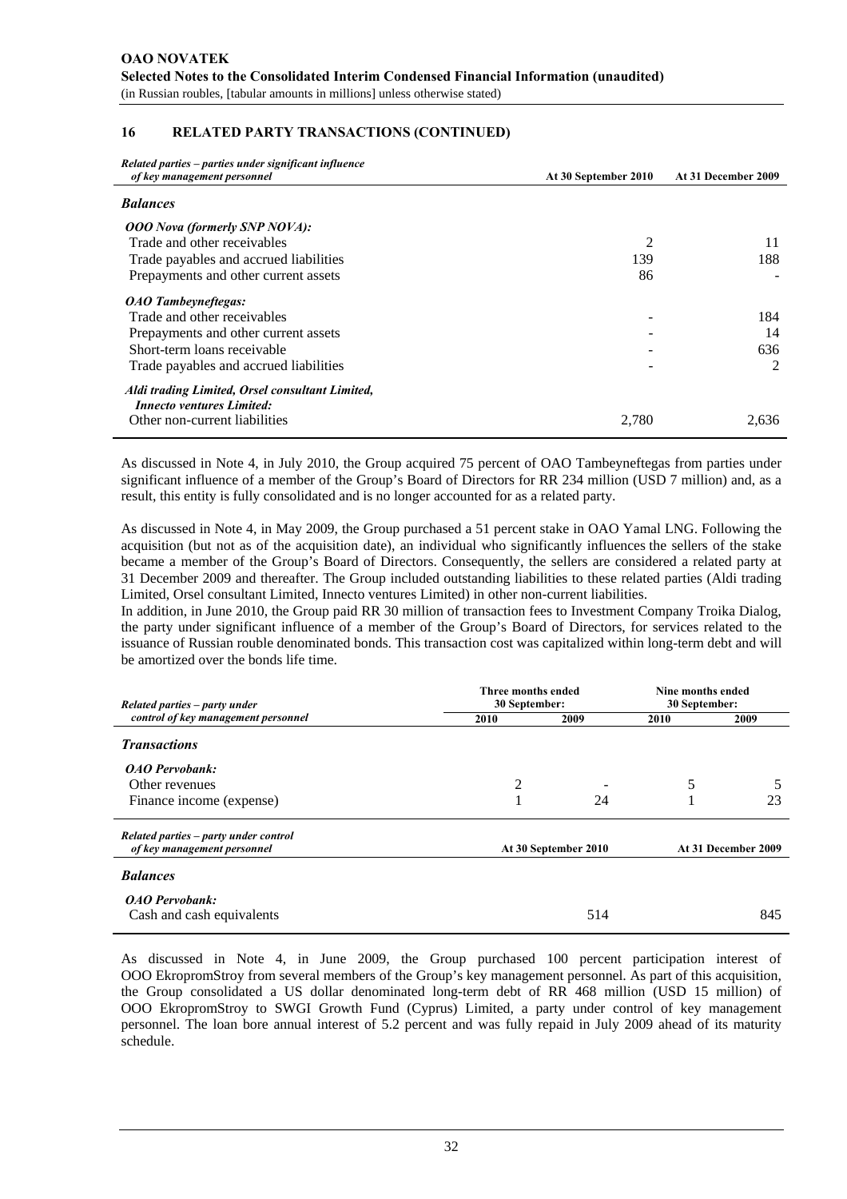## 16 RELATED PARTY TRANSACTIONS (CONTINUED)

| *Related parties – parties under significant influence of key management personnel* | At 30 September 2010 | At 31 December 2009 |
|---|---|---|
| ***Balances*** | | |
| ***OOO Nova (formerly SNP NOVA):*** | | |
| Trade and other receivables | 2 | 11 |
| Trade payables and accrued liabilities | 139 | 188 |
| Prepayments and other current assets | 86 | - |
| ***OAO Tambeyneftegas:*** | | |
| Trade and other receivables | - | 184 |
| Prepayments and other current assets | - | 14 |
| Short-term loans receivable | - | 636 |
| Trade payables and accrued liabilities | - | 2 |
| ***Aldi trading Limited, Orsel consultant Limited, Innecto ventures Limited:*** | | |
| Other non-current liabilities | 2,780 | 2,636 |

As discussed in Note 4, in July 2010, the Group acquired 75 percent of OAO Tambeyneftegas from parties under significant influence of a member of the Group's Board of Directors for RR 234 million (USD 7 million) and, as a result, this entity is fully consolidated and is no longer accounted for as a related party.

As discussed in Note 4, in May 2009, the Group purchased a 51 percent stake in OAO Yamal LNG. Following the acquisition (but not as of the acquisition date), an individual who significantly influences the sellers of the stake became a member of the Group's Board of Directors. Consequently, the sellers are considered a related party at 31 December 2009 and thereafter. The Group included outstanding liabilities to these related parties (Aldi trading Limited, Orsel consultant Limited, Innecto ventures Limited) in other non-current liabilities.

In addition, in June 2010, the Group paid RR 30 million of transaction fees to Investment Company Troika Dialog, the party under significant influence of a member of the Group's Board of Directors, for services related to the issuance of Russian rouble denominated bonds. This transaction cost was capitalized within long-term debt and will be amortized over the bonds life time.

| *Related parties – party under control of key management personnel* | Three months ended 30 September: | | Nine months ended 30 September: | |
|---|---|---|---|---|
| | 2010 | 2009 | 2010 | 2009 |
| ***Transactions*** | | | | |
| ***OAO Pervobank:*** | | | | |
| Other revenues | 2 | - | 5 | 5 |
| Finance income (expense) | 1 | 24 | 1 | 23 |

| *Related parties – party under control of key management personnel* | At 30 September 2010 | At 31 December 2009 |
|---|---|---|
| ***Balances*** | | |
| ***OAO Pervobank:*** | | |
| Cash and cash equivalents | 514 | 845 |

As discussed in Note 4, in June 2009, the Group purchased 100 percent participation interest of OOO EkropromStroy from several members of the Group's key management personnel. As part of this acquisition, the Group consolidated a US dollar denominated long-term debt of RR 468 million (USD 15 million) of OOO EkropromStroy to SWGI Growth Fund (Cyprus) Limited, a party under control of key management personnel. The loan bore annual interest of 5.2 percent and was fully repaid in July 2009 ahead of its maturity schedule.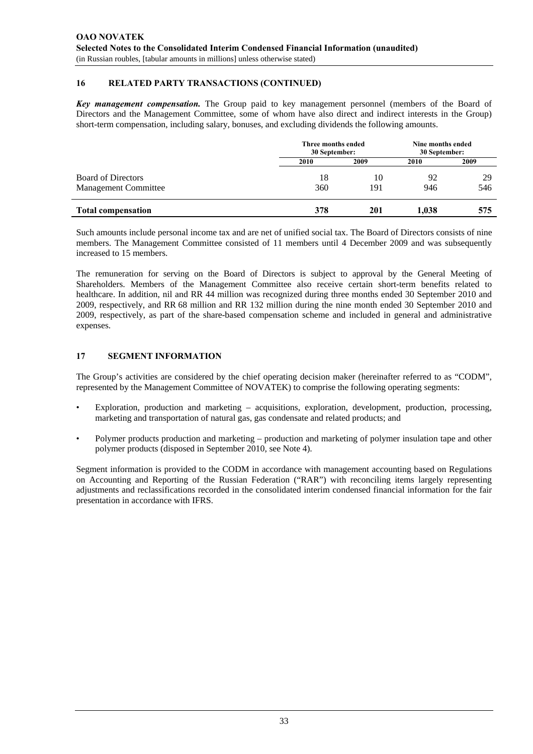## 16 RELATED PARTY TRANSACTIONS (CONTINUED)

***Key management compensation.*** The Group paid to key management personnel (members of the Board of Directors and the Management Committee, some of whom have also direct and indirect interests in the Group) short-term compensation, including salary, bonuses, and excluding dividends the following amounts.

| | Three months ended 30 September: | | Nine months ended 30 September: | |
|---|---|---|---|---|
| | 2010 | 2009 | 2010 | 2009 |
| Board of Directors | 18 | 10 | 92 | 29 |
| Management Committee | 360 | 191 | 946 | 546 |
| **Total compensation** | **378** | **201** | **1,038** | **575** |

Such amounts include personal income tax and are net of unified social tax. The Board of Directors consists of nine members. The Management Committee consisted of 11 members until 4 December 2009 and was subsequently increased to 15 members.

The remuneration for serving on the Board of Directors is subject to approval by the General Meeting of Shareholders. Members of the Management Committee also receive certain short-term benefits related to healthcare. In addition, nil and RR 44 million was recognized during three months ended 30 September 2010 and 2009, respectively, and RR 68 million and RR 132 million during the nine month ended 30 September 2010 and 2009, respectively, as part of the share-based compensation scheme and included in general and administrative expenses.

## 17 SEGMENT INFORMATION

The Group's activities are considered by the chief operating decision maker (hereinafter referred to as "CODM", represented by the Management Committee of NOVATEK) to comprise the following operating segments:

- Exploration, production and marketing – acquisitions, exploration, development, production, processing, marketing and transportation of natural gas, gas condensate and related products; and
- Polymer products production and marketing – production and marketing of polymer insulation tape and other polymer products (disposed in September 2010, see Note 4).

Segment information is provided to the CODM in accordance with management accounting based on Regulations on Accounting and Reporting of the Russian Federation ("RAR") with reconciling items largely representing adjustments and reclassifications recorded in the consolidated interim condensed financial information for the fair presentation in accordance with IFRS.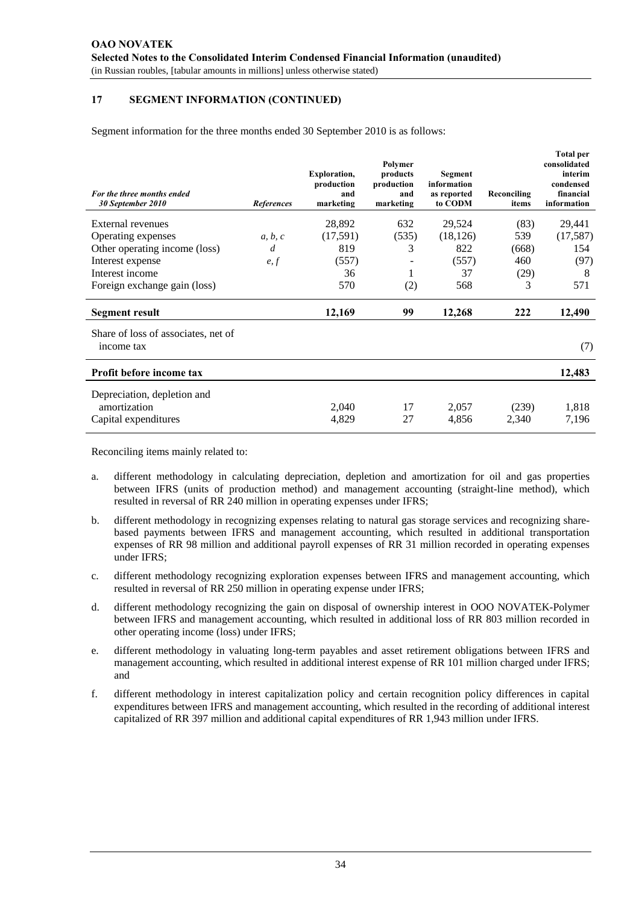## 17 SEGMENT INFORMATION (CONTINUED)

Segment information for the three months ended 30 September 2010 is as follows:

| *For the three months ended 30 September 2010* | *References* | Exploration, production and marketing | Polymer products production and marketing | Segment information as reported to CODM | Reconciling items | Total per consolidated interim condensed financial information |
|---|---|---|---|---|---|---|
| External revenues | | 28,892 | 632 | 29,524 | (83) | 29,441 |
| Operating expenses | *a, b, c* | (17,591) | (535) | (18,126) | 539 | (17,587) |
| Other operating income (loss) | *d* | 819 | 3 | 822 | (668) | 154 |
| Interest expense | *e, f* | (557) | - | (557) | 460 | (97) |
| Interest income | | 36 | 1 | 37 | (29) | 8 |
| Foreign exchange gain (loss) | | 570 | (2) | 568 | 3 | 571 |
| **Segment result** | | **12,169** | **99** | **12,268** | **222** | **12,490** |
| Share of loss of associates, net of income tax | | | | | | (7) |
| **Profit before income tax** | | | | | | **12,483** |
| Depreciation, depletion and amortization | | 2,040 | 17 | 2,057 | (239) | 1,818 |
| Capital expenditures | | 4,829 | 27 | 4,856 | 2,340 | 7,196 |

Reconciling items mainly related to:

a. different methodology in calculating depreciation, depletion and amortization for oil and gas properties between IFRS (units of production method) and management accounting (straight-line method), which resulted in reversal of RR 240 million in operating expenses under IFRS;

b. different methodology in recognizing expenses relating to natural gas storage services and recognizing share-based payments between IFRS and management accounting, which resulted in additional transportation expenses of RR 98 million and additional payroll expenses of RR 31 million recorded in operating expenses under IFRS;

c. different methodology recognizing exploration expenses between IFRS and management accounting, which resulted in reversal of RR 250 million in operating expense under IFRS;

d. different methodology recognizing the gain on disposal of ownership interest in OOO NOVATEK-Polymer between IFRS and management accounting, which resulted in additional loss of RR 803 million recorded in other operating income (loss) under IFRS;

e. different methodology in valuating long-term payables and asset retirement obligations between IFRS and management accounting, which resulted in additional interest expense of RR 101 million charged under IFRS; and

f. different methodology in interest capitalization policy and certain recognition policy differences in capital expenditures between IFRS and management accounting, which resulted in the recording of additional interest capitalized of RR 397 million and additional capital expenditures of RR 1,943 million under IFRS.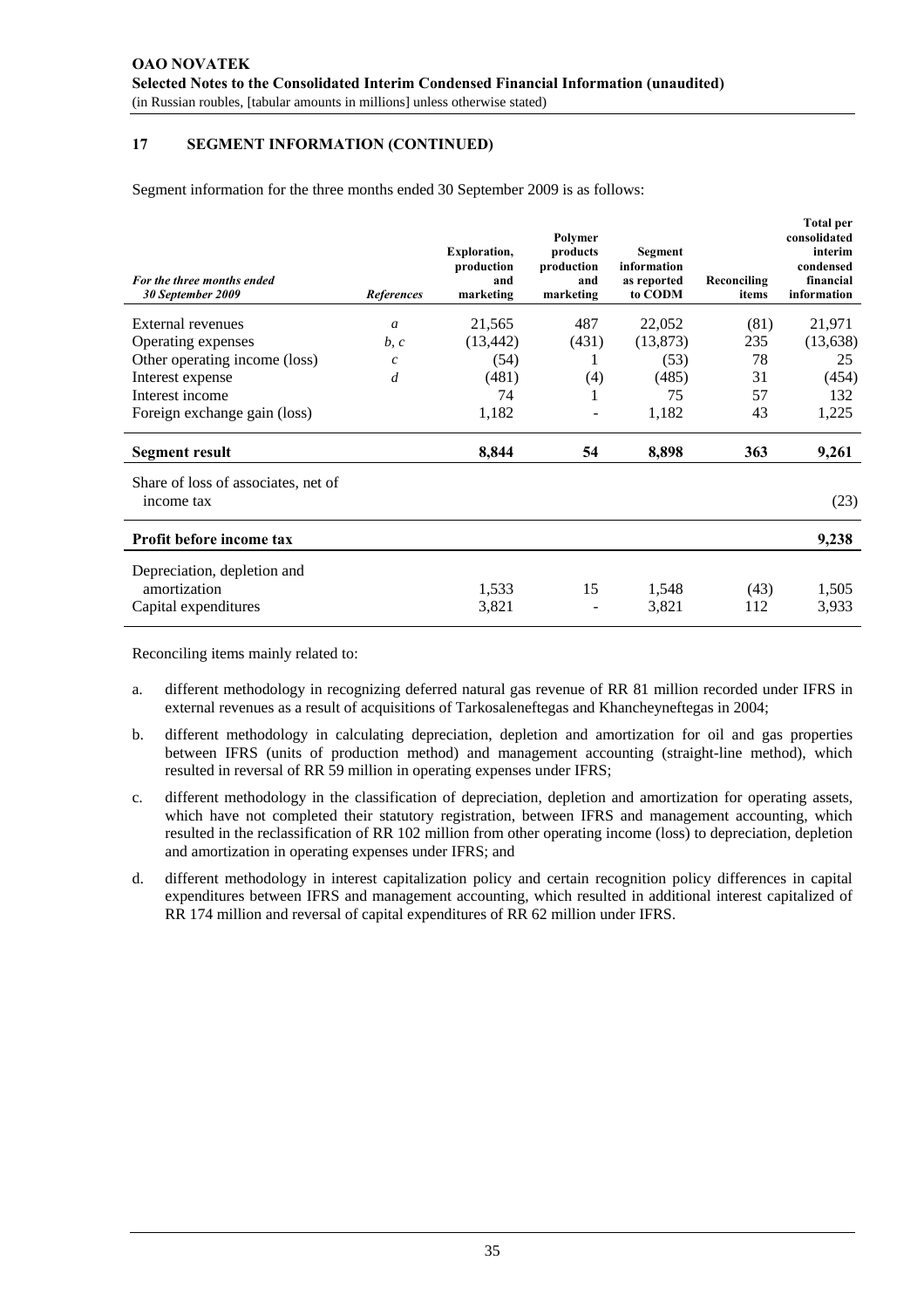**OAO NOVATEK**
**Selected Notes to the Consolidated Interim Condensed Financial Information (unaudited)**
(in Russian roubles, [tabular amounts in millions] unless otherwise stated)

## 17 SEGMENT INFORMATION (CONTINUED)

Segment information for the three months ended 30 September 2009 is as follows:

| *For the three months ended 30 September 2009* | *References* | Exploration, production and marketing | Polymer products production and marketing | Segment information as reported to CODM | Reconciling items | Total per consolidated interim condensed financial information |
|---|---|---|---|---|---|---|
| External revenues | *a* | 21,565 | 487 | 22,052 | (81) | 21,971 |
| Operating expenses | *b, c* | (13,442) | (431) | (13,873) | 235 | (13,638) |
| Other operating income (loss) | *c* | (54) | 1 | (53) | 78 | 25 |
| Interest expense | *d* | (481) | (4) | (485) | 31 | (454) |
| Interest income | | 74 | 1 | 75 | 57 | 132 |
| Foreign exchange gain (loss) | | 1,182 | - | 1,182 | 43 | 1,225 |
| **Segment result** | | **8,844** | **54** | **8,898** | **363** | **9,261** |
| Share of loss of associates, net of income tax | | | | | | (23) |
| **Profit before income tax** | | | | | | **9,238** |
| Depreciation, depletion and amortization | | 1,533 | 15 | 1,548 | (43) | 1,505 |
| Capital expenditures | | 3,821 | - | 3,821 | 112 | 3,933 |

Reconciling items mainly related to:

a. different methodology in recognizing deferred natural gas revenue of RR 81 million recorded under IFRS in external revenues as a result of acquisitions of Tarkosaleneftegas and Khancheyneftegas in 2004;

b. different methodology in calculating depreciation, depletion and amortization for oil and gas properties between IFRS (units of production method) and management accounting (straight-line method), which resulted in reversal of RR 59 million in operating expenses under IFRS;

c. different methodology in the classification of depreciation, depletion and amortization for operating assets, which have not completed their statutory registration, between IFRS and management accounting, which resulted in the reclassification of RR 102 million from other operating income (loss) to depreciation, depletion and amortization in operating expenses under IFRS; and

d. different methodology in interest capitalization policy and certain recognition policy differences in capital expenditures between IFRS and management accounting, which resulted in additional interest capitalized of RR 174 million and reversal of capital expenditures of RR 62 million under IFRS.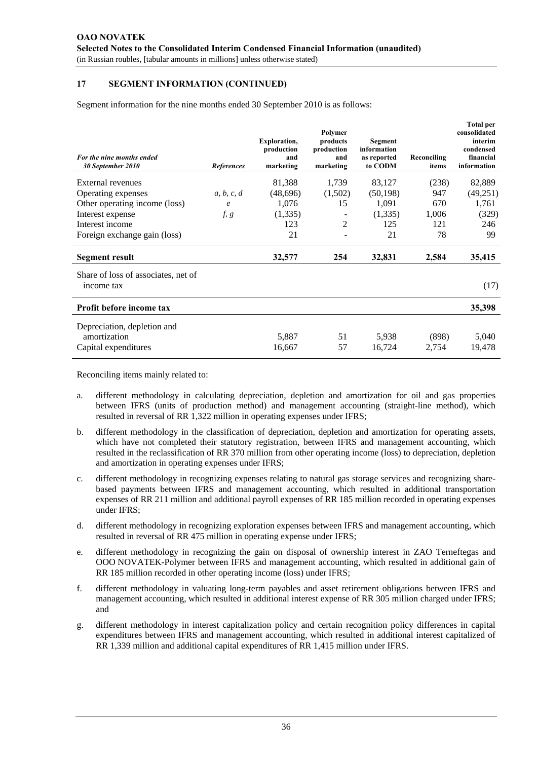## 17 SEGMENT INFORMATION (CONTINUED)

Segment information for the nine months ended 30 September 2010 is as follows:

| *For the nine months ended 30 September 2010* | *References* | Exploration, production and marketing | Polymer products production and marketing | Segment information as reported to CODM | Reconciling items | Total per consolidated interim condensed financial information |
|---|---|---|---|---|---|---|
| External revenues | | 81,388 | 1,739 | 83,127 | (238) | 82,889 |
| Operating expenses | *a, b, c, d* | (48,696) | (1,502) | (50,198) | 947 | (49,251) |
| Other operating income (loss) | *e* | 1,076 | 15 | 1,091 | 670 | 1,761 |
| Interest expense | *f, g* | (1,335) | - | (1,335) | 1,006 | (329) |
| Interest income | | 123 | 2 | 125 | 121 | 246 |
| Foreign exchange gain (loss) | | 21 | - | 21 | 78 | 99 |
| **Segment result** | | **32,577** | **254** | **32,831** | **2,584** | **35,415** |
| Share of loss of associates, net of income tax | | | | | | (17) |
| **Profit before income tax** | | | | | | **35,398** |
| Depreciation, depletion and amortization | | 5,887 | 51 | 5,938 | (898) | 5,040 |
| Capital expenditures | | 16,667 | 57 | 16,724 | 2,754 | 19,478 |

Reconciling items mainly related to:

a. different methodology in calculating depreciation, depletion and amortization for oil and gas properties between IFRS (units of production method) and management accounting (straight-line method), which resulted in reversal of RR 1,322 million in operating expenses under IFRS;

b. different methodology in the classification of depreciation, depletion and amortization for operating assets, which have not completed their statutory registration, between IFRS and management accounting, which resulted in the reclassification of RR 370 million from other operating income (loss) to depreciation, depletion and amortization in operating expenses under IFRS;

c. different methodology in recognizing expenses relating to natural gas storage services and recognizing share-based payments between IFRS and management accounting, which resulted in additional transportation expenses of RR 211 million and additional payroll expenses of RR 185 million recorded in operating expenses under IFRS;

d. different methodology in recognizing exploration expenses between IFRS and management accounting, which resulted in reversal of RR 475 million in operating expense under IFRS;

e. different methodology in recognizing the gain on disposal of ownership interest in ZAO Terneftegas and OOO NOVATEK-Polymer between IFRS and management accounting, which resulted in additional gain of RR 185 million recorded in other operating income (loss) under IFRS;

f. different methodology in valuating long-term payables and asset retirement obligations between IFRS and management accounting, which resulted in additional interest expense of RR 305 million charged under IFRS; and

g. different methodology in interest capitalization policy and certain recognition policy differences in capital expenditures between IFRS and management accounting, which resulted in additional interest capitalized of RR 1,339 million and additional capital expenditures of RR 1,415 million under IFRS.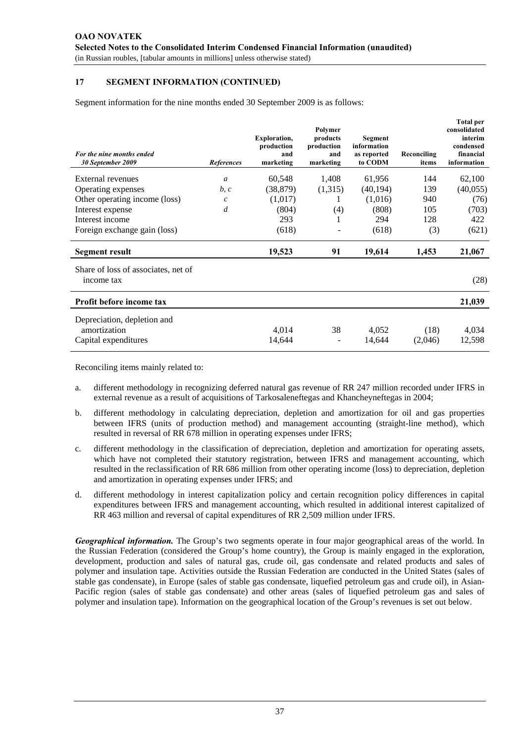**OAO NOVATEK**
**Selected Notes to the Consolidated Interim Condensed Financial Information (unaudited)**
(in Russian roubles, [tabular amounts in millions] unless otherwise stated)

## 17 SEGMENT INFORMATION (CONTINUED)

Segment information for the nine months ended 30 September 2009 is as follows:

| *For the nine months ended 30 September 2009* | *References* | Exploration, production and marketing | Polymer products production and marketing | Segment information as reported to CODM | Reconciling items | Total per consolidated interim condensed financial information |
|---|---|---|---|---|---|---|
| External revenues | *a* | 60,548 | 1,408 | 61,956 | 144 | 62,100 |
| Operating expenses | *b, c* | (38,879) | (1,315) | (40,194) | 139 | (40,055) |
| Other operating income (loss) | *c* | (1,017) | 1 | (1,016) | 940 | (76) |
| Interest expense | *d* | (804) | (4) | (808) | 105 | (703) |
| Interest income | | 293 | 1 | 294 | 128 | 422 |
| Foreign exchange gain (loss) | | (618) | - | (618) | (3) | (621) |
| **Segment result** | | **19,523** | **91** | **19,614** | **1,453** | **21,067** |
| Share of loss of associates, net of income tax | | | | | | (28) |
| **Profit before income tax** | | | | | | **21,039** |
| Depreciation, depletion and amortization | | 4,014 | 38 | 4,052 | (18) | 4,034 |
| Capital expenditures | | 14,644 | - | 14,644 | (2,046) | 12,598 |

Reconciling items mainly related to:

a. different methodology in recognizing deferred natural gas revenue of RR 247 million recorded under IFRS in external revenue as a result of acquisitions of Tarkosaleneftegas and Khancheyneftegas in 2004;

b. different methodology in calculating depreciation, depletion and amortization for oil and gas properties between IFRS (units of production method) and management accounting (straight-line method), which resulted in reversal of RR 678 million in operating expenses under IFRS;

c. different methodology in the classification of depreciation, depletion and amortization for operating assets, which have not completed their statutory registration, between IFRS and management accounting, which resulted in the reclassification of RR 686 million from other operating income (loss) to depreciation, depletion and amortization in operating expenses under IFRS; and

d. different methodology in interest capitalization policy and certain recognition policy differences in capital expenditures between IFRS and management accounting, which resulted in additional interest capitalized of RR 463 million and reversal of capital expenditures of RR 2,509 million under IFRS.

***Geographical information.*** The Group's two segments operate in four major geographical areas of the world. In the Russian Federation (considered the Group's home country), the Group is mainly engaged in the exploration, development, production and sales of natural gas, crude oil, gas condensate and related products and sales of polymer and insulation tape. Activities outside the Russian Federation are conducted in the United States (sales of stable gas condensate), in Europe (sales of stable gas condensate, liquefied petroleum gas and crude oil), in Asian-Pacific region (sales of stable gas condensate) and other areas (sales of liquefied petroleum gas and sales of polymer and insulation tape). Information on the geographical location of the Group's revenues is set out below.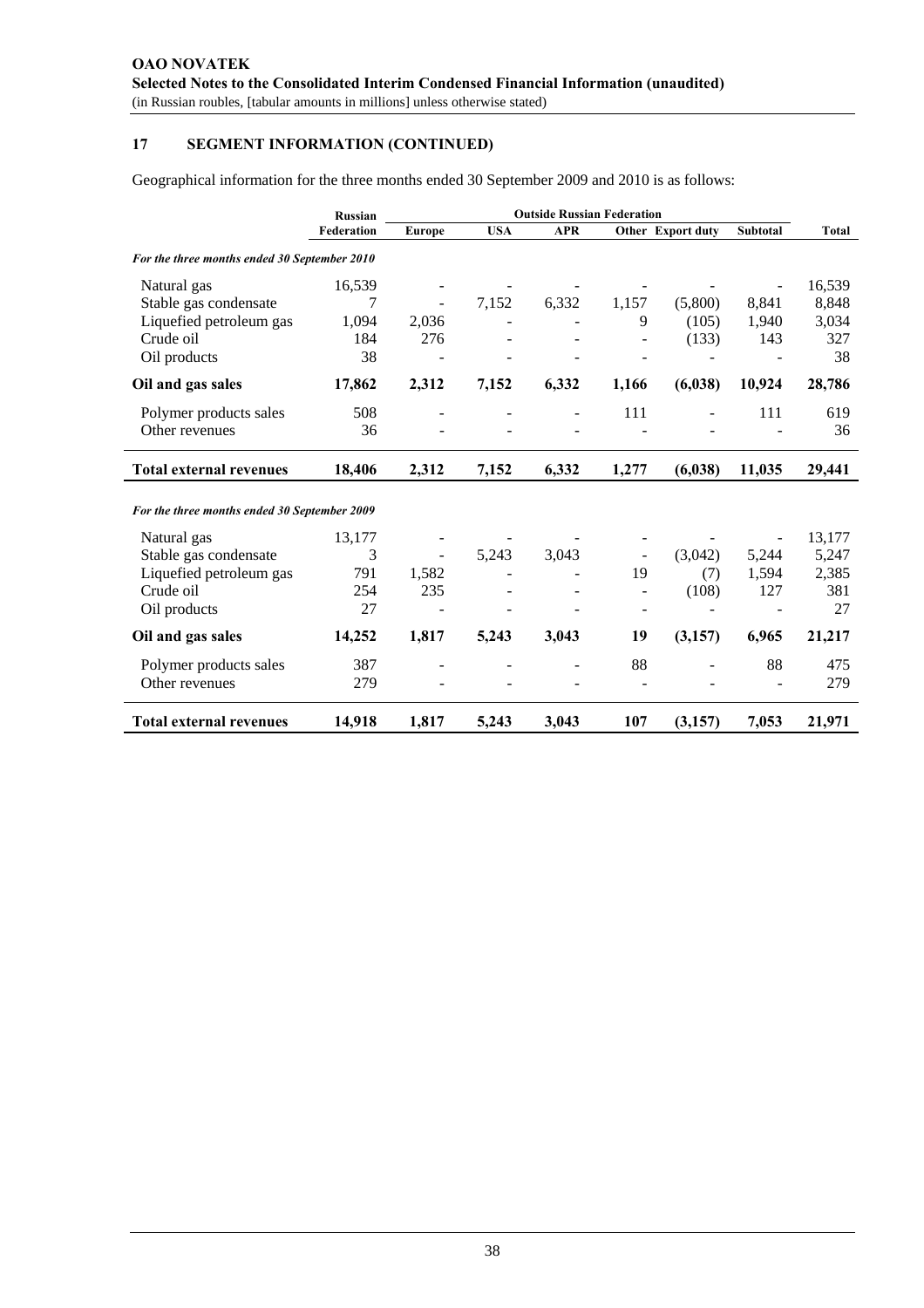## 17 SEGMENT INFORMATION (CONTINUED)

Geographical information for the three months ended 30 September 2009 and 2010 is as follows:

| | Russian Federation | Outside Russian Federation | | | | | | Total |
|---|---|---|---|---|---|---|---|---|
| | | Europe | USA | APR | Other | Export duty | Subtotal | |
| *For the three months ended 30 September 2010* | | | | | | | | |
| Natural gas | 16,539 | - | - | - | - | - | - | 16,539 |
| Stable gas condensate | 7 | - | 7,152 | 6,332 | 1,157 | (5,800) | 8,841 | 8,848 |
| Liquefied petroleum gas | 1,094 | 2,036 | - | - | 9 | (105) | 1,940 | 3,034 |
| Crude oil | 184 | 276 | - | - | - | (133) | 143 | 327 |
| Oil products | 38 | - | - | - | - | - | - | 38 |
| **Oil and gas sales** | **17,862** | **2,312** | **7,152** | **6,332** | **1,166** | **(6,038)** | **10,924** | **28,786** |
| Polymer products sales | 508 | - | - | - | 111 | - | 111 | 619 |
| Other revenues | 36 | - | - | - | - | - | - | 36 |
| **Total external revenues** | **18,406** | **2,312** | **7,152** | **6,332** | **1,277** | **(6,038)** | **11,035** | **29,441** |
| *For the three months ended 30 September 2009* | | | | | | | | |
| Natural gas | 13,177 | - | - | - | - | - | - | 13,177 |
| Stable gas condensate | 3 | - | 5,243 | 3,043 | - | (3,042) | 5,244 | 5,247 |
| Liquefied petroleum gas | 791 | 1,582 | - | - | 19 | (7) | 1,594 | 2,385 |
| Crude oil | 254 | 235 | - | - | - | (108) | 127 | 381 |
| Oil products | 27 | - | - | - | - | - | - | 27 |
| **Oil and gas sales** | **14,252** | **1,817** | **5,243** | **3,043** | **19** | **(3,157)** | **6,965** | **21,217** |
| Polymer products sales | 387 | - | - | - | 88 | - | 88 | 475 |
| Other revenues | 279 | - | - | - | - | - | - | 279 |
| **Total external revenues** | **14,918** | **1,817** | **5,243** | **3,043** | **107** | **(3,157)** | **7,053** | **21,971** |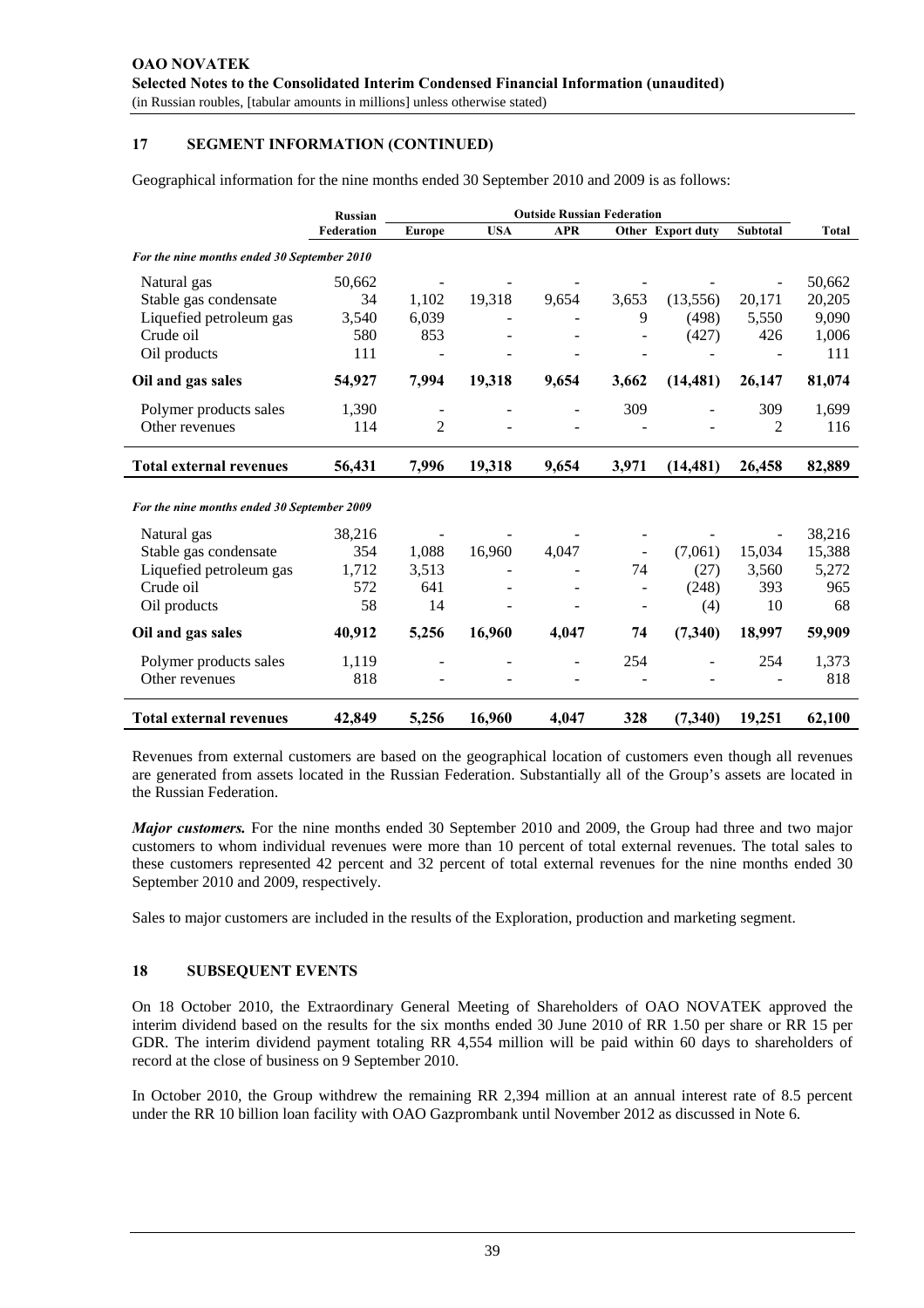## 17 SEGMENT INFORMATION (CONTINUED)

Geographical information for the nine months ended 30 September 2010 and 2009 is as follows:

| | Russian Federation | Outside Russian Federation | | | | | | |
|---|---|---|---|---|---|---|---|---|
| | | Europe | USA | APR | Other | Export duty | Subtotal | Total |
| *For the nine months ended 30 September 2010* | | | | | | | | |
| Natural gas | 50,662 | - | - | - | - | - | - | 50,662 |
| Stable gas condensate | 34 | 1,102 | 19,318 | 9,654 | 3,653 | (13,556) | 20,171 | 20,205 |
| Liquefied petroleum gas | 3,540 | 6,039 | - | - | 9 | (498) | 5,550 | 9,090 |
| Crude oil | 580 | 853 | - | - | - | (427) | 426 | 1,006 |
| Oil products | 111 | - | - | - | - | - | - | 111 |
| **Oil and gas sales** | **54,927** | **7,994** | **19,318** | **9,654** | **3,662** | **(14,481)** | **26,147** | **81,074** |
| Polymer products sales | 1,390 | - | - | - | 309 | - | 309 | 1,699 |
| Other revenues | 114 | 2 | - | - | - | - | 2 | 116 |
| **Total external revenues** | **56,431** | **7,996** | **19,318** | **9,654** | **3,971** | **(14,481)** | **26,458** | **82,889** |
| *For the nine months ended 30 September 2009* | | | | | | | | |
| Natural gas | 38,216 | - | - | - | - | - | - | 38,216 |
| Stable gas condensate | 354 | 1,088 | 16,960 | 4,047 | - | (7,061) | 15,034 | 15,388 |
| Liquefied petroleum gas | 1,712 | 3,513 | - | - | 74 | (27) | 3,560 | 5,272 |
| Crude oil | 572 | 641 | - | - | - | (248) | 393 | 965 |
| Oil products | 58 | 14 | - | - | - | (4) | 10 | 68 |
| **Oil and gas sales** | **40,912** | **5,256** | **16,960** | **4,047** | **74** | **(7,340)** | **18,997** | **59,909** |
| Polymer products sales | 1,119 | - | - | - | 254 | - | 254 | 1,373 |
| Other revenues | 818 | - | - | - | - | - | - | 818 |
| **Total external revenues** | **42,849** | **5,256** | **16,960** | **4,047** | **328** | **(7,340)** | **19,251** | **62,100** |

Revenues from external customers are based on the geographical location of customers even though all revenues are generated from assets located in the Russian Federation. Substantially all of the Group's assets are located in the Russian Federation.

***Major customers.*** For the nine months ended 30 September 2010 and 2009, the Group had three and two major customers to whom individual revenues were more than 10 percent of total external revenues. The total sales to these customers represented 42 percent and 32 percent of total external revenues for the nine months ended 30 September 2010 and 2009, respectively.

Sales to major customers are included in the results of the Exploration, production and marketing segment.

## 18 SUBSEQUENT EVENTS

On 18 October 2010, the Extraordinary General Meeting of Shareholders of OAO NOVATEK approved the interim dividend based on the results for the six months ended 30 June 2010 of RR 1.50 per share or RR 15 per GDR. The interim dividend payment totaling RR 4,554 million will be paid within 60 days to shareholders of record at the close of business on 9 September 2010.

In October 2010, the Group withdrew the remaining RR 2,394 million at an annual interest rate of 8.5 percent under the RR 10 billion loan facility with OAO Gazprombank until November 2012 as discussed in Note 6.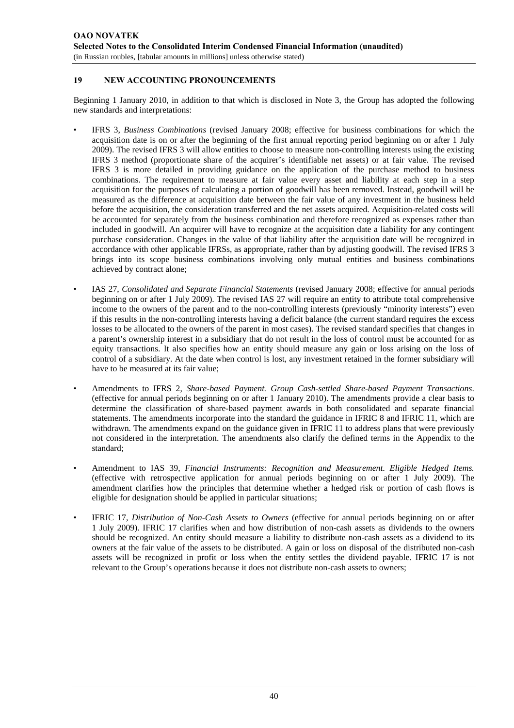## 19 NEW ACCOUNTING PRONOUNCEMENTS

Beginning 1 January 2010, in addition to that which is disclosed in Note 3, the Group has adopted the following new standards and interpretations:

- IFRS 3, *Business Combinations* (revised January 2008; effective for business combinations for which the acquisition date is on or after the beginning of the first annual reporting period beginning on or after 1 July 2009). The revised IFRS 3 will allow entities to choose to measure non-controlling interests using the existing IFRS 3 method (proportionate share of the acquirer's identifiable net assets) or at fair value. The revised IFRS 3 is more detailed in providing guidance on the application of the purchase method to business combinations. The requirement to measure at fair value every asset and liability at each step in a step acquisition for the purposes of calculating a portion of goodwill has been removed. Instead, goodwill will be measured as the difference at acquisition date between the fair value of any investment in the business held before the acquisition, the consideration transferred and the net assets acquired. Acquisition-related costs will be accounted for separately from the business combination and therefore recognized as expenses rather than included in goodwill. An acquirer will have to recognize at the acquisition date a liability for any contingent purchase consideration. Changes in the value of that liability after the acquisition date will be recognized in accordance with other applicable IFRSs, as appropriate, rather than by adjusting goodwill. The revised IFRS 3 brings into its scope business combinations involving only mutual entities and business combinations achieved by contract alone;

- IAS 27, *Consolidated and Separate Financial Statements* (revised January 2008; effective for annual periods beginning on or after 1 July 2009). The revised IAS 27 will require an entity to attribute total comprehensive income to the owners of the parent and to the non-controlling interests (previously "minority interests") even if this results in the non-controlling interests having a deficit balance (the current standard requires the excess losses to be allocated to the owners of the parent in most cases). The revised standard specifies that changes in a parent's ownership interest in a subsidiary that do not result in the loss of control must be accounted for as equity transactions. It also specifies how an entity should measure any gain or loss arising on the loss of control of a subsidiary. At the date when control is lost, any investment retained in the former subsidiary will have to be measured at its fair value;

- Amendments to IFRS 2, *Share-based Payment. Group Cash-settled Share-based Payment Transactions*. (effective for annual periods beginning on or after 1 January 2010). The amendments provide a clear basis to determine the classification of share-based payment awards in both consolidated and separate financial statements. The amendments incorporate into the standard the guidance in IFRIC 8 and IFRIC 11, which are withdrawn. The amendments expand on the guidance given in IFRIC 11 to address plans that were previously not considered in the interpretation. The amendments also clarify the defined terms in the Appendix to the standard;

- Amendment to IAS 39, *Financial Instruments: Recognition and Measurement. Eligible Hedged Items.* (effective with retrospective application for annual periods beginning on or after 1 July 2009). The amendment clarifies how the principles that determine whether a hedged risk or portion of cash flows is eligible for designation should be applied in particular situations;

- IFRIC 17, *Distribution of Non-Cash Assets to Owners* (effective for annual periods beginning on or after 1 July 2009). IFRIC 17 clarifies when and how distribution of non-cash assets as dividends to the owners should be recognized. An entity should measure a liability to distribute non-cash assets as a dividend to its owners at the fair value of the assets to be distributed. A gain or loss on disposal of the distributed non-cash assets will be recognized in profit or loss when the entity settles the dividend payable. IFRIC 17 is not relevant to the Group's operations because it does not distribute non-cash assets to owners;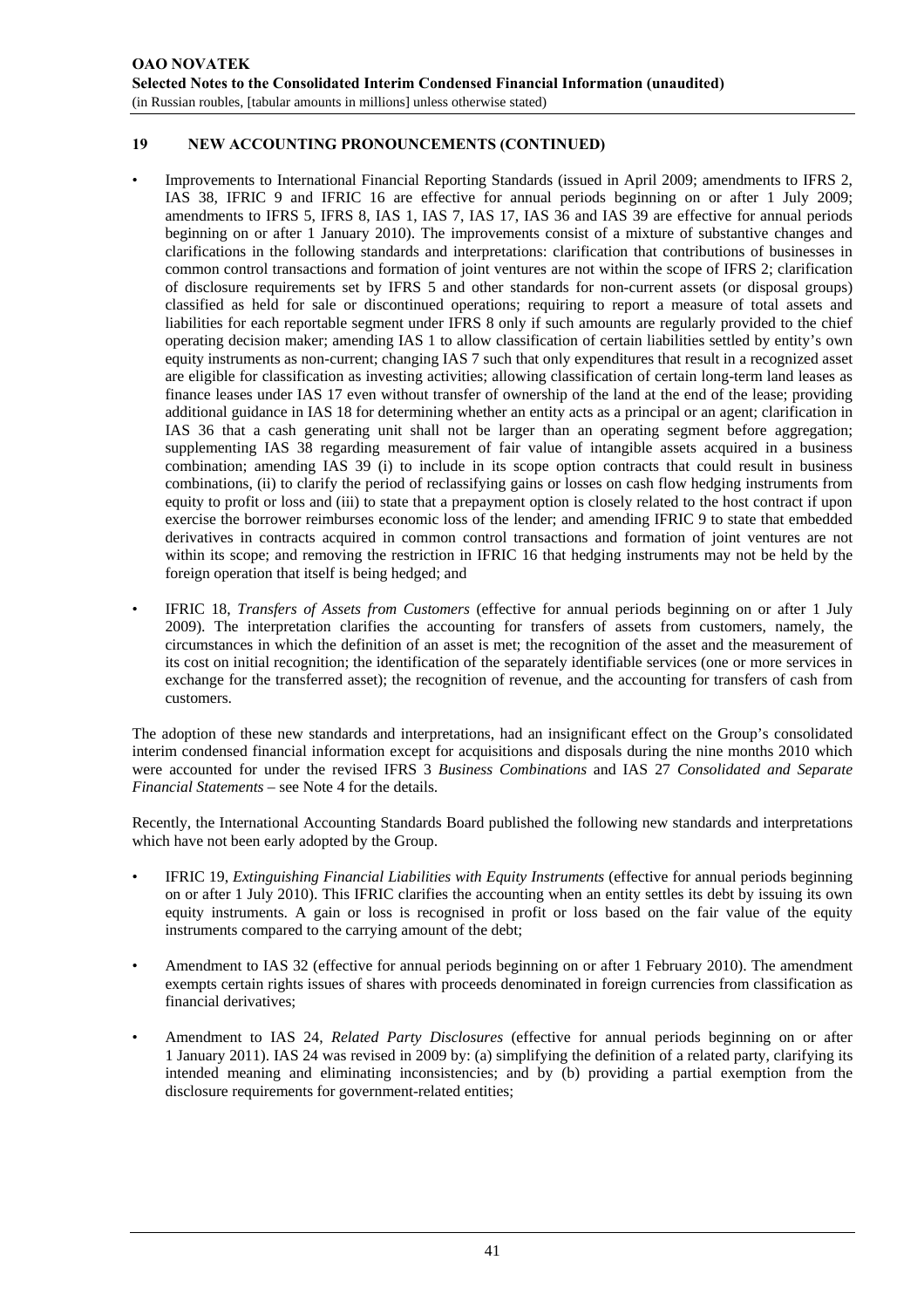## 19 NEW ACCOUNTING PRONOUNCEMENTS (CONTINUED)

- Improvements to International Financial Reporting Standards (issued in April 2009; amendments to IFRS 2, IAS 38, IFRIC 9 and IFRIC 16 are effective for annual periods beginning on or after 1 July 2009; amendments to IFRS 5, IFRS 8, IAS 1, IAS 7, IAS 17, IAS 36 and IAS 39 are effective for annual periods beginning on or after 1 January 2010). The improvements consist of a mixture of substantive changes and clarifications in the following standards and interpretations: clarification that contributions of businesses in common control transactions and formation of joint ventures are not within the scope of IFRS 2; clarification of disclosure requirements set by IFRS 5 and other standards for non-current assets (or disposal groups) classified as held for sale or discontinued operations; requiring to report a measure of total assets and liabilities for each reportable segment under IFRS 8 only if such amounts are regularly provided to the chief operating decision maker; amending IAS 1 to allow classification of certain liabilities settled by entity's own equity instruments as non-current; changing IAS 7 such that only expenditures that result in a recognized asset are eligible for classification as investing activities; allowing classification of certain long-term land leases as finance leases under IAS 17 even without transfer of ownership of the land at the end of the lease; providing additional guidance in IAS 18 for determining whether an entity acts as a principal or an agent; clarification in IAS 36 that a cash generating unit shall not be larger than an operating segment before aggregation; supplementing IAS 38 regarding measurement of fair value of intangible assets acquired in a business combination; amending IAS 39 (i) to include in its scope option contracts that could result in business combinations, (ii) to clarify the period of reclassifying gains or losses on cash flow hedging instruments from equity to profit or loss and (iii) to state that a prepayment option is closely related to the host contract if upon exercise the borrower reimburses economic loss of the lender; and amending IFRIC 9 to state that embedded derivatives in contracts acquired in common control transactions and formation of joint ventures are not within its scope; and removing the restriction in IFRIC 16 that hedging instruments may not be held by the foreign operation that itself is being hedged; and

- IFRIC 18, *Transfers of Assets from Customers* (effective for annual periods beginning on or after 1 July 2009). The interpretation clarifies the accounting for transfers of assets from customers, namely, the circumstances in which the definition of an asset is met; the recognition of the asset and the measurement of its cost on initial recognition; the identification of the separately identifiable services (one or more services in exchange for the transferred asset); the recognition of revenue, and the accounting for transfers of cash from customers.

The adoption of these new standards and interpretations, had an insignificant effect on the Group's consolidated interim condensed financial information except for acquisitions and disposals during the nine months 2010 which were accounted for under the revised IFRS 3 *Business Combinations* and IAS 27 *Consolidated and Separate Financial Statements* – see Note 4 for the details.

Recently, the International Accounting Standards Board published the following new standards and interpretations which have not been early adopted by the Group.

- IFRIC 19, *Extinguishing Financial Liabilities with Equity Instruments* (effective for annual periods beginning on or after 1 July 2010). This IFRIC clarifies the accounting when an entity settles its debt by issuing its own equity instruments. A gain or loss is recognised in profit or loss based on the fair value of the equity instruments compared to the carrying amount of the debt;

- Amendment to IAS 32 (effective for annual periods beginning on or after 1 February 2010). The amendment exempts certain rights issues of shares with proceeds denominated in foreign currencies from classification as financial derivatives;

- Amendment to IAS 24, *Related Party Disclosures* (effective for annual periods beginning on or after 1 January 2011). IAS 24 was revised in 2009 by: (a) simplifying the definition of a related party, clarifying its intended meaning and eliminating inconsistencies; and by (b) providing a partial exemption from the disclosure requirements for government-related entities;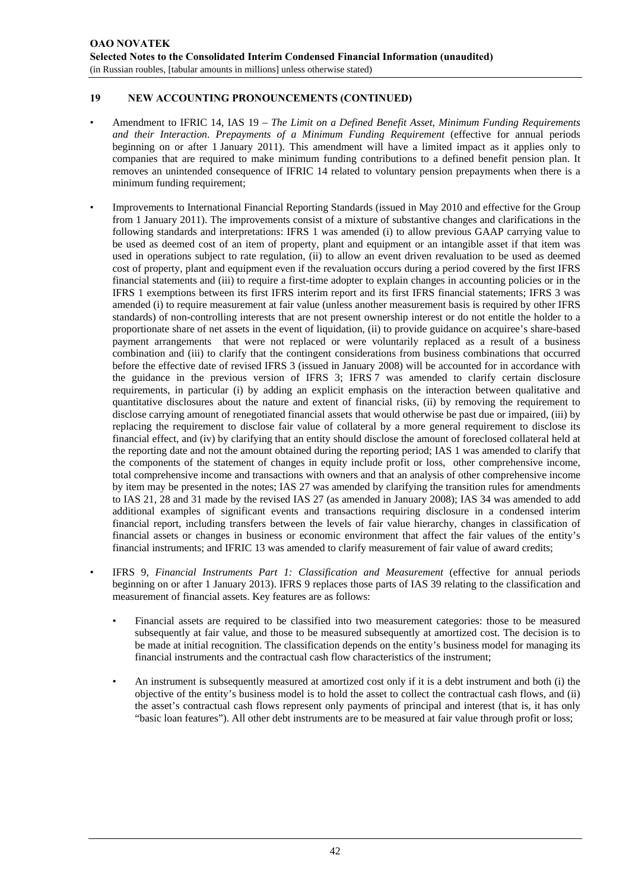## 19 NEW ACCOUNTING PRONOUNCEMENTS (CONTINUED)

- Amendment to IFRIC 14, IAS 19 – *The Limit on a Defined Benefit Asset, Minimum Funding Requirements and their Interaction*. *Prepayments of a Minimum Funding Requirement* (effective for annual periods beginning on or after 1 January 2011). This amendment will have a limited impact as it applies only to companies that are required to make minimum funding contributions to a defined benefit pension plan. It removes an unintended consequence of IFRIC 14 related to voluntary pension prepayments when there is a minimum funding requirement;

- Improvements to International Financial Reporting Standards (issued in May 2010 and effective for the Group from 1 January 2011). The improvements consist of a mixture of substantive changes and clarifications in the following standards and interpretations: IFRS 1 was amended (i) to allow previous GAAP carrying value to be used as deemed cost of an item of property, plant and equipment or an intangible asset if that item was used in operations subject to rate regulation, (ii) to allow an event driven revaluation to be used as deemed cost of property, plant and equipment even if the revaluation occurs during a period covered by the first IFRS financial statements and (iii) to require a first-time adopter to explain changes in accounting policies or in the IFRS 1 exemptions between its first IFRS interim report and its first IFRS financial statements; IFRS 3 was amended (i) to require measurement at fair value (unless another measurement basis is required by other IFRS standards) of non-controlling interests that are not present ownership interest or do not entitle the holder to a proportionate share of net assets in the event of liquidation, (ii) to provide guidance on acquiree's share-based payment arrangements that were not replaced or were voluntarily replaced as a result of a business combination and (iii) to clarify that the contingent considerations from business combinations that occurred before the effective date of revised IFRS 3 (issued in January 2008) will be accounted for in accordance with the guidance in the previous version of IFRS 3; IFRS 7 was amended to clarify certain disclosure requirements, in particular (i) by adding an explicit emphasis on the interaction between qualitative and quantitative disclosures about the nature and extent of financial risks, (ii) by removing the requirement to disclose carrying amount of renegotiated financial assets that would otherwise be past due or impaired, (iii) by replacing the requirement to disclose fair value of collateral by a more general requirement to disclose its financial effect, and (iv) by clarifying that an entity should disclose the amount of foreclosed collateral held at the reporting date and not the amount obtained during the reporting period; IAS 1 was amended to clarify that the components of the statement of changes in equity include profit or loss, other comprehensive income, total comprehensive income and transactions with owners and that an analysis of other comprehensive income by item may be presented in the notes; IAS 27 was amended by clarifying the transition rules for amendments to IAS 21, 28 and 31 made by the revised IAS 27 (as amended in January 2008); IAS 34 was amended to add additional examples of significant events and transactions requiring disclosure in a condensed interim financial report, including transfers between the levels of fair value hierarchy, changes in classification of financial assets or changes in business or economic environment that affect the fair values of the entity's financial instruments; and IFRIC 13 was amended to clarify measurement of fair value of award credits;

- IFRS 9, *Financial Instruments Part 1: Classification and Measurement* (effective for annual periods beginning on or after 1 January 2013). IFRS 9 replaces those parts of IAS 39 relating to the classification and measurement of financial assets. Key features are as follows:

  - Financial assets are required to be classified into two measurement categories: those to be measured subsequently at fair value, and those to be measured subsequently at amortized cost. The decision is to be made at initial recognition. The classification depends on the entity's business model for managing its financial instruments and the contractual cash flow characteristics of the instrument;

  - An instrument is subsequently measured at amortized cost only if it is a debt instrument and both (i) the objective of the entity's business model is to hold the asset to collect the contractual cash flows, and (ii) the asset's contractual cash flows represent only payments of principal and interest (that is, it has only "basic loan features"). All other debt instruments are to be measured at fair value through profit or loss;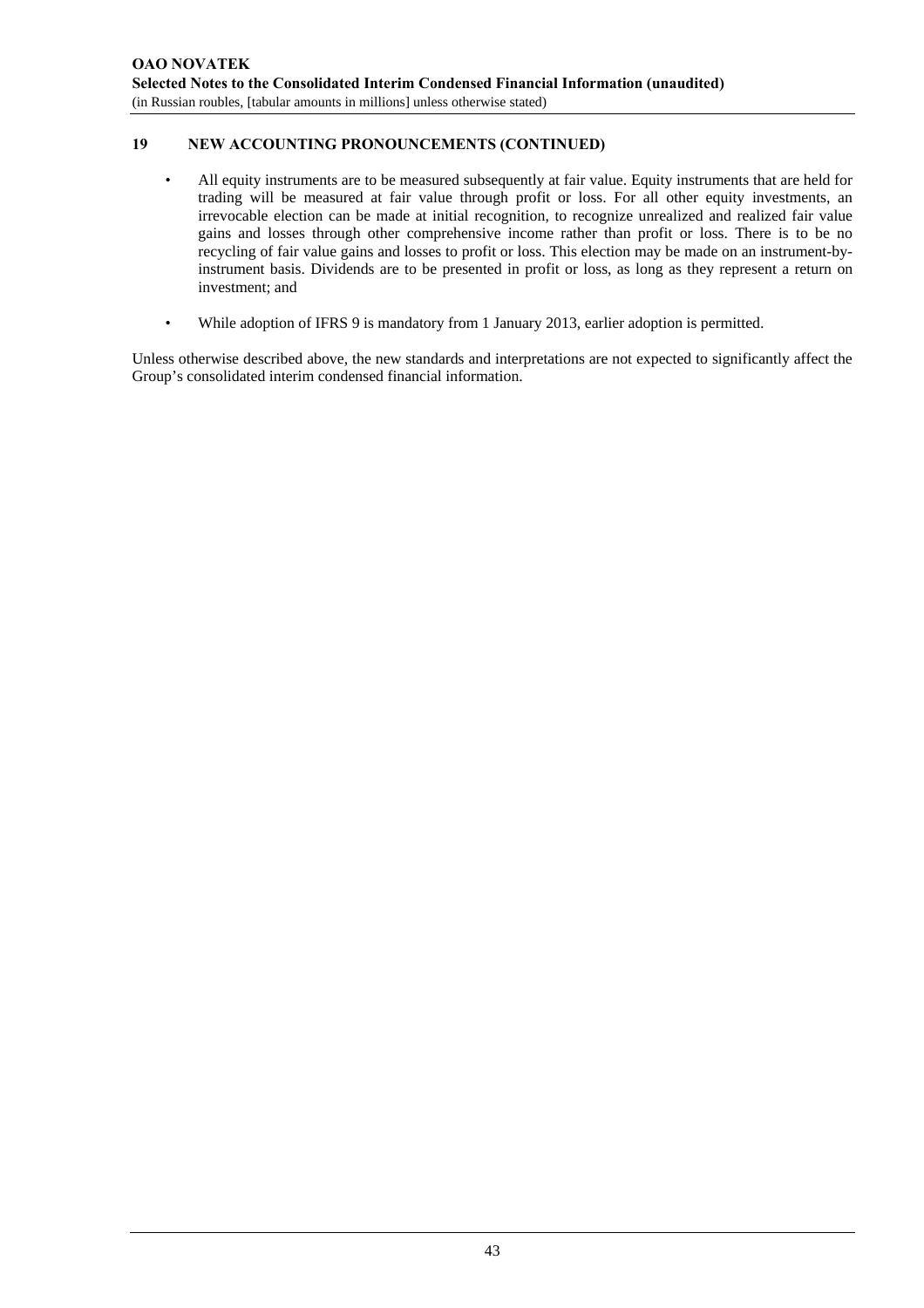## 19 NEW ACCOUNTING PRONOUNCEMENTS (CONTINUED)

- All equity instruments are to be measured subsequently at fair value. Equity instruments that are held for trading will be measured at fair value through profit or loss. For all other equity investments, an irrevocable election can be made at initial recognition, to recognize unrealized and realized fair value gains and losses through other comprehensive income rather than profit or loss. There is to be no recycling of fair value gains and losses to profit or loss. This election may be made on an instrument-by-instrument basis. Dividends are to be presented in profit or loss, as long as they represent a return on investment; and

- While adoption of IFRS 9 is mandatory from 1 January 2013, earlier adoption is permitted.

Unless otherwise described above, the new standards and interpretations are not expected to significantly affect the Group's consolidated interim condensed financial information.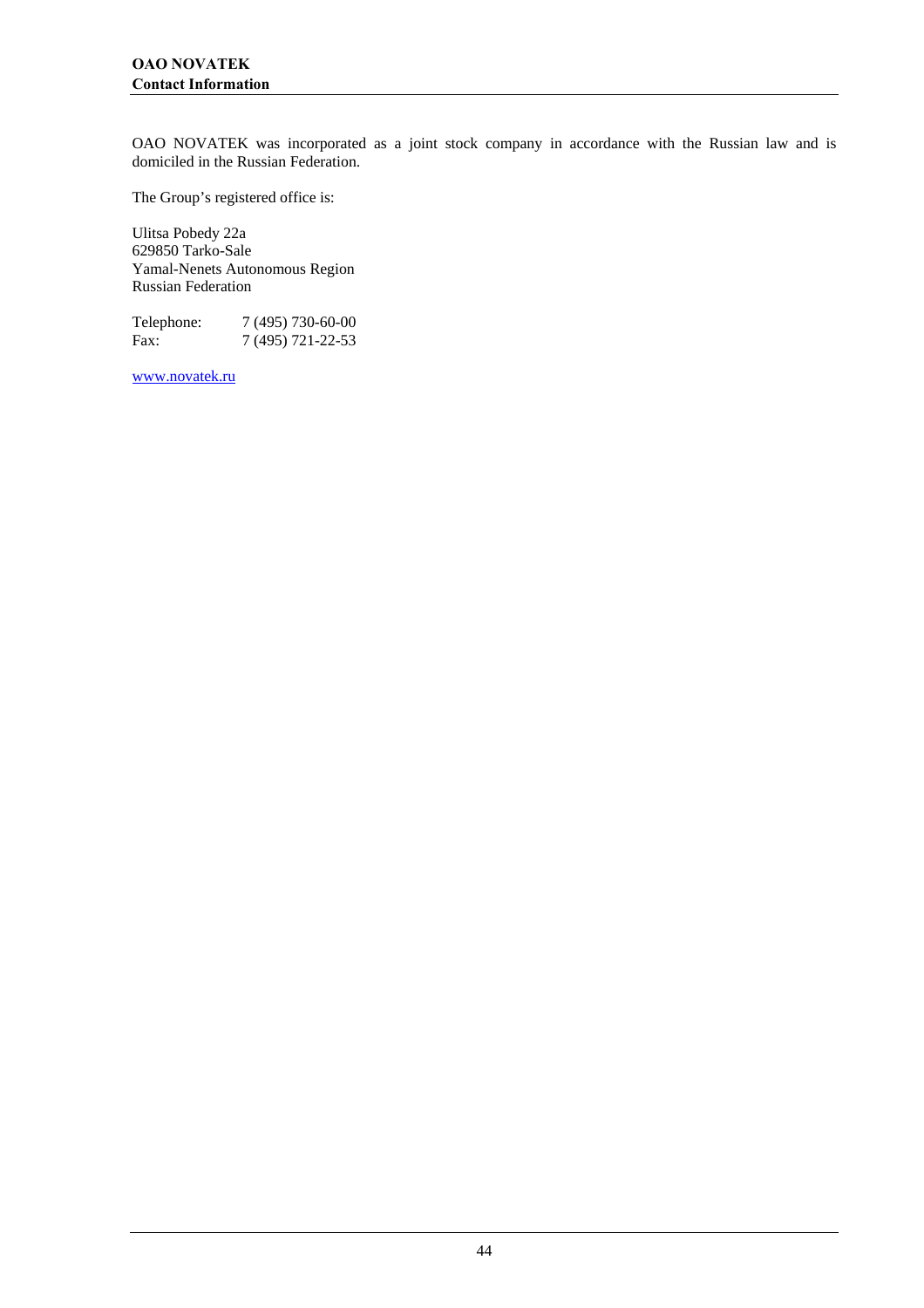# OAO NOVATEK

## Contact Information

OAO NOVATEK was incorporated as a joint stock company in accordance with the Russian law and is domiciled in the Russian Federation.

The Group's registered office is:

Ulitsa Pobedy 22a
629850 Tarko-Sale
Yamal-Nenets Autonomous Region
Russian Federation

| | |
|---|---|
| Telephone: | 7 (495) 730-60-00 |
| Fax: | 7 (495) 721-22-53 |

www.novatek.ru